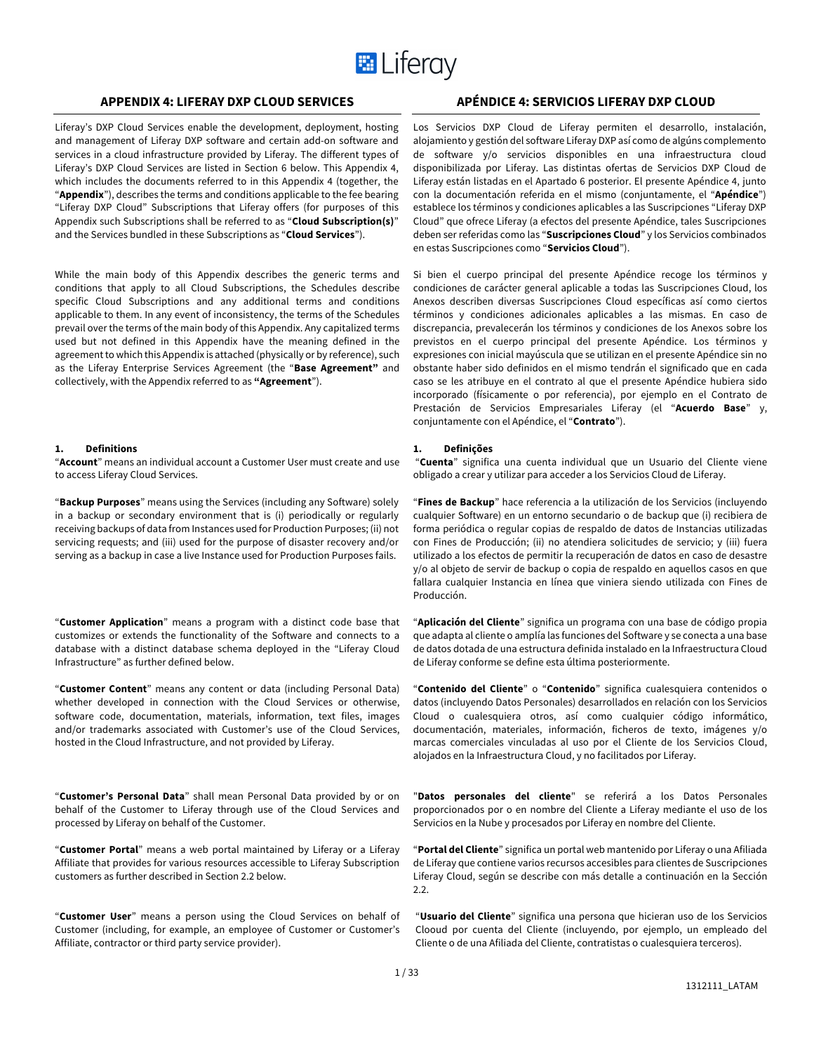## APPENDIX 4: LIFERAY DXP CLOUD SERVICES

Liferay's DXP Cloud Services enable the development, deployment, hosting and management of Liferay DXP software and certain add-on software and services in a cloud infrastructure provided by Liferay. The different types of Liferay's DXP Cloud Services are listed in Section 6 below. This Appendix 4, which includes the documents referred to in this Appendix 4 (together, the "**Appendix**"), describes the terms and conditions applicable to the fee bearing "Liferay DXP Cloud" Subscriptions that Liferay offers (for purposes of this Appendix such Subscriptions shall be referred to as "**Cloud Subscription(s)**" and the Services bundled in these Subscriptions as "**Cloud Services**").

While the main body of this Appendix describes the generic terms and conditions that apply to all Cloud Subscriptions, the Schedules describe specific Cloud Subscriptions and any additional terms and conditions applicable to them. In any event of inconsistency, the terms of the Schedules prevail over the terms of the main body of this Appendix. Any capitalized terms used but not defined in this Appendix have the meaning defined in the agreement to which this Appendix is attached (physically or by reference), such as the Liferay Enterprise Services Agreement (the "**Base Agreement"** and collectively, with the Appendix referred to as **"Agreement**").

**1. Definitions**

"**Account**" means an individual account a Customer User must create and use to access Liferay Cloud Services.

"**Backup Purposes**" means using the Services (including any Software) solely in a backup or secondary environment that is (i) periodically or regularly receiving backups of data from Instances used for Production Purposes; (ii) not servicing requests; and (iii) used for the purpose of disaster recovery and/or serving as a backup in case a live Instance used for Production Purposes fails.

"**Customer Application**" means a program with a distinct code base that customizes or extends the functionality of the Software and connects to a database with a distinct database schema deployed in the "Liferay Cloud Infrastructure" as further defined below.

"**Customer Content**" means any content or data (including Personal Data) whether developed in connection with the Cloud Services or otherwise, software code, documentation, materials, information, text files, images and/or trademarks associated with Customer's use of the Cloud Services, hosted in the Cloud Infrastructure, and not provided by Liferay.

"**Customer's Personal Data**" shall mean Personal Data provided by or on behalf of the Customer to Liferay through use of the Cloud Services and processed by Liferay on behalf of the Customer.

"**Customer Portal**" means a web portal maintained by Liferay or a Liferay Affiliate that provides for various resources accessible to Liferay Subscription customers as further described in Section 2.2 below.

"**Customer User**" means a person using the Cloud Services on behalf of Customer (including, for example, an employee of Customer or Customer's Affiliate, contractor or third party service provider).

## APÉNDICE 4: SERVICIOS LIFERAY DXP CLOUD

Los Servicios DXP Cloud de Liferay permiten el desarrollo, instalación, alojamiento y gestión del software Liferay DXP así como de algúns complemento de software y/o servicios disponibles en una infraestructura cloud disponibilizada por Liferay. Las distintas ofertas de Servicios DXP Cloud de Liferay están listadas en el Apartado 6 posterior. El presente Apéndice 4, junto con la documentación referida en el mismo (conjuntamente, el "**Apéndice**") establece los términos y condiciones aplicables a las Suscripciones "Liferay DXP Cloud" que ofrece Liferay (a efectos del presente Apéndice, tales Suscripciones deben ser referidas como las "**Suscripciones Cloud**" y los Servicios combinados en estas Suscripciones como "**Servicios Cloud**").

Si bien el cuerpo principal del presente Apéndice recoge los términos y condiciones de carácter general aplicable a todas las Suscripciones Cloud, los Anexos describen diversas Suscripciones Cloud específicas así como ciertos términos y condiciones adicionales aplicables a las mismas. En caso de discrepancia, prevalecerán los términos y condiciones de los Anexos sobre los previstos en el cuerpo principal del presente Apéndice. Los términos y expresiones con inicial mayúscula que se utilizan en el presente Apéndice sin no obstante haber sido definidos en el mismo tendrán el significado que en cada caso se les atribuye en el contrato al que el presente Apéndice hubiera sido incorporado (físicamente o por referencia), por ejemplo en el Contrato de Prestación de Servicios Empresariales Liferay (el "**Acuerdo Base**" y, conjuntamente con el Apéndice, el "**Contrato**").

**1. Definições**

"**Cuenta**" significa una cuenta individual que un Usuario del Cliente viene obligado a crear y utilizar para acceder a los Servicios Cloud de Liferay.

"**Fines de Backup**" hace referencia a la utilización de los Servicios (incluyendo cualquier Software) en un entorno secundario o de backup que (i) recibiera de forma periódica o regular copias de respaldo de datos de Instancias utilizadas con Fines de Producción; (ii) no atendiera solicitudes de servicio; y (iii) fuera utilizado a los efectos de permitir la recuperación de datos en caso de desastre y/o al objeto de servir de backup o copia de respaldo en aquellos casos en que fallara cualquier Instancia en línea que viniera siendo utilizada con Fines de Producción.

"**Aplicación del Cliente**" significa un programa con una base de código propia que adapta al cliente o amplía las funciones del Software y se conecta a una base de datos dotada de una estructura definida instalado en la Infraestructura Cloud de Liferay conforme se define esta última posteriormente.

"**Contenido del Cliente**" o "**Contenido**" significa cualesquiera contenidos o datos (incluyendo Datos Personales) desarrollados en relación con los Servicios Cloud o cualesquiera otros, así como cualquier código informático, documentación, materiales, información, ficheros de texto, imágenes y/o marcas comerciales vinculadas al uso por el Cliente de los Servicios Cloud, alojados en la Infraestructura Cloud, y no facilitados por Liferay.

"**Datos personales del cliente**" se referirá a los Datos Personales proporcionados por o en nombre del Cliente a Liferay mediante el uso de los Servicios en la Nube y procesados por Liferay en nombre del Cliente.

"**Portal del Cliente**" significa un portal web mantenido por Liferay o una Afiliada de Liferay que contiene varios recursos accesibles para clientes de Suscripciones Liferay Cloud, según se describe con más detalle a continuación en la Sección 2.2.

"**Usuario del Cliente**" significa una persona que hicieran uso de los Servicios Clooud por cuenta del Cliente (incluyendo, por ejemplo, un empleado del Cliente o de una Afiliada del Cliente, contratistas o cualesquiera terceros).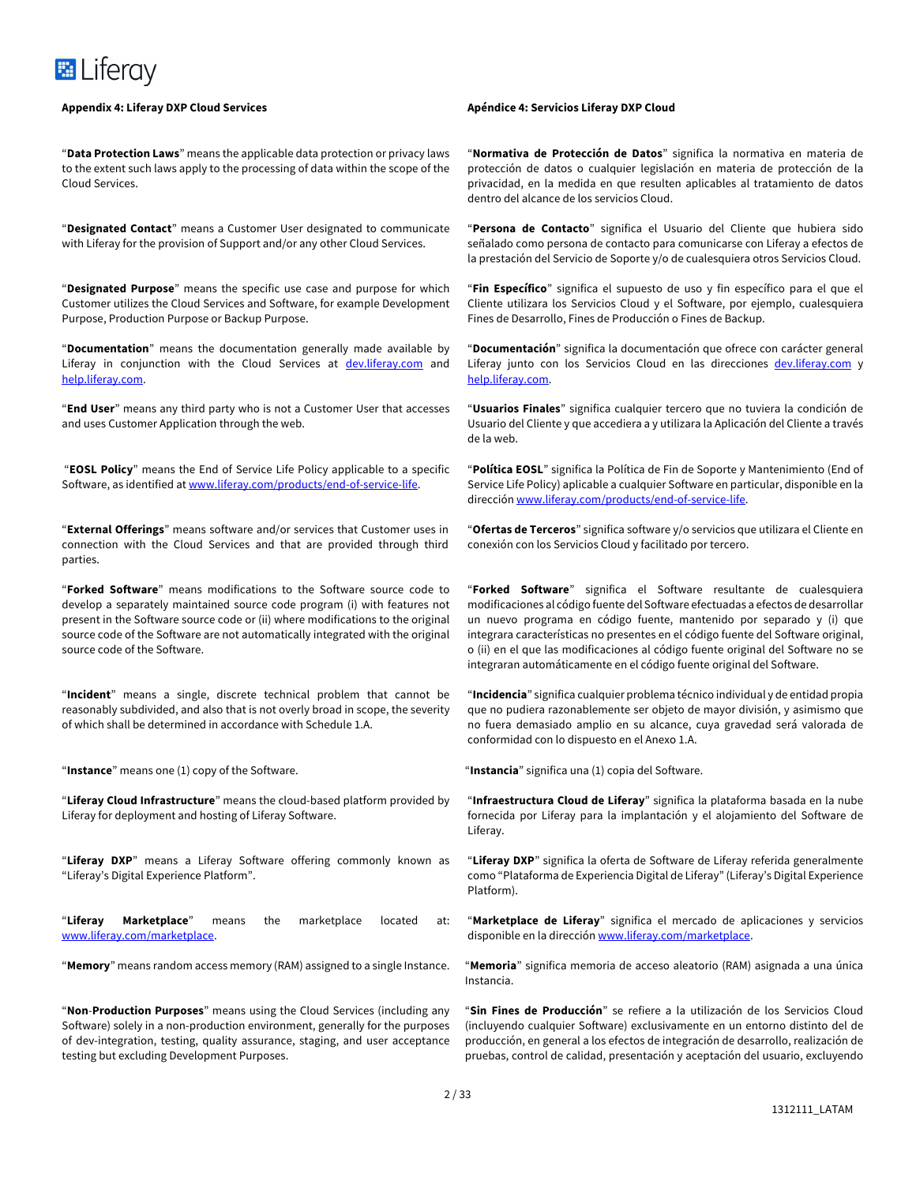**Appendix 4: Liferay DXP Cloud Services**

"**Data Protection Laws**" means the applicable data protection or privacy laws to the extent such laws apply to the processing of data within the scope of the Cloud Services.

"**Designated Contact**" means a Customer User designated to communicate with Liferay for the provision of Support and/or any other Cloud Services.

"**Designated Purpose**" means the specific use case and purpose for which Customer utilizes the Cloud Services and Software, for example Development Purpose, Production Purpose or Backup Purpose.

"**Documentation**" means the documentation generally made available by Liferay in conjunction with the Cloud Services at [dev.liferay.com](dev.liferay.com) and [help.liferay.com](help.liferay.com).

"**End User**" means any third party who is not a Customer User that accesses and uses Customer Application through the web.

"**EOSL Policy**" means the End of Service Life Policy applicable to a specific Software, as identified at [www.liferay.com/products/end-of-service-life](www.liferay.com/products/end-of-service-life).

"**External Offerings**" means software and/or services that Customer uses in connection with the Cloud Services and that are provided through third parties.

"**Forked Software**" means modifications to the Software source code to develop a separately maintained source code program (i) with features not present in the Software source code or (ii) where modifications to the original source code of the Software are not automatically integrated with the original source code of the Software.

"**Incident**" means a single, discrete technical problem that cannot be reasonably subdivided, and also that is not overly broad in scope, the severity of which shall be determined in accordance with Schedule 1.A.

"**Instance**" means one (1) copy of the Software.

"**Liferay Cloud Infrastructure**" means the cloud-based platform provided by Liferay for deployment and hosting of Liferay Software.

"**Liferay DXP**" means a Liferay Software offering commonly known as "Liferay's Digital Experience Platform".

"**Liferay Marketplace**" means the marketplace located at: [www.liferay.com/marketplace](www.liferay.com/marketplace).

"**Memory**" means random access memory (RAM) assigned to a single Instance.

"**Non-Production Purposes**" means using the Cloud Services (including any Software) solely in a non-production environment, generally for the purposes of dev-integration, testing, quality assurance, staging, and user acceptance testing but excluding Development Purposes.

**Apéndice 4: Servicios Liferay DXP Cloud**

"**Normativa de Protección de Datos**" significa la normativa en materia de protección de datos o cualquier legislación en materia de protección de la privacidad, en la medida en que resulten aplicables al tratamiento de datos dentro del alcance de los servicios Cloud.

"**Persona de Contacto**" significa el Usuario del Cliente que hubiera sido señalado como persona de contacto para comunicarse con Liferay a efectos de la prestación del Servicio de Soporte y/o de cualesquiera otros Servicios Cloud.

"**Fin Específico**" significa el supuesto de uso y fin específico para el que el Cliente utilizara los Servicios Cloud y el Software, por ejemplo, cualesquiera Fines de Desarrollo, Fines de Producción o Fines de Backup.

"**Documentación**" significa la documentación que ofrece con carácter general Liferay junto con los Servicios Cloud en las direcciones [dev.liferay.com](dev.liferay.com) y [help.liferay.com](help.liferay.com).

"**Usuarios Finales**" significa cualquier tercero que no tuviera la condición de Usuario del Cliente y que accediera a y utilizara la Aplicación del Cliente a través de la web.

"**Política EOSL**" significa la Política de Fin de Soporte y Mantenimiento (End of Service Life Policy) aplicable a cualquier Software en particular, disponible en la dirección [www.liferay.com/products/end-of-service-life](www.liferay.com/products/end-of-service-life).

"**Ofertas de Terceros**" significa software y/o servicios que utilizara el Cliente en conexión con los Servicios Cloud y facilitado por tercero.

"**Forked Software**" significa el Software resultante de cualesquiera modificaciones al código fuente del Software efectuadas a efectos de desarrollar un nuevo programa en código fuente, mantenido por separado y (i) que integrara características no presentes en el código fuente del Software original, o (ii) en el que las modificaciones al código fuente original del Software no se integraran automáticamente en el código fuente original del Software.

"**Incidencia**" significa cualquier problema técnico individual y de entidad propia que no pudiera razonablemente ser objeto de mayor división, y asimismo que no fuera demasiado amplio en su alcance, cuya gravedad será valorada de conformidad con lo dispuesto en el Anexo 1.A.

"**Instancia**" significa una (1) copia del Software.

"**Infraestructura Cloud de Liferay**" significa la plataforma basada en la nube fornecida por Liferay para la implantación y el alojamiento del Software de Liferay.

"**Liferay DXP**" significa la oferta de Software de Liferay referida generalmente como "Plataforma de Experiencia Digital de Liferay" (Liferay's Digital Experience Platform).

"**Marketplace de Liferay**" significa el mercado de aplicaciones y servicios disponible en la dirección [www.liferay.com/marketplace](www.liferay.com/marketplace).

"**Memoria**" significa memoria de acceso aleatorio (RAM) asignada a una única Instancia.

"**Sin Fines de Producción**" se refiere a la utilización de los Servicios Cloud (incluyendo cualquier Software) exclusivamente en un entorno distinto del de producción, en general a los efectos de integración de desarrollo, realización de pruebas, control de calidad, presentación y aceptación del usuario, excluyendo

1312111_LATAM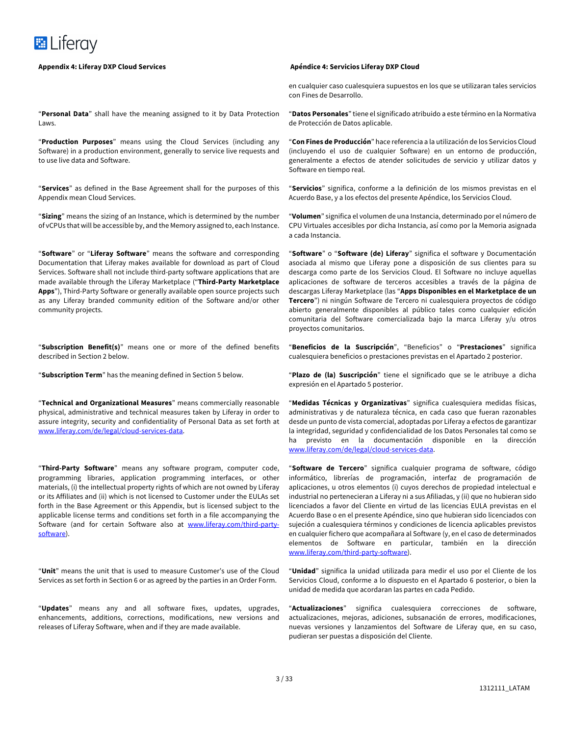**Appendix 4: Liferay DXP Cloud Services**

**Apéndice 4: Servicios Liferay DXP Cloud**

en cualquier caso cualesquiera supuestos en los que se utilizaran tales servicios con Fines de Desarrollo.

"**Personal Data**" shall have the meaning assigned to it by Data Protection Laws.

"**Datos Personales**" tiene el significado atribuido a este término en la Normativa de Protección de Datos aplicable.

"**Production Purposes**" means using the Cloud Services (including any Software) in a production environment, generally to service live requests and to use live data and Software.

"**Con Fines de Producción**" hace referencia a la utilización de los Servicios Cloud (incluyendo el uso de cualquier Software) en un entorno de producción, generalmente a efectos de atender solicitudes de servicio y utilizar datos y Software en tiempo real.

"**Services**" as defined in the Base Agreement shall for the purposes of this Appendix mean Cloud Services.

"**Servicios**" significa, conforme a la definición de los mismos previstas en el Acuerdo Base, y a los efectos del presente Apéndice, los Servicios Cloud.

"**Sizing**" means the sizing of an Instance, which is determined by the number of vCPUs that will be accessible by, and the Memory assigned to, each Instance.

"**Volumen**" significa el volumen de una Instancia, determinado por el número de CPU Virtuales accesibles por dicha Instancia, así como por la Memoria asignada a cada Instancia.

"**Software**" or "**Liferay Software**" means the software and corresponding Documentation that Liferay makes available for download as part of Cloud Services. Software shall not include third-party software applications that are made available through the Liferay Marketplace ("**Third-Party Marketplace Apps**"), Third-Party Software or generally available open source projects such as any Liferay branded community edition of the Software and/or other community projects.

"**Software**" o "**Software (de) Liferay**" significa el software y Documentación asociada al mismo que Liferay pone a disposición de sus clientes para su descarga como parte de los Servicios Cloud. El Software no incluye aquellas aplicaciones de software de terceros accesibles a través de la página de descargas Liferay Marketplace (las "**Apps Disponibles en el Marketplace de un Tercero**") ni ningún Software de Tercero ni cualesquiera proyectos de código abierto generalmente disponibles al público tales como cualquier edición comunitaria del Software comercializada bajo la marca Liferay y/u otros proyectos comunitarios.

"**Subscription Benefit(s)**" means one or more of the defined benefits described in Section 2 below.

"**Beneficios de la Suscripción**", "Beneficios" o "**Prestaciones**" significa cualesquiera beneficios o prestaciones previstas en el Apartado 2 posterior.

"**Subscription Term**" has the meaning defined in Section 5 below.

"**Plazo de (la) Suscripción**" tiene el significado que se le atribuye a dicha expresión en el Apartado 5 posterior.

"**Technical and Organizational Measures**" means commercially reasonable physical, administrative and technical measures taken by Liferay in order to assure integrity, security and confidentiality of Personal Data as set forth at www.liferay.com/de/legal/cloud-services-data.

"**Medidas Técnicas y Organizativas**" significa cualesquiera medidas físicas, administrativas y de naturaleza técnica, en cada caso que fueran razonables desde un punto de vista comercial, adoptadas por Liferay a efectos de garantizar la integridad, seguridad y confidencialidad de los Datos Personales tal como se ha previsto en la documentación disponible en la dirección www.liferay.com/de/legal/cloud-services-data.

"**Third-Party Software**" means any software program, computer code, programming libraries, application programming interfaces, or other materials, (i) the intellectual property rights of which are not owned by Liferay or its Affiliates and (ii) which is not licensed to Customer under the EULAs set forth in the Base Agreement or this Appendix, but is licensed subject to the applicable license terms and conditions set forth in a file accompanying the Software (and for certain Software also at www.liferay.com/third-party-software).

"**Software de Tercero**" significa cualquier programa de software, código informático, librerías de programación, interfaz de programación de aplicaciones, u otros elementos (i) cuyos derechos de propiedad intelectual e industrial no pertenecieran a Liferay ni a sus Afiliadas, y (ii) que no hubieran sido licenciados a favor del Cliente en virtud de las licencias EULA previstas en el Acuerdo Base o en el presente Apéndice, sino que hubieran sido licenciados con sujeción a cualesquiera términos y condiciones de licencia aplicables previstos en cualquier fichero que acompañara al Software (y, en el caso de determinados elementos de Software en particular, también en la dirección www.liferay.com/third-party-software).

"**Unit**" means the unit that is used to measure Customer's use of the Cloud Services as set forth in Section 6 or as agreed by the parties in an Order Form.

"**Unidad**" significa la unidad utilizada para medir el uso por el Cliente de los Servicios Cloud, conforme a lo dispuesto en el Apartado 6 posterior, o bien la unidad de medida que acordaran las partes en cada Pedido.

"**Updates**" means any and all software fixes, updates, upgrades, enhancements, additions, corrections, modifications, new versions and releases of Liferay Software, when and if they are made available.

"**Actualizaciones**" significa cualesquiera correcciones de software, actualizaciones, mejoras, adiciones, subsanación de errores, modificaciones, nuevas versiones y lanzamientos del Software de Liferay que, en su caso, pudieran ser puestas a disposición del Cliente.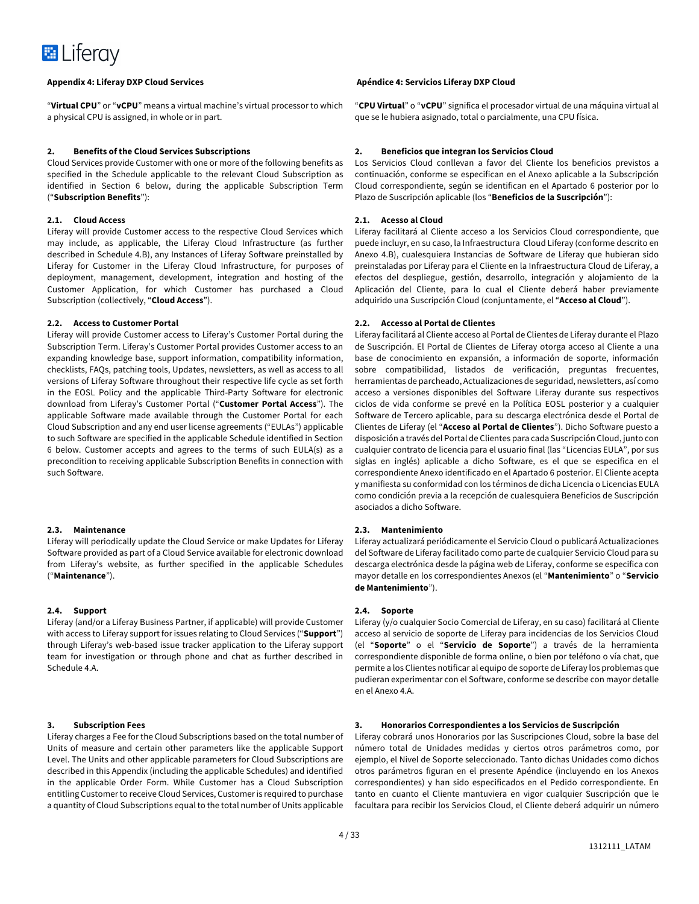**Appendix 4: Liferay DXP Cloud Services**

"**Virtual CPU**" or "**vCPU**" means a virtual machine's virtual processor to which a physical CPU is assigned, in whole or in part.

**2. Benefits of the Cloud Services Subscriptions**

Cloud Services provide Customer with one or more of the following benefits as specified in the Schedule applicable to the relevant Cloud Subscription as identified in Section 6 below, during the applicable Subscription Term ("**Subscription Benefits**"):

**2.1. Cloud Access**

Liferay will provide Customer access to the respective Cloud Services which may include, as applicable, the Liferay Cloud Infrastructure (as further described in Schedule 4.B), any Instances of Liferay Software preinstalled by Liferay for Customer in the Liferay Cloud Infrastructure, for purposes of deployment, management, development, integration and hosting of the Customer Application, for which Customer has purchased a Cloud Subscription (collectively, "**Cloud Access**").

**2.2. Access to Customer Portal**

Liferay will provide Customer access to Liferay's Customer Portal during the Subscription Term. Liferay's Customer Portal provides Customer access to an expanding knowledge base, support information, compatibility information, checklists, FAQs, patching tools, Updates, newsletters, as well as access to all versions of Liferay Software throughout their respective life cycle as set forth in the EOSL Policy and the applicable Third-Party Software for electronic download from Liferay's Customer Portal ("**Customer Portal Access**"). The applicable Software made available through the Customer Portal for each Cloud Subscription and any end user license agreements ("EULAs") applicable to such Software are specified in the applicable Schedule identified in Section 6 below. Customer accepts and agrees to the terms of such EULA(s) as a precondition to receiving applicable Subscription Benefits in connection with such Software.

**2.3. Maintenance**

Liferay will periodically update the Cloud Service or make Updates for Liferay Software provided as part of a Cloud Service available for electronic download from Liferay's website, as further specified in the applicable Schedules ("**Maintenance**").

**2.4. Support**

Liferay (and/or a Liferay Business Partner, if applicable) will provide Customer with access to Liferay support for issues relating to Cloud Services ("**Support**") through Liferay's web-based issue tracker application to the Liferay support team for investigation or through phone and chat as further described in Schedule 4.A.

**3. Subscription Fees**

Liferay charges a Fee for the Cloud Subscriptions based on the total number of Units of measure and certain other parameters like the applicable Support Level. The Units and other applicable parameters for Cloud Subscriptions are described in this Appendix (including the applicable Schedules) and identified in the applicable Order Form. While Customer has a Cloud Subscription entitling Customer to receive Cloud Services, Customer is required to purchase a quantity of Cloud Subscriptions equal to the total number of Units applicable

---

**Apéndice 4: Servicios Liferay DXP Cloud**

"**CPU Virtual**" o "**vCPU**" significa el procesador virtual de una máquina virtual al que se le hubiera asignado, total o parcialmente, una CPU física.

**2. Beneficios que integran los Servicios Cloud**

Los Servicios Cloud conllevan a favor del Cliente los beneficios previstos a continuación, conforme se especifican en el Anexo aplicable a la Subscripción Cloud correspondiente, según se identifican en el Apartado 6 posterior por lo Plazo de Suscripción aplicable (los "**Beneficios de la Suscripción**"):

**2.1. Acceso al Cloud**

Liferay facilitará al Cliente acceso a los Servicios Cloud correspondiente, que puede incluir, en su caso, la Infraestructura Cloud Liferay (conforme descrito en Anexo 4.B), cualesquiera Instancias de Software de Liferay que hubieran sido preinstaladas por Liferay para el Cliente en la Infraestructura Cloud de Liferay, a efectos del despliegue, gestión, desarrollo, integración y alojamiento de la Aplicación del Cliente, para lo cual el Cliente deberá haber previamente adquirido una Suscripción Cloud (conjuntamente, el "**Acceso al Cloud**").

**2.2. Accesso al Portal de Clientes**

Liferay facilitará al Cliente acceso al Portal de Clientes de Liferay durante el Plazo de Suscripción. El Portal de Clientes de Liferay otorga acceso al Cliente a una base de conocimiento en expansión, a información de soporte, información sobre compatibilidad, listados de verificación, preguntas frecuentes, herramientas de parcheado, Actualizaciones de seguridad, newsletters, así como acceso a versiones disponibles del Software Liferay durante sus respectivos ciclos de vida conforme se prevé en la Política EOSL posterior y a cualquier Software de Tercero aplicable, para su descarga electrónica desde el Portal de Clientes de Liferay (el "**Acceso al Portal de Clientes**"). Dicho Software puesto a disposición a través del Portal de Clientes para cada Suscripción Cloud, junto con cualquier contrato de licencia para el usuario final (las "Licencias EULA", por sus siglas en inglés) aplicable a dicho Software, es el que se especifica en el correspondiente Anexo identificado en el Apartado 6 posterior. El Cliente acepta y manifiesta su conformidad con los términos de dicha Licencia o Licencias EULA como condición previa a la recepción de cualesquiera Beneficios de Suscripción asociados a dicho Software.

**2.3. Mantenimiento**

Liferay actualizará periódicamente el Servicio Cloud o publicará Actualizaciones del Software de Liferay facilitado como parte de cualquier Servicio Cloud para su descarga electrónica desde la página web de Liferay, conforme se especifica con mayor detalle en los correspondientes Anexos (el "**Mantenimiento**" o "**Servicio de Mantenimiento**").

**2.4. Soporte**

Liferay (y/o cualquier Socio Comercial de Liferay, en su caso) facilitará al Cliente acceso al servicio de soporte de Liferay para incidencias de los Servicios Cloud (el "**Soporte**" o el "**Servicio de Soporte**") a través de la herramienta correspondiente disponible de forma online, o bien por teléfono o vía chat, que permite a los Clientes notificar al equipo de soporte de Liferay los problemas que pudieran experimentar con el Software, conforme se describe con mayor detalle en el Anexo 4.A.

**3. Honorarios Correspondientes a los Servicios de Suscripción**

Liferay cobrará unos Honorarios por las Suscripciones Cloud, sobre la base del número total de Unidades medidas y ciertos otros parámetros como, por ejemplo, el Nivel de Soporte seleccionado. Tanto dichas Unidades como dichos otros parámetros figuran en el presente Apéndice (incluyendo en los Anexos correspondientes) y han sido especificados en el Pedido correspondiente. En tanto en cuanto el Cliente mantuviera en vigor cualquier Suscripción que le facultara para recibir los Servicios Cloud, el Cliente deberá adquirir un número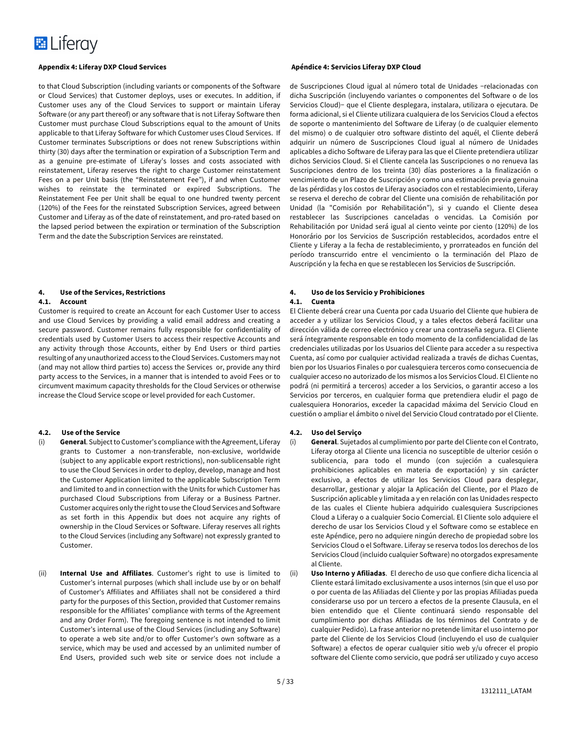**Appendix 4: Liferay DXP Cloud Services**

to that Cloud Subscription (including variants or components of the Software or Cloud Services) that Customer deploys, uses or executes. In addition, if Customer uses any of the Cloud Services to support or maintain Liferay Software (or any part thereof) or any software that is not Liferay Software then Customer must purchase Cloud Subscriptions equal to the amount of Units applicable to that Liferay Software for which Customer uses Cloud Services. If Customer terminates Subscriptions or does not renew Subscriptions within thirty (30) days after the termination or expiration of a Subscription Term and as a genuine pre-estimate of Liferay's losses and costs associated with reinstatement, Liferay reserves the right to charge Customer reinstatement Fees on a per Unit basis (the "Reinstatement Fee"), if and when Customer wishes to reinstate the terminated or expired Subscriptions. The Reinstatement Fee per Unit shall be equal to one hundred twenty percent (120%) of the Fees for the reinstated Subscription Services, agreed between Customer and Liferay as of the date of reinstatement, and pro-rated based on the lapsed period between the expiration or termination of the Subscription Term and the date the Subscription Services are reinstated.

**4. Use of the Services, Restrictions**

**4.1. Account**

Customer is required to create an Account for each Customer User to access and use Cloud Services by providing a valid email address and creating a secure password. Customer remains fully responsible for confidentiality of credentials used by Customer Users to access their respective Accounts and any activity through those Accounts, either by End Users or third parties resulting of any unauthorized access to the Cloud Services. Customers may not (and may not allow third parties to) access the Services or, provide any third party access to the Services, in a manner that is intended to avoid Fees or to circumvent maximum capacity thresholds for the Cloud Services or otherwise increase the Cloud Service scope or level provided for each Customer.

**4.2. Use of the Service**

(i) **General**. Subject to Customer's compliance with the Agreement, Liferay grants to Customer a non-transferable, non-exclusive, worldwide (subject to any applicable export restrictions), non-sublicensable right to use the Cloud Services in order to deploy, develop, manage and host the Customer Application limited to the applicable Subscription Term and limited to and in connection with the Units for which Customer has purchased Cloud Subscriptions from Liferay or a Business Partner. Customer acquires only the right to use the Cloud Services and Software as set forth in this Appendix but does not acquire any rights of ownership in the Cloud Services or Software. Liferay reserves all rights to the Cloud Services (including any Software) not expressly granted to Customer.

(ii) **Internal Use and Affiliates**. Customer's right to use is limited to Customer's internal purposes (which shall include use by or on behalf of Customer's Affiliates and Affiliates shall not be considered a third party for the purposes of this Section, provided that Customer remains responsible for the Affiliates' compliance with terms of the Agreement and any Order Form). The foregoing sentence is not intended to limit Customer's internal use of the Cloud Services (including any Software) to operate a web site and/or to offer Customer's own software as a service, which may be used and accessed by an unlimited number of End Users, provided such web site or service does not include a

**Apéndice 4: Servicios Liferay DXP Cloud**

de Suscripciones Cloud igual al número total de Unidades –relacionadas con dicha Suscripción (incluyendo variantes o componentes del Software o de los Servicios Cloud)– que el Cliente desplegara, instalara, utilizara o ejecutara. De forma adicional, si el Cliente utilizara cualquiera de los Servicios Cloud a efectos de soporte o mantenimiento del Software de Liferay (o de cualquier elemento del mismo) o de cualquier otro software distinto del aquél, el Cliente deberá adquirir un número de Suscripciones Cloud igual al número de Unidades aplicables a dicho Software de Liferay para las que el Cliente pretendiera utilizar dichos Servicios Cloud. Si el Cliente cancela las Suscripciones o no renueva las Suscripciones dentro de los treinta (30) días posteriores a la finalización o vencimiento de un Plazo de Suscripción y como una estimación previa genuina de las pérdidas y los costos de Liferay asociados con el restablecimiento, Liferay se reserva el derecho de cobrar del Cliente una comisión de rehabilitación por Unidad (la "Comisión por Rehabilitación"), si y cuando el Cliente desea restablecer las Suscripciones canceladas o vencidas. La Comisión por Rehabilitación por Unidad será igual al ciento veinte por ciento (120%) de los Honorário por los Servicios de Suscripción restablecidos, acordados entre el Cliente y Liferay a la fecha de restablecimiento, y prorrateados en función del período transcurrido entre el vencimiento o la terminación del Plazo de Auscripción y la fecha en que se restablecen los Servicios de Suscripción.

**4. Uso de los Servicio y Prohibiciones**

**4.1. Cuenta**

El Cliente deberá crear una Cuenta por cada Usuario del Cliente que hubiera de acceder a y utilizar los Servicios Cloud, y a tales efectos deberá facilitar una dirección válida de correo electrónico y crear una contraseña segura. El Cliente será íntegramente responsable en todo momento de la confidencialidad de las credenciales utilizadas por los Usuarios del Cliente para acceder a su respectiva Cuenta, así como por cualquier actividad realizada a través de dichas Cuentas, bien por los Usuarios Finales o por cualesquiera terceros como consecuencia de cualquier acceso no autorizado de los mismos a los Servicios Cloud. El Cliente no podrá (ni permitirá a terceros) acceder a los Servicios, o garantir acceso a los Servicios por terceros, en cualquier forma que pretendiera eludir el pago de cualesquiera Honorarios, exceder la capacidad máxima del Servicio Cloud en cuestión o ampliar el ámbito o nivel del Servicio Cloud contratado por el Cliente.

**4.2. Uso del Serviço**

(i) **General**. Sujetados al cumplimiento por parte del Cliente con el Contrato, Liferay otorga al Cliente una licencia no susceptible de ulterior cesión o sublicencia, para todo el mundo (con sujeción a cualesquiera prohibiciones aplicables en materia de exportación) y sin carácter exclusivo, a efectos de utilizar los Servicios Cloud para desplegar, desarrollar, gestionar y alojar la Aplicación del Cliente, por el Plazo de Suscripción aplicable y limitada a y en relación con las Unidades respecto de las cuales el Cliente hubiera adquirido cualesquiera Suscripciones Cloud a Liferay o a cualquier Socio Comercial. El Cliente solo adquiere el derecho de usar los Servicios Cloud y el Software como se establece en este Apéndice, pero no adquiere ningún derecho de propiedad sobre los Servicios Cloud o el Software. Liferay se reserva todos los derechos de los Servicios Cloud (incluido cualquier Software) no otorgados expresamente al Cliente.

(ii) **Uso Interno y Afiliadas**. El derecho de uso que confiere dicha licencia al Cliente estará limitado exclusivamente a usos internos (sin que el uso por o por cuenta de las Afiliadas del Cliente y por las propias Afiliadas pueda considerarse uso por un tercero a efectos de la presente Clausula, en el bien entendido que el Cliente continuará siendo responsable del cumplimiento por dichas Afiliadas de los términos del Contrato y de cualquier Pedido). La frase anterior no pretende limitar el uso interno por parte del Cliente de los Servicios Cloud (incluyendo el uso de cualquier Software) a efectos de operar cualquier sitio web y/u ofrecer el propio software del Cliente como servicio, que podrá ser utilizado y cuyo acceso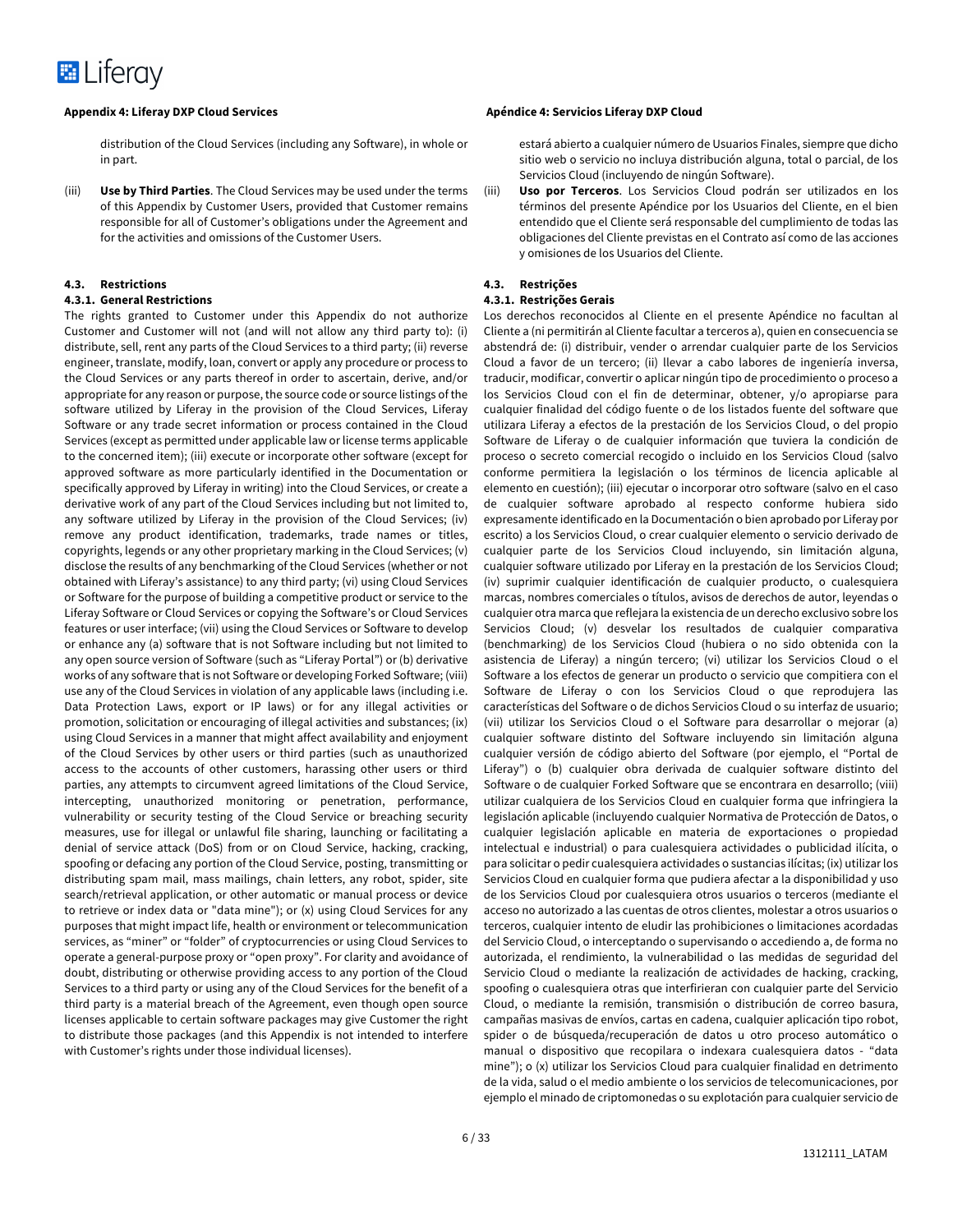## Appendix 4: Liferay DXP Cloud Services

distribution of the Cloud Services (including any Software), in whole or in part.

(iii) **Use by Third Parties**. The Cloud Services may be used under the terms of this Appendix by Customer Users, provided that Customer remains responsible for all of Customer's obligations under the Agreement and for the activities and omissions of the Customer Users.

### 4.3. Restrictions

#### 4.3.1. General Restrictions

The rights granted to Customer under this Appendix do not authorize Customer and Customer will not (and will not allow any third party to): (i) distribute, sell, rent any parts of the Cloud Services to a third party; (ii) reverse engineer, translate, modify, loan, convert or apply any procedure or process to the Cloud Services or any parts thereof in order to ascertain, derive, and/or appropriate for any reason or purpose, the source code or source listings of the software utilized by Liferay in the provision of the Cloud Services, Liferay Software or any trade secret information or process contained in the Cloud Services (except as permitted under applicable law or license terms applicable to the concerned item); (iii) execute or incorporate other software (except for approved software as more particularly identified in the Documentation or specifically approved by Liferay in writing) into the Cloud Services, or create a derivative work of any part of the Cloud Services including but not limited to, any software utilized by Liferay in the provision of the Cloud Services; (iv) remove any product identification, trademarks, trade names or titles, copyrights, legends or any other proprietary marking in the Cloud Services; (v) disclose the results of any benchmarking of the Cloud Services (whether or not obtained with Liferay's assistance) to any third party; (vi) using Cloud Services or Software for the purpose of building a competitive product or service to the Liferay Software or Cloud Services or copying the Software's or Cloud Services features or user interface; (vii) using the Cloud Services or Software to develop or enhance any (a) software that is not Software including but not limited to any open source version of Software (such as "Liferay Portal") or (b) derivative works of any software that is not Software or developing Forked Software; (viii) use any of the Cloud Services in violation of any applicable laws (including i.e. Data Protection Laws, export or IP laws) or for any illegal activities or promotion, solicitation or encouraging of illegal activities and substances; (ix) using Cloud Services in a manner that might affect availability and enjoyment of the Cloud Services by other users or third parties (such as unauthorized access to the accounts of other customers, harassing other users or third parties, any attempts to circumvent agreed limitations of the Cloud Service, intercepting, unauthorized monitoring or penetration, performance, vulnerability or security testing of the Cloud Service or breaching security measures, use for illegal or unlawful file sharing, launching or facilitating a denial of service attack (DoS) from or on Cloud Service, hacking, cracking, spoofing or defacing any portion of the Cloud Service, posting, transmitting or distributing spam mail, mass mailings, chain letters, any robot, spider, site search/retrieval application, or other automatic or manual process or device to retrieve or index data or "data mine"); or (x) using Cloud Services for any purposes that might impact life, health or environment or telecommunication services, as "miner" or "folder" of cryptocurrencies or using Cloud Services to operate a general-purpose proxy or "open proxy". For clarity and avoidance of doubt, distributing or otherwise providing access to any portion of the Cloud Services to a third party or using any of the Cloud Services for the benefit of a third party is a material breach of the Agreement, even though open source licenses applicable to certain software packages may give Customer the right to distribute those packages (and this Appendix is not intended to interfere with Customer's rights under those individual licenses).

## Apéndice 4: Servicios Liferay DXP Cloud

estará abierto a cualquier número de Usuarios Finales, siempre que dicho sitio web o servicio no incluya distribución alguna, total o parcial, de los Servicios Cloud (incluyendo de ningún Software).

(iii) **Uso por Terceros**. Los Servicios Cloud podrán ser utilizados en los términos del presente Apéndice por los Usuarios del Cliente, en el bien entendido que el Cliente será responsable del cumplimiento de todas las obligaciones del Cliente previstas en el Contrato así como de las acciones y omisiones de los Usuarios del Cliente.

### 4.3. Restrições

#### 4.3.1. Restrições Gerais

Los derechos reconocidos al Cliente en el presente Apéndice no facultan al Cliente a (ni permitirán al Cliente facultar a terceros a), quien en consecuencia se abstendrá de: (i) distribuir, vender o arrendar cualquier parte de los Servicios Cloud a favor de un tercero; (ii) llevar a cabo labores de ingeniería inversa, traducir, modificar, convertir o aplicar ningún tipo de procedimiento o proceso a los Servicios Cloud con el fin de determinar, obtener, y/o apropiarse para cualquier finalidad del código fuente o de los listados fuente del software que utilizara Liferay a efectos de la prestación de los Servicios Cloud, o del propio Software de Liferay o de cualquier información que tuviera la condición de proceso o secreto comercial recogido o incluido en los Servicios Cloud (salvo conforme permitiera la legislación o los términos de licencia aplicable al elemento en cuestión); (iii) ejecutar o incorporar otro software (salvo en el caso de cualquier software aprobado al respecto conforme hubiera sido expresamente identificado en la Documentación o bien aprobado por Liferay por escrito) a los Servicios Cloud, o crear cualquier elemento o servicio derivado de cualquier parte de los Servicios Cloud incluyendo, sin limitación alguna, cualquier software utilizado por Liferay en la prestación de los Servicios Cloud; (iv) suprimir cualquier identificación de cualquier producto, o cualesquiera marcas, nombres comerciales o títulos, avisos de derechos de autor, leyendas o cualquier otra marca que reflejara la existencia de un derecho exclusivo sobre los Servicios Cloud; (v) desvelar los resultados de cualquier comparativa (benchmarking) de los Servicios Cloud (hubiera o no sido obtenida con la asistencia de Liferay) a ningún tercero; (vi) utilizar los Servicios Cloud o el Software a los efectos de generar un producto o servicio que compitiera con el Software de Liferay o con los Servicios Cloud o que reprodujera las características del Software o de dichos Servicios Cloud o su interfaz de usuario; (vii) utilizar los Servicios Cloud o el Software para desarrollar o mejorar (a) cualquier software distinto del Software incluyendo sin limitación alguna cualquier versión de código abierto del Software (por ejemplo, el "Portal de Liferay") o (b) cualquier obra derivada de cualquier software distinto del Software o de cualquier Forked Software que se encontrara en desarrollo; (viii) utilizar cualquiera de los Servicios Cloud en cualquier forma que infringiera la legislación aplicable (incluyendo cualquier Normativa de Protección de Datos, o cualquier legislación aplicable en materia de exportaciones o propiedad intelectual e industrial) o para cualesquiera actividades o publicidad ilícita, o para solicitar o pedir cualesquiera actividades o sustancias ilícitas; (ix) utilizar los Servicios Cloud en cualquier forma que pudiera afectar a la disponibilidad y uso de los Servicios Cloud por cualesquiera otros usuarios o terceros (mediante el acceso no autorizado a las cuentas de otros clientes, molestar a otros usuarios o terceros, cualquier intento de eludir las prohibiciones o limitaciones acordadas del Servicio Cloud, o interceptando o supervisando o accediendo a, de forma no autorizada, el rendimiento, la vulnerabilidad o las medidas de seguridad del Servicio Cloud o mediante la realización de actividades de hacking, cracking, spoofing o cualesquiera otras que interfirieran con cualquier parte del Servicio Cloud, o mediante la remisión, transmisión o distribución de correo basura, campañas masivas de envíos, cartas en cadena, cualquier aplicación tipo robot, spider o de búsqueda/recuperación de datos u otro proceso automático o manual o dispositivo que recopilara o indexara cualesquiera datos - "data mine"); o (x) utilizar los Servicios Cloud para cualquier finalidad en detrimento de la vida, salud o el medio ambiente o los servicios de telecomunicaciones, por ejemplo el minado de criptomonedas o su explotación para cualquier servicio de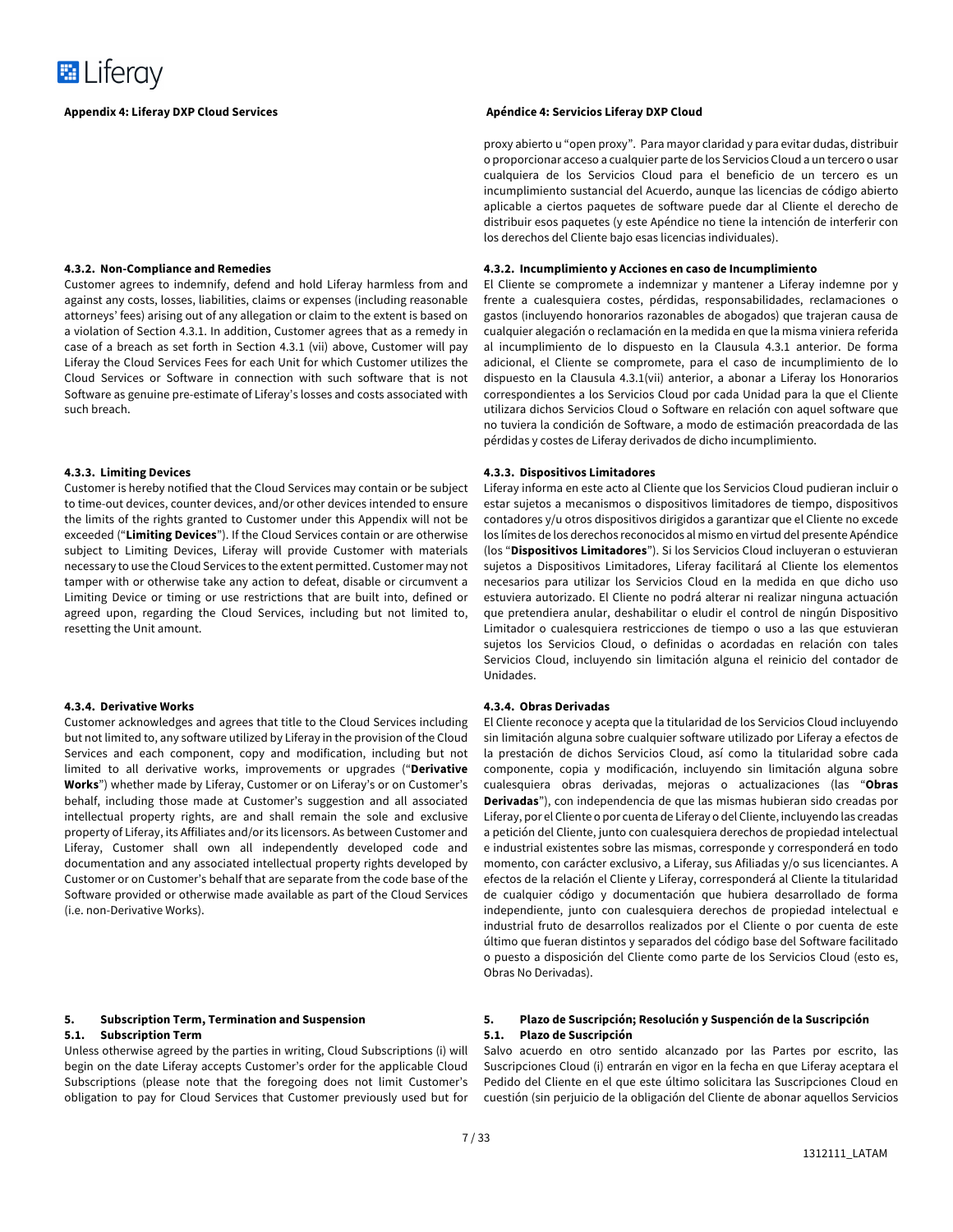proxy abierto u "open proxy". Para mayor claridad y para evitar dudas, distribuir o proporcionar acceso a cualquier parte de los Servicios Cloud a un tercero o usar cualquiera de los Servicios Cloud para el beneficio de un tercero es un incumplimiento sustancial del Acuerdo, aunque las licencias de código abierto aplicable a ciertos paquetes de software puede dar al Cliente el derecho de distribuir esos paquetes (y este Apéndice no tiene la intención de interferir con los derechos del Cliente bajo esas licencias individuales).

**4.3.2. Non-Compliance and Remedies**

Customer agrees to indemnify, defend and hold Liferay harmless from and against any costs, losses, liabilities, claims or expenses (including reasonable attorneys' fees) arising out of any allegation or claim to the extent is based on a violation of Section 4.3.1. In addition, Customer agrees that as a remedy in case of a breach as set forth in Section 4.3.1 (vii) above, Customer will pay Liferay the Cloud Services Fees for each Unit for which Customer utilizes the Cloud Services or Software in connection with such software that is not Software as genuine pre-estimate of Liferay's losses and costs associated with such breach.

**4.3.2. Incumplimiento y Acciones en caso de Incumplimiento**

El Cliente se compromete a indemnizar y mantener a Liferay indemne por y frente a cualesquiera costes, pérdidas, responsabilidades, reclamaciones o gastos (incluyendo honorarios razonables de abogados) que trajeran causa de cualquier alegación o reclamación en la medida en que la misma viniera referida al incumplimiento de lo dispuesto en la Clausula 4.3.1 anterior. De forma adicional, el Cliente se compromete, para el caso de incumplimiento de lo dispuesto en la Clausula 4.3.1(vii) anterior, a abonar a Liferay los Honorarios correspondientes a los Servicios Cloud por cada Unidad para la que el Cliente utilizara dichos Servicios Cloud o Software en relación con aquel software que no tuviera la condición de Software, a modo de estimación preacordada de las pérdidas y costes de Liferay derivados de dicho incumplimiento.

**4.3.3. Limiting Devices**

Customer is hereby notified that the Cloud Services may contain or be subject to time-out devices, counter devices, and/or other devices intended to ensure the limits of the rights granted to Customer under this Appendix will not be exceeded ("**Limiting Devices**"). If the Cloud Services contain or are otherwise subject to Limiting Devices, Liferay will provide Customer with materials necessary to use the Cloud Services to the extent permitted. Customer may not tamper with or otherwise take any action to defeat, disable or circumvent a Limiting Device or timing or use restrictions that are built into, defined or agreed upon, regarding the Cloud Services, including but not limited to, resetting the Unit amount.

**4.3.3. Dispositivos Limitadores**

Liferay informa en este acto al Cliente que los Servicios Cloud pudieran incluir o estar sujetos a mecanismos o dispositivos limitadores de tiempo, dispositivos contadores y/u otros dispositivos dirigidos a garantizar que el Cliente no excede los límites de los derechos reconocidos al mismo en virtud del presente Apéndice (los "**Dispositivos Limitadores**"). Si los Servicios Cloud incluyeran o estuvieran sujetos a Dispositivos Limitadores, Liferay facilitará al Cliente los elementos necesarios para utilizar los Servicios Cloud en la medida en que dicho uso estuviera autorizado. El Cliente no podrá alterar ni realizar ninguna actuación que pretendiera anular, deshabilitar o eludir el control de ningún Dispositivo Limitador o cualesquiera restricciones de tiempo o uso a las que estuvieran sujetos los Servicios Cloud, o definidas o acordadas en relación con tales Servicios Cloud, incluyendo sin limitación alguna el reinicio del contador de Unidades.

**4.3.4. Derivative Works**

Customer acknowledges and agrees that title to the Cloud Services including but not limited to, any software utilized by Liferay in the provision of the Cloud Services and each component, copy and modification, including but not limited to all derivative works, improvements or upgrades ("**Derivative Works**") whether made by Liferay, Customer or on Liferay's or on Customer's behalf, including those made at Customer's suggestion and all associated intellectual property rights, are and shall remain the sole and exclusive property of Liferay, its Affiliates and/or its licensors. As between Customer and Liferay, Customer shall own all independently developed code and documentation and any associated intellectual property rights developed by Customer or on Customer's behalf that are separate from the code base of the Software provided or otherwise made available as part of the Cloud Services (i.e. non-Derivative Works).

**4.3.4. Obras Derivadas**

El Cliente reconoce y acepta que la titularidad de los Servicios Cloud incluyendo sin limitación alguna sobre cualquier software utilizado por Liferay a efectos de la prestación de dichos Servicios Cloud, así como la titularidad sobre cada componente, copia y modificación, incluyendo sin limitación alguna sobre cualesquiera obras derivadas, mejoras o actualizaciones (las "**Obras Derivadas**"), con independencia de que las mismas hubieran sido creadas por Liferay, por el Cliente o por cuenta de Liferay o del Cliente, incluyendo las creadas a petición del Cliente, junto con cualesquiera derechos de propiedad intelectual e industrial existentes sobre las mismas, corresponde y corresponderá en todo momento, con carácter exclusivo, a Liferay, sus Afiliadas y/o sus licenciantes. A efectos de la relación el Cliente y Liferay, corresponderá al Cliente la titularidad de cualquier código y documentación que hubiera desarrollado de forma independiente, junto con cualesquiera derechos de propiedad intelectual e industrial fruto de desarrollos realizados por el Cliente o por cuenta de este último que fueran distintos y separados del código base del Software facilitado o puesto a disposición del Cliente como parte de los Servicios Cloud (esto es, Obras No Derivadas).

## 5. Subscription Term, Termination and Suspension

### 5.1. Subscription Term

Unless otherwise agreed by the parties in writing, Cloud Subscriptions (i) will begin on the date Liferay accepts Customer's order for the applicable Cloud Subscriptions (please note that the foregoing does not limit Customer's obligation to pay for Cloud Services that Customer previously used but for

## 5. Plazo de Suscripción; Resolución y Suspención de la Suscripción

### 5.1. Plazo de Suscripción

Salvo acuerdo en otro sentido alcanzado por las Partes por escrito, las Suscripciones Cloud (i) entrarán en vigor en la fecha en que Liferay aceptara el Pedido del Cliente en el que este último solicitara las Suscripciones Cloud en cuestión (sin perjuicio de la obligación del Cliente de abonar aquellos Servicios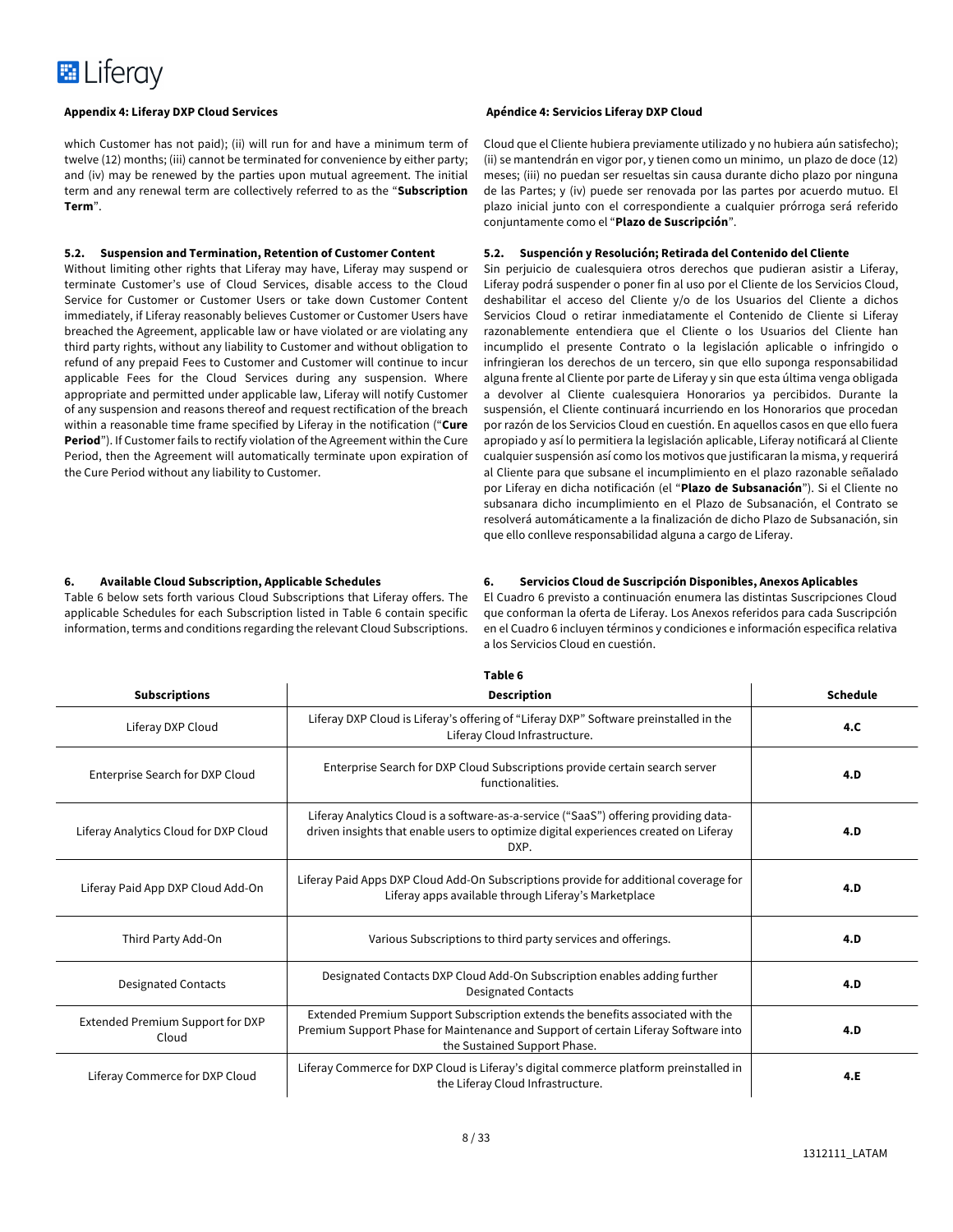**Appendix 4: Liferay DXP Cloud Services**

which Customer has not paid); (ii) will run for and have a minimum term of twelve (12) months; (iii) cannot be terminated for convenience by either party; and (iv) may be renewed by the parties upon mutual agreement. The initial term and any renewal term are collectively referred to as the "**Subscription Term**".

**5.2. Suspension and Termination, Retention of Customer Content**

Without limiting other rights that Liferay may have, Liferay may suspend or terminate Customer's use of Cloud Services, disable access to the Cloud Service for Customer or Customer Users or take down Customer Content immediately, if Liferay reasonably believes Customer or Customer Users have breached the Agreement, applicable law or have violated or are violating any third party rights, without any liability to Customer and without obligation to refund of any prepaid Fees to Customer and Customer will continue to incur applicable Fees for the Cloud Services during any suspension. Where appropriate and permitted under applicable law, Liferay will notify Customer of any suspension and reasons thereof and request rectification of the breach within a reasonable time frame specified by Liferay in the notification ("**Cure Period**"). If Customer fails to rectify violation of the Agreement within the Cure Period, then the Agreement will automatically terminate upon expiration of the Cure Period without any liability to Customer.

**6. Available Cloud Subscription, Applicable Schedules**

Table 6 below sets forth various Cloud Subscriptions that Liferay offers. The applicable Schedules for each Subscription listed in Table 6 contain specific information, terms and conditions regarding the relevant Cloud Subscriptions.

**Apéndice 4: Servicios Liferay DXP Cloud**

Cloud que el Cliente hubiera previamente utilizado y no hubiera aún satisfecho); (ii) se mantendrán en vigor por, y tienen como un minimo, un plazo de doce (12) meses; (iii) no puedan ser resueltas sin causa durante dicho plazo por ninguna de las Partes; y (iv) puede ser renovada por las partes por acuerdo mutuo. El plazo inicial junto con el correspondiente a cualquier prórroga será referido conjuntamente como el "**Plazo de Suscripción**".

**5.2. Suspención y Resolución; Retirada del Contenido del Cliente**

Sin perjuicio de cualesquiera otros derechos que pudieran asistir a Liferay, Liferay podrá suspender o poner fin al uso por el Cliente de los Servicios Cloud, deshabilitar el acceso del Cliente y/o de los Usuarios del Cliente a dichos Servicios Cloud o retirar inmediatamente el Contenido de Cliente si Liferay razonablemente entendiera que el Cliente o los Usuarios del Cliente han incumplido el presente Contrato o la legislación aplicable o infringido o infringieran los derechos de un tercero, sin que ello suponga responsabilidad alguna frente al Cliente por parte de Liferay y sin que esta última venga obligada a devolver al Cliente cualesquiera Honorarios ya percibidos. Durante la suspensión, el Cliente continuará incurriendo en los Honorarios que procedan por razón de los Servicios Cloud en cuestión. En aquellos casos en que ello fuera apropiado y así lo permitiera la legislación aplicable, Liferay notificará al Cliente cualquier suspensión así como los motivos que justificaran la misma, y requerirá al Cliente para que subsane el incumplimiento en el plazo razonable señalado por Liferay en dicha notificación (el "**Plazo de Subsanación**"). Si el Cliente no subsanara dicho incumplimiento en el Plazo de Subsanación, el Contrato se resolverá automáticamente a la finalización de dicho Plazo de Subsanación, sin que ello conlleve responsabilidad alguna a cargo de Liferay.

**6. Servicios Cloud de Suscripción Disponibles, Anexos Aplicables**

El Cuadro 6 previsto a continuación enumera las distintas Suscripciones Cloud que conforman la oferta de Liferay. Los Anexos referidos para cada Suscripción en el Cuadro 6 incluyen términos y condiciones e información especifica relativa a los Servicios Cloud en cuestión.

**Table 6**

| Subscriptions | Description | Schedule |
|---|---|---|
| Liferay DXP Cloud | Liferay DXP Cloud is Liferay's offering of "Liferay DXP" Software preinstalled in the Liferay Cloud Infrastructure. | **4.C** |
| Enterprise Search for DXP Cloud | Enterprise Search for DXP Cloud Subscriptions provide certain search server functionalities. | **4.D** |
| Liferay Analytics Cloud for DXP Cloud | Liferay Analytics Cloud is a software-as-a-service ("SaaS") offering providing data-driven insights that enable users to optimize digital experiences created on Liferay DXP. | **4.D** |
| Liferay Paid App DXP Cloud Add-On | Liferay Paid Apps DXP Cloud Add-On Subscriptions provide for additional coverage for Liferay apps available through Liferay's Marketplace | **4.D** |
| Third Party Add-On | Various Subscriptions to third party services and offerings. | **4.D** |
| Designated Contacts | Designated Contacts DXP Cloud Add-On Subscription enables adding further Designated Contacts | **4.D** |
| Extended Premium Support for DXP Cloud | Extended Premium Support Subscription extends the benefits associated with the Premium Support Phase for Maintenance and Support of certain Liferay Software into the Sustained Support Phase. | **4.D** |
| Liferay Commerce for DXP Cloud | Liferay Commerce for DXP Cloud is Liferay's digital commerce platform preinstalled in the Liferay Cloud Infrastructure. | **4.E** |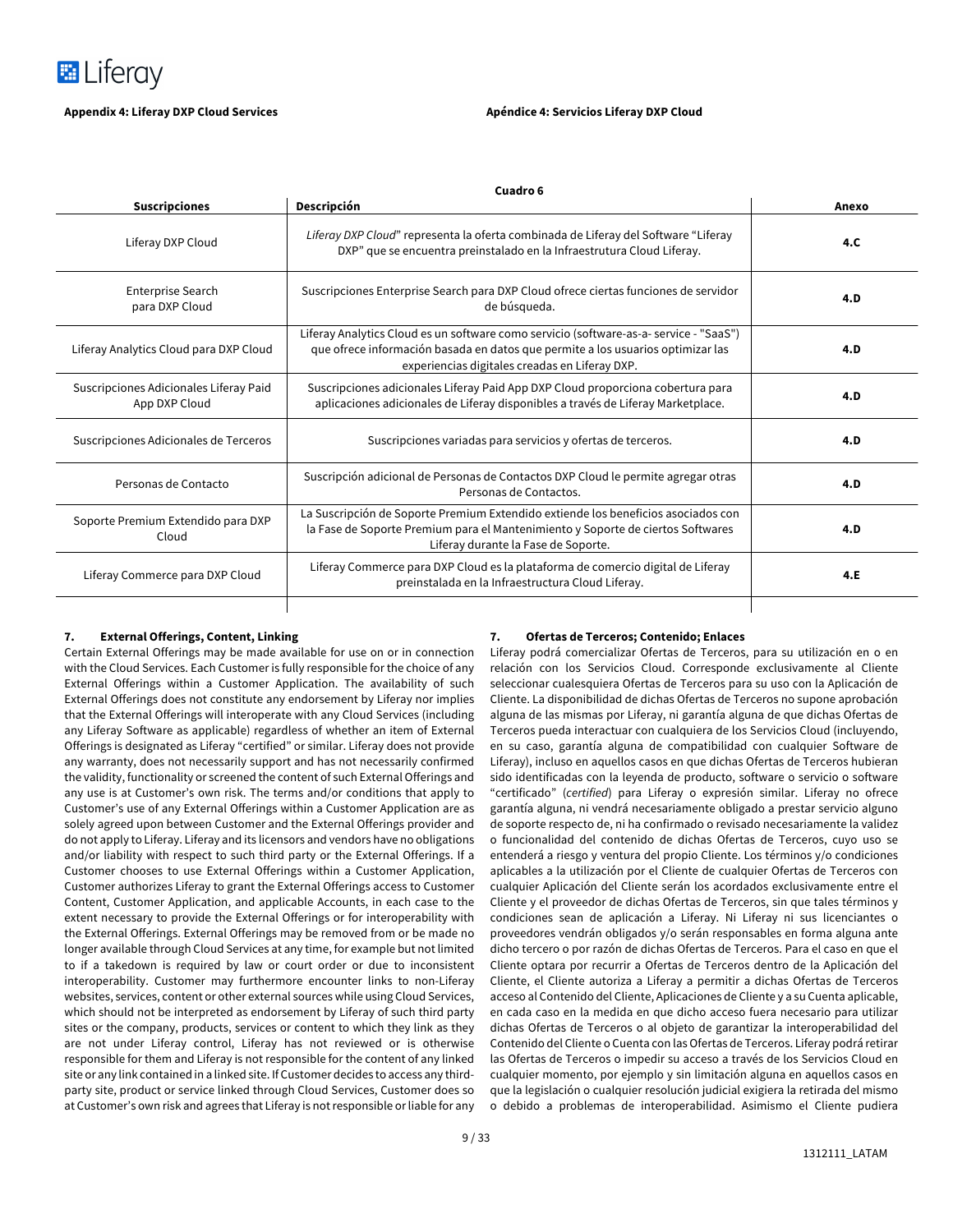**Appendix 4: Liferay DXP Cloud Services**

**Apéndice 4: Servicios Liferay DXP Cloud**

**Cuadro 6**

| **Suscripciones** | **Descripción** | **Anexo** |
|---|---|---|
| Liferay DXP Cloud | *Liferay DXP Cloud*" representa la oferta combinada de Liferay del Software "Liferay DXP" que se encuentra preinstalado en la Infraestrutura Cloud Liferay. | **4.C** |
| Enterprise Search para DXP Cloud | Suscripciones Enterprise Search para DXP Cloud ofrece ciertas funciones de servidor de búsqueda. | **4.D** |
| Liferay Analytics Cloud para DXP Cloud | Liferay Analytics Cloud es un software como servicio (software-as-a- service - "SaaS") que ofrece información basada en datos que permite a los usuarios optimizar las experiencias digitales creadas en Liferay DXP. | **4.D** |
| Suscripciones Adicionales Liferay Paid App DXP Cloud | Suscripciones adicionales Liferay Paid App DXP Cloud proporciona cobertura para aplicaciones adicionales de Liferay disponibles a través de Liferay Marketplace. | **4.D** |
| Suscripciones Adicionales de Terceros | Suscripciones variadas para servicios y ofertas de terceros. | **4.D** |
| Personas de Contacto | Suscripción adicional de Personas de Contactos DXP Cloud le permite agregar otras Personas de Contactos. | **4.D** |
| Soporte Premium Extendido para DXP Cloud | La Suscripción de Soporte Premium Extendido extiende los beneficios asociados con la Fase de Soporte Premium para el Mantenimiento y Soporte de ciertos Softwares Liferay durante la Fase de Soporte. | **4.D** |
| Liferay Commerce para DXP Cloud | Liferay Commerce para DXP Cloud es la plataforma de comercio digital de Liferay preinstalada en la Infraestructura Cloud Liferay. | **4.E** |

**7. External Offerings, Content, Linking**

Certain External Offerings may be made available for use on or in connection with the Cloud Services. Each Customer is fully responsible for the choice of any External Offerings within a Customer Application. The availability of such External Offerings does not constitute any endorsement by Liferay nor implies that the External Offerings will interoperate with any Cloud Services (including any Liferay Software as applicable) regardless of whether an item of External Offerings is designated as Liferay "certified" or similar. Liferay does not provide any warranty, does not necessarily support and has not necessarily confirmed the validity, functionality or screened the content of such External Offerings and any use is at Customer's own risk. The terms and/or conditions that apply to Customer's use of any External Offerings within a Customer Application are as solely agreed upon between Customer and the External Offerings provider and do not apply to Liferay. Liferay and its licensors and vendors have no obligations and/or liability with respect to such third party or the External Offerings. If a Customer chooses to use External Offerings within a Customer Application, Customer authorizes Liferay to grant the External Offerings access to Customer Content, Customer Application, and applicable Accounts, in each case to the extent necessary to provide the External Offerings or for interoperability with the External Offerings. External Offerings may be removed from or be made no longer available through Cloud Services at any time, for example but not limited to if a takedown is required by law or court order or due to inconsistent interoperability. Customer may furthermore encounter links to non-Liferay websites, services, content or other external sources while using Cloud Services, which should not be interpreted as endorsement by Liferay of such third party sites or the company, products, services or content to which they link as they are not under Liferay control, Liferay has not reviewed or is otherwise responsible for them and Liferay is not responsible for the content of any linked site or any link contained in a linked site. If Customer decides to access any third-party site, product or service linked through Cloud Services, Customer does so at Customer's own risk and agrees that Liferay is not responsible or liable for any

**7. Ofertas de Terceros; Contenido; Enlaces**

Liferay podrá comercializar Ofertas de Terceros, para su utilización en o en relación con los Servicios Cloud. Corresponde exclusivamente al Cliente seleccionar cualesquiera Ofertas de Terceros para su uso con la Aplicación de Cliente. La disponibilidad de dichas Ofertas de Terceros no supone aprobación alguna de las mismas por Liferay, ni garantía alguna de que dichas Ofertas de Terceros pueda interactuar con cualquiera de los Servicios Cloud (incluyendo, en su caso, garantía alguna de compatibilidad con cualquier Software de Liferay), incluso en aquellos casos en que dichas Ofertas de Terceros hubieran sido identificadas con la leyenda de producto, software o servicio o software "certificado" (*certified*) para Liferay o expresión similar. Liferay no ofrece garantía alguna, ni vendrá necesariamente obligado a prestar servicio alguno de soporte respecto de, ni ha confirmado o revisado necesariamente la validez o funcionalidad del contenido de dichas Ofertas de Terceros, cuyo uso se entenderá a riesgo y ventura del propio Cliente. Los términos y/o condiciones aplicables a la utilización por el Cliente de cualquier Ofertas de Terceros con cualquier Aplicación del Cliente serán los acordados exclusivamente entre el Cliente y el proveedor de dichas Ofertas de Terceros, sin que tales términos y condiciones sean de aplicación a Liferay. Ni Liferay ni sus licenciantes o proveedores vendrán obligados y/o serán responsables en forma alguna ante dicho tercero o por razón de dichas Ofertas de Terceros. Para el caso en que el Cliente optara por recurrir a Ofertas de Terceros dentro de la Aplicación del Cliente, el Cliente autoriza a Liferay a permitir a dichas Ofertas de Terceros acceso al Contenido del Cliente, Aplicaciones de Cliente y a su Cuenta aplicable, en cada caso en la medida en que dicho acceso fuera necesario para utilizar dichas Ofertas de Terceros o al objeto de garantizar la interoperabilidad del Contenido del Cliente o Cuenta con las Ofertas de Terceros. Liferay podrá retirar las Ofertas de Terceros o impedir su acceso a través de los Servicios Cloud en cualquier momento, por ejemplo y sin limitación alguna en aquellos casos en que la legislación o cualquier resolución judicial exigiera la retirada del mismo o debido a problemas de interoperabilidad. Asimismo el Cliente pudiera

1312111_LATAM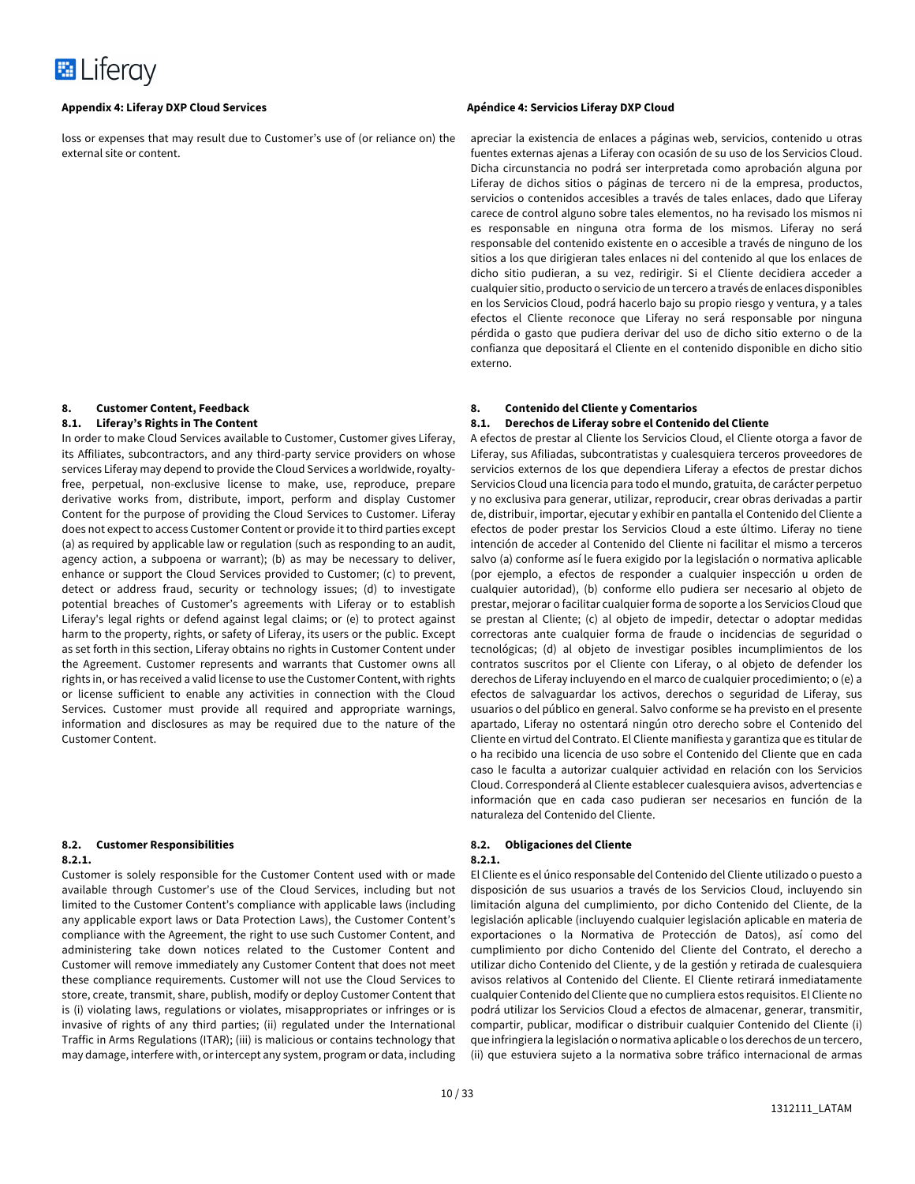**Appendix 4: Liferay DXP Cloud Services**

loss or expenses that may result due to Customer's use of (or reliance on) the external site or content.

**8. Customer Content, Feedback**

**8.1. Liferay's Rights in The Content**

In order to make Cloud Services available to Customer, Customer gives Liferay, its Affiliates, subcontractors, and any third-party service providers on whose services Liferay may depend to provide the Cloud Services a worldwide, royalty-free, perpetual, non-exclusive license to make, use, reproduce, prepare derivative works from, distribute, import, perform and display Customer Content for the purpose of providing the Cloud Services to Customer. Liferay does not expect to access Customer Content or provide it to third parties except (a) as required by applicable law or regulation (such as responding to an audit, agency action, a subpoena or warrant); (b) as may be necessary to deliver, enhance or support the Cloud Services provided to Customer; (c) to prevent, detect or address fraud, security or technology issues; (d) to investigate potential breaches of Customer's agreements with Liferay or to establish Liferay's legal rights or defend against legal claims; or (e) to protect against harm to the property, rights, or safety of Liferay, its users or the public. Except as set forth in this section, Liferay obtains no rights in Customer Content under the Agreement. Customer represents and warrants that Customer owns all rights in, or has received a valid license to use the Customer Content, with rights or license sufficient to enable any activities in connection with the Cloud Services. Customer must provide all required and appropriate warnings, information and disclosures as may be required due to the nature of the Customer Content.

**8.2. Customer Responsibilities**

**8.2.1.**

Customer is solely responsible for the Customer Content used with or made available through Customer's use of the Cloud Services, including but not limited to the Customer Content's compliance with applicable laws (including any applicable export laws or Data Protection Laws), the Customer Content's compliance with the Agreement, the right to use such Customer Content, and administering take down notices related to the Customer Content and Customer will remove immediately any Customer Content that does not meet these compliance requirements. Customer will not use the Cloud Services to store, create, transmit, share, publish, modify or deploy Customer Content that is (i) violating laws, regulations or violates, misappropriates or infringes or is invasive of rights of any third parties; (ii) regulated under the International Traffic in Arms Regulations (ITAR); (iii) is malicious or contains technology that may damage, interfere with, or intercept any system, program or data, including

**Apéndice 4: Servicios Liferay DXP Cloud**

apreciar la existencia de enlaces a páginas web, servicios, contenido u otras fuentes externas ajenas a Liferay con ocasión de su uso de los Servicios Cloud. Dicha circunstancia no podrá ser interpretada como aprobación alguna por Liferay de dichos sitios o páginas de tercero ni de la empresa, productos, servicios o contenidos accesibles a través de tales enlaces, dado que Liferay carece de control alguno sobre tales elementos, no ha revisado los mismos ni es responsable en ninguna otra forma de los mismos. Liferay no será responsable del contenido existente en o accesible a través de ninguno de los sitios a los que dirigieran tales enlaces ni del contenido al que los enlaces de dicho sitio pudieran, a su vez, redirigir. Si el Cliente decidiera acceder a cualquier sitio, producto o servicio de un tercero a través de enlaces disponibles en los Servicios Cloud, podrá hacerlo bajo su propio riesgo y ventura, y a tales efectos el Cliente reconoce que Liferay no será responsable por ninguna pérdida o gasto que pudiera derivar del uso de dicho sitio externo o de la confianza que depositará el Cliente en el contenido disponible en dicho sitio externo.

**8. Contenido del Cliente y Comentarios**

**8.1. Derechos de Liferay sobre el Contenido del Cliente**

A efectos de prestar al Cliente los Servicios Cloud, el Cliente otorga a favor de Liferay, sus Afiliadas, subcontratistas y cualesquiera terceros proveedores de servicios externos de los que dependiera Liferay a efectos de prestar dichos Servicios Cloud una licencia para todo el mundo, gratuita, de carácter perpetuo y no exclusiva para generar, utilizar, reproducir, crear obras derivadas a partir de, distribuir, importar, ejecutar y exhibir en pantalla el Contenido del Cliente a efectos de poder prestar los Servicios Cloud a este último. Liferay no tiene intención de acceder al Contenido del Cliente ni facilitar el mismo a terceros salvo (a) conforme así le fuera exigido por la legislación o normativa aplicable (por ejemplo, a efectos de responder a cualquier inspección u orden de cualquier autoridad), (b) conforme ello pudiera ser necesario al objeto de prestar, mejorar o facilitar cualquier forma de soporte a los Servicios Cloud que se prestan al Cliente; (c) al objeto de impedir, detectar o adoptar medidas correctoras ante cualquier forma de fraude o incidencias de seguridad o tecnológicas; (d) al objeto de investigar posibles incumplimientos de los contratos suscritos por el Cliente con Liferay, o al objeto de defender los derechos de Liferay incluyendo en el marco de cualquier procedimiento; o (e) a efectos de salvaguardar los activos, derechos o seguridad de Liferay, sus usuarios o del público en general. Salvo conforme se ha previsto en el presente apartado, Liferay no ostentará ningún otro derecho sobre el Contenido del Cliente en virtud del Contrato. El Cliente manifiesta y garantiza que es titular de o ha recibido una licencia de uso sobre el Contenido del Cliente que en cada caso le faculta a autorizar cualquier actividad en relación con los Servicios Cloud. Corresponderá al Cliente establecer cualesquiera avisos, advertencias e información que en cada caso pudieran ser necesarios en función de la naturaleza del Contenido del Cliente.

**8.2. Obligaciones del Cliente**

**8.2.1.**

El Cliente es el único responsable del Contenido del Cliente utilizado o puesto a disposición de sus usuarios a través de los Servicios Cloud, incluyendo sin limitación alguna del cumplimiento, por dicho Contenido del Cliente, de la legislación aplicable (incluyendo cualquier legislación aplicable en materia de exportaciones o la Normativa de Protección de Datos), así como del cumplimiento por dicho Contenido del Cliente del Contrato, el derecho a utilizar dicho Contenido del Cliente, y de la gestión y retirada de cualesquiera avisos relativos al Contenido del Cliente. El Cliente retirará inmediatamente cualquier Contenido del Cliente que no cumpliera estos requisitos. El Cliente no podrá utilizar los Servicios Cloud a efectos de almacenar, generar, transmitir, compartir, publicar, modificar o distribuir cualquier Contenido del Cliente (i) que infringiera la legislación o normativa aplicable o los derechos de un tercero, (ii) que estuviera sujeto a la normativa sobre tráfico internacional de armas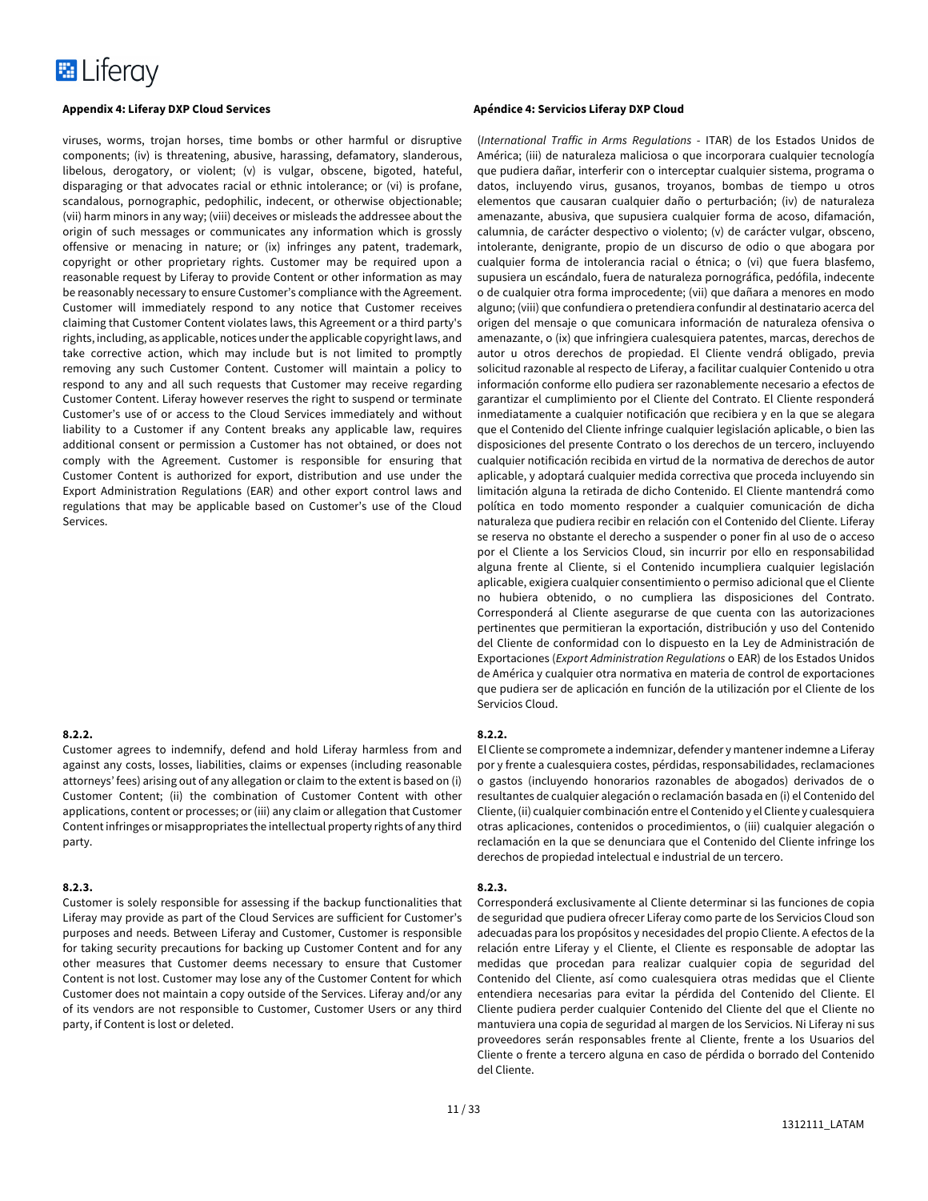**Appendix 4: Liferay DXP Cloud Services**

viruses, worms, trojan horses, time bombs or other harmful or disruptive components; (iv) is threatening, abusive, harassing, defamatory, slanderous, libelous, derogatory, or violent; (v) is vulgar, obscene, bigoted, hateful, disparaging or that advocates racial or ethnic intolerance; or (vi) is profane, scandalous, pornographic, pedophilic, indecent, or otherwise objectionable; (vii) harm minors in any way; (viii) deceives or misleads the addressee about the origin of such messages or communicates any information which is grossly offensive or menacing in nature; or (ix) infringes any patent, trademark, copyright or other proprietary rights. Customer may be required upon a reasonable request by Liferay to provide Content or other information as may be reasonably necessary to ensure Customer's compliance with the Agreement. Customer will immediately respond to any notice that Customer receives claiming that Customer Content violates laws, this Agreement or a third party's rights, including, as applicable, notices under the applicable copyright laws, and take corrective action, which may include but is not limited to promptly removing any such Customer Content. Customer will maintain a policy to respond to any and all such requests that Customer may receive regarding Customer Content. Liferay however reserves the right to suspend or terminate Customer's use of or access to the Cloud Services immediately and without liability to a Customer if any Content breaks any applicable law, requires additional consent or permission a Customer has not obtained, or does not comply with the Agreement. Customer is responsible for ensuring that Customer Content is authorized for export, distribution and use under the Export Administration Regulations (EAR) and other export control laws and regulations that may be applicable based on Customer's use of the Cloud Services.

**8.2.2.**
Customer agrees to indemnify, defend and hold Liferay harmless from and against any costs, losses, liabilities, claims or expenses (including reasonable attorneys' fees) arising out of any allegation or claim to the extent is based on (i) Customer Content; (ii) the combination of Customer Content with other applications, content or processes; or (iii) any claim or allegation that Customer Content infringes or misappropriates the intellectual property rights of any third party.

**8.2.3.**
Customer is solely responsible for assessing if the backup functionalities that Liferay may provide as part of the Cloud Services are sufficient for Customer's purposes and needs. Between Liferay and Customer, Customer is responsible for taking security precautions for backing up Customer Content and for any other measures that Customer deems necessary to ensure that Customer Content is not lost. Customer may lose any of the Customer Content for which Customer does not maintain a copy outside of the Services. Liferay and/or any of its vendors are not responsible to Customer, Customer Users or any third party, if Content is lost or deleted.

**Apéndice 4: Servicios Liferay DXP Cloud**

(*International Traffic in Arms Regulations* - ITAR) de los Estados Unidos de América; (iii) de naturaleza maliciosa o que incorporara cualquier tecnología que pudiera dañar, interferir con o interceptar cualquier sistema, programa o datos, incluyendo virus, gusanos, troyanos, bombas de tiempo u otros elementos que causaran cualquier daño o perturbación; (iv) de naturaleza amenazante, abusiva, que supusiera cualquier forma de acoso, difamación, calumnia, de carácter despectivo o violento; (v) de carácter vulgar, obsceno, intolerante, denigrante, propio de un discurso de odio o que abogara por cualquier forma de intolerancia racial o étnica; o (vi) que fuera blasfemo, supusiera un escándalo, fuera de naturaleza pornográfica, pedófila, indecente o de cualquier otra forma improcedente; (vii) que dañara a menores en modo alguno; (viii) que confundiera o pretendiera confundir al destinatario acerca del origen del mensaje o que comunicara información de naturaleza ofensiva o amenazante, o (ix) que infringiera cualesquiera patentes, marcas, derechos de autor u otros derechos de propiedad. El Cliente vendrá obligado, previa solicitud razonable al respecto de Liferay, a facilitar cualquier Contenido u otra información conforme ello pudiera ser razonablemente necesario a efectos de garantizar el cumplimiento por el Cliente del Contrato. El Cliente responderá inmediatamente a cualquier notificación que recibiera y en la que se alegara que el Contenido del Cliente infringe cualquier legislación aplicable, o bien las disposiciones del presente Contrato o los derechos de un tercero, incluyendo cualquier notificación recibida en virtud de la normativa de derechos de autor aplicable, y adoptará cualquier medida correctiva que proceda incluyendo sin limitación alguna la retirada de dicho Contenido. El Cliente mantendrá como política en todo momento responder a cualquier comunicación de dicha naturaleza que pudiera recibir en relación con el Contenido del Cliente. Liferay se reserva no obstante el derecho a suspender o poner fin al uso de o acceso por el Cliente a los Servicios Cloud, sin incurrir por ello en responsabilidad alguna frente al Cliente, si el Contenido incumpliera cualquier legislación aplicable, exigiera cualquier consentimiento o permiso adicional que el Cliente no hubiera obtenido, o no cumpliera las disposiciones del Contrato. Corresponderá al Cliente asegurarse de que cuenta con las autorizaciones pertinentes que permitieran la exportación, distribución y uso del Contenido del Cliente de conformidad con lo dispuesto en la Ley de Administración de Exportaciones (*Export Administration Regulations* o EAR) de los Estados Unidos de América y cualquier otra normativa en materia de control de exportaciones que pudiera ser de aplicación en función de la utilización por el Cliente de los Servicios Cloud.

**8.2.2.**
El Cliente se compromete a indemnizar, defender y mantener indemne a Liferay por y frente a cualesquiera costes, pérdidas, responsabilidades, reclamaciones o gastos (incluyendo honorarios razonables de abogados) derivados de o resultantes de cualquier alegación o reclamación basada en (i) el Contenido del Cliente, (ii) cualquier combinación entre el Contenido y el Cliente y cualesquiera otras aplicaciones, contenidos o procedimientos, o (iii) cualquier alegación o reclamación en la que se denunciara que el Contenido del Cliente infringe los derechos de propiedad intelectual e industrial de un tercero.

**8.2.3.**
Corresponderá exclusivamente al Cliente determinar si las funciones de copia de seguridad que pudiera ofrecer Liferay como parte de los Servicios Cloud son adecuadas para los propósitos y necesidades del propio Cliente. A efectos de la relación entre Liferay y el Cliente, el Cliente es responsable de adoptar las medidas que procedan para realizar cualquier copia de seguridad del Contenido del Cliente, así como cualesquiera otras medidas que el Cliente entendiera necesarias para evitar la pérdida del Contenido del Cliente. El Cliente pudiera perder cualquier Contenido del Cliente del que el Cliente no mantuviera una copia de seguridad al margen de los Servicios. Ni Liferay ni sus proveedores serán responsables frente al Cliente, frente a los Usuarios del Cliente o frente a tercero alguna en caso de pérdida o borrado del Contenido del Cliente.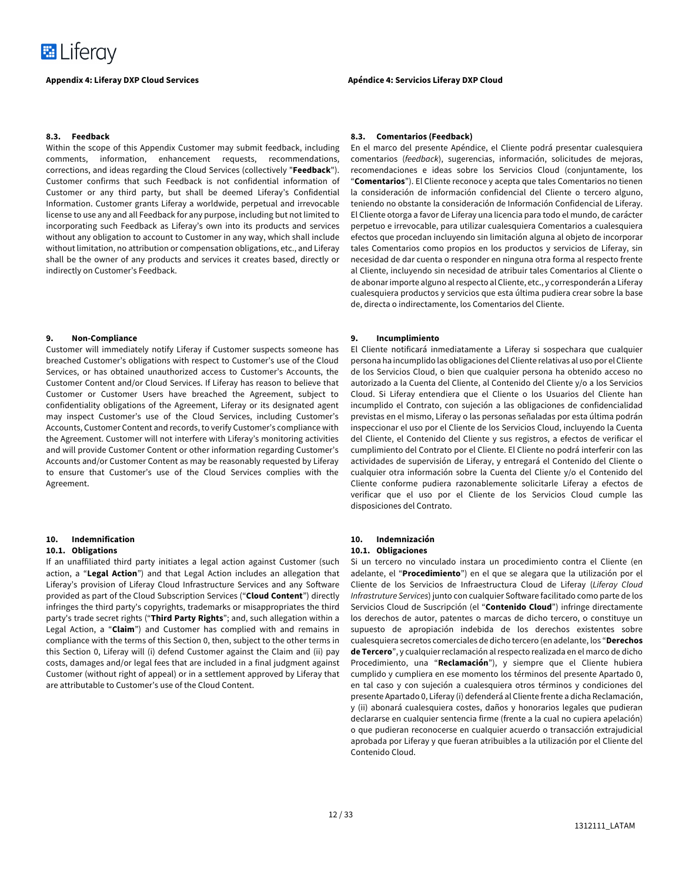**Appendix 4: Liferay DXP Cloud Services**

**Apéndice 4: Servicios Liferay DXP Cloud**

**8.3. Feedback**

Within the scope of this Appendix Customer may submit feedback, including comments, information, enhancement requests, recommendations, corrections, and ideas regarding the Cloud Services (collectively "**Feedback**"). Customer confirms that such Feedback is not confidential information of Customer or any third party, but shall be deemed Liferay's Confidential Information. Customer grants Liferay a worldwide, perpetual and irrevocable license to use any and all Feedback for any purpose, including but not limited to incorporating such Feedback as Liferay's own into its products and services without any obligation to account to Customer in any way, which shall include without limitation, no attribution or compensation obligations, etc., and Liferay shall be the owner of any products and services it creates based, directly or indirectly on Customer's Feedback.

**8.3. Comentarios (Feedback)**

En el marco del presente Apéndice, el Cliente podrá presentar cualesquiera comentarios (*feedback*), sugerencias, información, solicitudes de mejoras, recomendaciones e ideas sobre los Servicios Cloud (conjuntamente, los "**Comentarios**"). El Cliente reconoce y acepta que tales Comentarios no tienen la consideración de información confidencial del Cliente o tercero alguno, teniendo no obstante la consideración de Información Confidencial de Liferay. El Cliente otorga a favor de Liferay una licencia para todo el mundo, de carácter perpetuo e irrevocable, para utilizar cualesquiera Comentarios a cualesquiera efectos que procedan incluyendo sin limitación alguna al objeto de incorporar tales Comentarios como propios en los productos y servicios de Liferay, sin necesidad de dar cuenta o responder en ninguna otra forma al respecto frente al Cliente, incluyendo sin necesidad de atribuir tales Comentarios al Cliente o de abonar importe alguno al respecto al Cliente, etc., y corresponderán a Liferay cualesquiera productos y servicios que esta última pudiera crear sobre la base de, directa o indirectamente, los Comentarios del Cliente.

**9. Non-Compliance**

Customer will immediately notify Liferay if Customer suspects someone has breached Customer's obligations with respect to Customer's use of the Cloud Services, or has obtained unauthorized access to Customer's Accounts, the Customer Content and/or Cloud Services. If Liferay has reason to believe that Customer or Customer Users have breached the Agreement, subject to confidentiality obligations of the Agreement, Liferay or its designated agent may inspect Customer's use of the Cloud Services, including Customer's Accounts, Customer Content and records, to verify Customer's compliance with the Agreement. Customer will not interfere with Liferay's monitoring activities and will provide Customer Content or other information regarding Customer's Accounts and/or Customer Content as may be reasonably requested by Liferay to ensure that Customer's use of the Cloud Services complies with the Agreement.

**9. Incumplimiento**

El Cliente notificará inmediatamente a Liferay si sospechara que cualquier persona ha incumplido las obligaciones del Cliente relativas al uso por el Cliente de los Servicios Cloud, o bien que cualquier persona ha obtenido acceso no autorizado a la Cuenta del Cliente, al Contenido del Cliente y/o a los Servicios Cloud. Si Liferay entendiera que el Cliente o los Usuarios del Cliente han incumplido el Contrato, con sujeción a las obligaciones de confidencialidad previstas en el mismo, Liferay o las personas señaladas por esta última podrán inspeccionar el uso por el Cliente de los Servicios Cloud, incluyendo la Cuenta del Cliente, el Contenido del Cliente y sus registros, a efectos de verificar el cumplimiento del Contrato por el Cliente. El Cliente no podrá interferir con las actividades de supervisión de Liferay, y entregará el Contenido del Cliente o cualquier otra información sobre la Cuenta del Cliente y/o el Contenido del Cliente conforme pudiera razonablemente solicitarle Liferay a efectos de verificar que el uso por el Cliente de los Servicios Cloud cumple las disposiciones del Contrato.

**10. Indemnification**

**10.1. Obligations**

If an unaffiliated third party initiates a legal action against Customer (such action, a "**Legal Action**") and that Legal Action includes an allegation that Liferay's provision of Liferay Cloud Infrastructure Services and any Software provided as part of the Cloud Subscription Services ("**Cloud Content**") directly infringes the third party's copyrights, trademarks or misappropriates the third party's trade secret rights ("**Third Party Rights**"; and, such allegation within a Legal Action, a "**Claim**") and Customer has complied with and remains in compliance with the terms of this Section 0, then, subject to the other terms in this Section 0, Liferay will (i) defend Customer against the Claim and (ii) pay costs, damages and/or legal fees that are included in a final judgment against Customer (without right of appeal) or in a settlement approved by Liferay that are attributable to Customer's use of the Cloud Content.

**10. Indemnización**

**10.1. Obligaciones**

Si un tercero no vinculado instara un procedimiento contra el Cliente (en adelante, el "**Procedimiento**") en el que se alegara que la utilización por el Cliente de los Servicios de Infraestructura Cloud de Liferay (*Liferay Cloud Infrastruture Services*) junto con cualquier Software facilitado como parte de los Servicios Cloud de Suscripción (el "**Contenido Cloud**") infringe directamente los derechos de autor, patentes o marcas de dicho tercero, o constituye un supuesto de apropiación indebida de los derechos existentes sobre cualesquiera secretos comerciales de dicho tercero (en adelante, los "**Derechos de Tercero**", y cualquier reclamación al respecto realizada en el marco de dicho Procedimiento, una "**Reclamación**"), y siempre que el Cliente hubiera cumplido y cumpliera en ese momento los términos del presente Apartado 0, en tal caso y con sujeción a cualesquiera otros términos y condiciones del presente Apartado 0, Liferay (i) defenderá al Cliente frente a dicha Reclamación, y (ii) abonará cualesquiera costes, daños y honorarios legales que pudieran declararse en cualquier sentencia firme (frente a la cual no cupiera apelación) o que pudieran reconocerse en cualquier acuerdo o transacción extrajudicial aprobada por Liferay y que fueran atribuibles a la utilización por el Cliente del Contenido Cloud.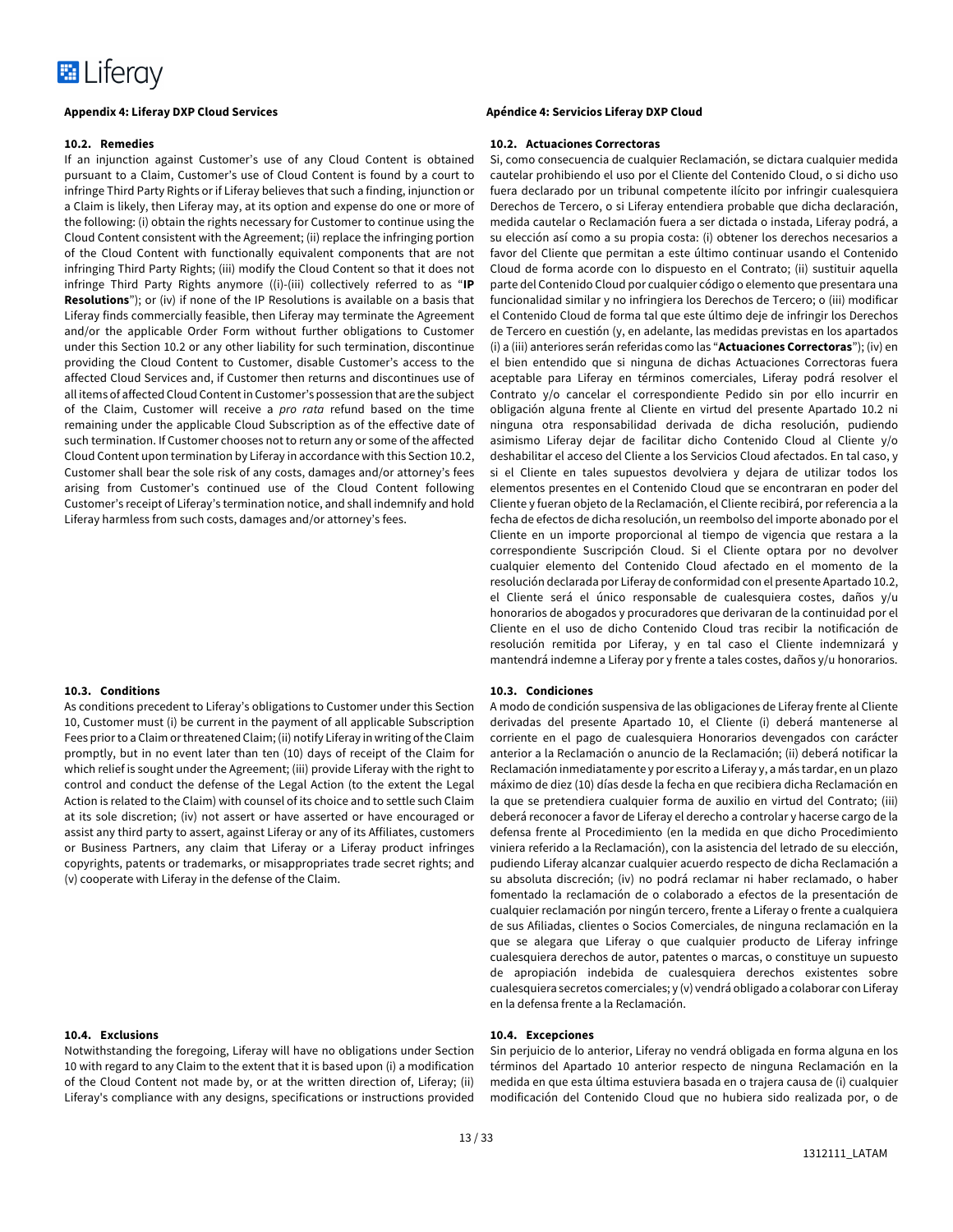**Appendix 4: Liferay DXP Cloud Services**

**10.2. Remedies**

If an injunction against Customer's use of any Cloud Content is obtained pursuant to a Claim, Customer's use of Cloud Content is found by a court to infringe Third Party Rights or if Liferay believes that such a finding, injunction or a Claim is likely, then Liferay may, at its option and expense do one or more of the following: (i) obtain the rights necessary for Customer to continue using the Cloud Content consistent with the Agreement; (ii) replace the infringing portion of the Cloud Content with functionally equivalent components that are not infringing Third Party Rights; (iii) modify the Cloud Content so that it does not infringe Third Party Rights anymore ((i)-(iii) collectively referred to as "**IP Resolutions**"); or (iv) if none of the IP Resolutions is available on a basis that Liferay finds commercially feasible, then Liferay may terminate the Agreement and/or the applicable Order Form without further obligations to Customer under this Section 10.2 or any other liability for such termination, discontinue providing the Cloud Content to Customer, disable Customer's access to the affected Cloud Services and, if Customer then returns and discontinues use of all items of affected Cloud Content in Customer's possession that are the subject of the Claim, Customer will receive a *pro rata* refund based on the time remaining under the applicable Cloud Subscription as of the effective date of such termination. If Customer chooses not to return any or some of the affected Cloud Content upon termination by Liferay in accordance with this Section 10.2, Customer shall bear the sole risk of any costs, damages and/or attorney's fees arising from Customer's continued use of the Cloud Content following Customer's receipt of Liferay's termination notice, and shall indemnify and hold Liferay harmless from such costs, damages and/or attorney's fees.

**10.3. Conditions**

As conditions precedent to Liferay's obligations to Customer under this Section 10, Customer must (i) be current in the payment of all applicable Subscription Fees prior to a Claim or threatened Claim; (ii) notify Liferay in writing of the Claim promptly, but in no event later than ten (10) days of receipt of the Claim for which relief is sought under the Agreement; (iii) provide Liferay with the right to control and conduct the defense of the Legal Action (to the extent the Legal Action is related to the Claim) with counsel of its choice and to settle such Claim at its sole discretion; (iv) not assert or have asserted or have encouraged or assist any third party to assert, against Liferay or any of its Affiliates, customers or Business Partners, any claim that Liferay or a Liferay product infringes copyrights, patents or trademarks, or misappropriates trade secret rights; and (v) cooperate with Liferay in the defense of the Claim.

**10.4. Exclusions**

Notwithstanding the foregoing, Liferay will have no obligations under Section 10 with regard to any Claim to the extent that it is based upon (i) a modification of the Cloud Content not made by, or at the written direction of, Liferay; (ii) Liferay's compliance with any designs, specifications or instructions provided

**Apéndice 4: Servicios Liferay DXP Cloud**

**10.2. Actuaciones Correctoras**

Si, como consecuencia de cualquier Reclamación, se dictara cualquier medida cautelar prohibiendo el uso por el Cliente del Contenido Cloud, o si dicho uso fuera declarado por un tribunal competente ilícito por infringir cualesquiera Derechos de Tercero, o si Liferay entendiera probable que dicha declaración, medida cautelar o Reclamación fuera a ser dictada o instada, Liferay podrá, a su elección así como a su propia costa: (i) obtener los derechos necesarios a favor del Cliente que permitan a este último continuar usando el Contenido Cloud de forma acorde con lo dispuesto en el Contrato; (ii) sustituir aquella parte del Contenido Cloud por cualquier código o elemento que presentara una funcionalidad similar y no infringiera los Derechos de Tercero; o (iii) modificar el Contenido Cloud de forma tal que este último deje de infringir los Derechos de Tercero en cuestión (y, en adelante, las medidas previstas en los apartados (i) a (iii) anteriores serán referidas como las "**Actuaciones Correctoras**"); (iv) en el bien entendido que si ninguna de dichas Actuaciones Correctoras fuera aceptable para Liferay en términos comerciales, Liferay podrá resolver el Contrato y/o cancelar el correspondiente Pedido sin por ello incurrir en obligación alguna frente al Cliente en virtud del presente Apartado 10.2 ni ninguna otra responsabilidad derivada de dicha resolución, pudiendo asimismo Liferay dejar de facilitar dicho Contenido Cloud al Cliente y/o deshabilitar el acceso del Cliente a los Servicios Cloud afectados. En tal caso, y si el Cliente en tales supuestos devolviera y dejara de utilizar todos los elementos presentes en el Contenido Cloud que se encontraran en poder del Cliente y fueran objeto de la Reclamación, el Cliente recibirá, por referencia a la fecha de efectos de dicha resolución, un reembolso del importe abonado por el Cliente en un importe proporcional al tiempo de vigencia que restara a la correspondiente Suscripción Cloud. Si el Cliente optara por no devolver cualquier elemento del Contenido Cloud afectado en el momento de la resolución declarada por Liferay de conformidad con el presente Apartado 10.2, el Cliente será el único responsable de cualesquiera costes, daños y/u honorarios de abogados y procuradores que derivaran de la continuidad por el Cliente en el uso de dicho Contenido Cloud tras recibir la notificación de resolución remitida por Liferay, y en tal caso el Cliente indemnizará y mantendrá indemne a Liferay por y frente a tales costes, daños y/u honorarios.

**10.3. Condiciones**

A modo de condición suspensiva de las obligaciones de Liferay frente al Cliente derivadas del presente Apartado 10, el Cliente (i) deberá mantenerse al corriente en el pago de cualesquiera Honorarios devengados con carácter anterior a la Reclamación o anuncio de la Reclamación; (ii) deberá notificar la Reclamación inmediatamente y por escrito a Liferay y, a más tardar, en un plazo máximo de diez (10) días desde la fecha en que recibiera dicha Reclamación en la que se pretendiera cualquier forma de auxilio en virtud del Contrato; (iii) deberá reconocer a favor de Liferay el derecho a controlar y hacerse cargo de la defensa frente al Procedimiento (en la medida en que dicho Procedimiento viniera referido a la Reclamación), con la asistencia del letrado de su elección, pudiendo Liferay alcanzar cualquier acuerdo respecto de dicha Reclamación a su absoluta discreción; (iv) no podrá reclamar ni haber reclamado, o haber fomentado la reclamación de o colaborado a efectos de la presentación de cualquier reclamación por ningún tercero, frente a Liferay o frente a cualquiera de sus Afiliadas, clientes o Socios Comerciales, de ninguna reclamación en la que se alegara que Liferay o que cualquier producto de Liferay infringe cualesquiera derechos de autor, patentes o marcas, o constituye un supuesto de apropiación indebida de cualesquiera derechos existentes sobre cualesquiera secretos comerciales; y (v) vendrá obligado a colaborar con Liferay en la defensa frente a la Reclamación.

**10.4. Excepciones**

Sin perjuicio de lo anterior, Liferay no vendrá obligada en forma alguna en los términos del Apartado 10 anterior respecto de ninguna Reclamación en la medida en que esta última estuviera basada en o trajera causa de (i) cualquier modificación del Contenido Cloud que no hubiera sido realizada por, o de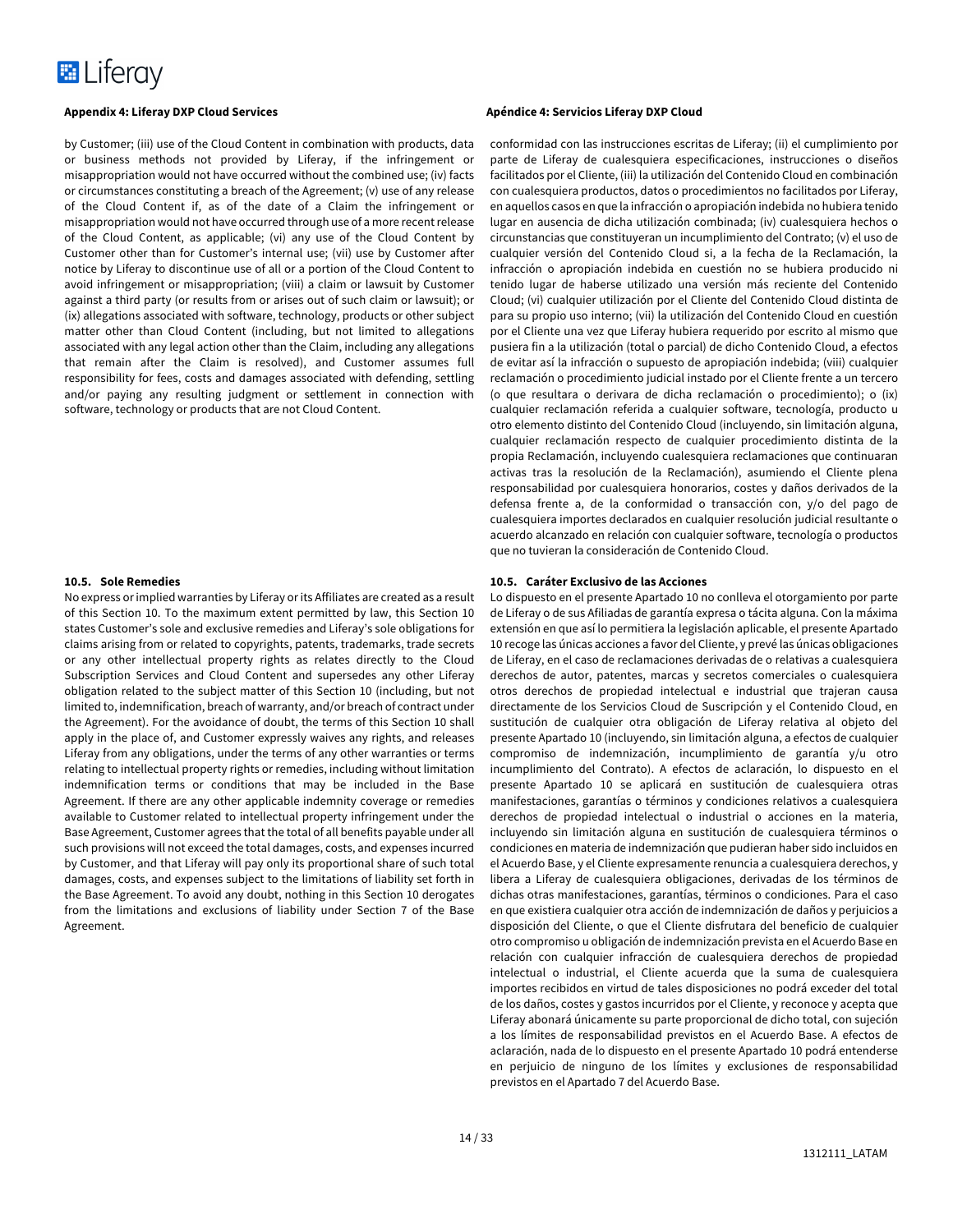### Appendix 4: Liferay DXP Cloud Services

by Customer; (iii) use of the Cloud Content in combination with products, data or business methods not provided by Liferay, if the infringement or misappropriation would not have occurred without the combined use; (iv) facts or circumstances constituting a breach of the Agreement; (v) use of any release of the Cloud Content if, as of the date of a Claim the infringement or misappropriation would not have occurred through use of a more recent release of the Cloud Content, as applicable; (vi) any use of the Cloud Content by Customer other than for Customer's internal use; (vii) use by Customer after notice by Liferay to discontinue use of all or a portion of the Cloud Content to avoid infringement or misappropriation; (viii) a claim or lawsuit by Customer against a third party (or results from or arises out of such claim or lawsuit); or (ix) allegations associated with software, technology, products or other subject matter other than Cloud Content (including, but not limited to allegations associated with any legal action other than the Claim, including any allegations that remain after the Claim is resolved), and Customer assumes full responsibility for fees, costs and damages associated with defending, settling and/or paying any resulting judgment or settlement in connection with software, technology or products that are not Cloud Content.

**10.5. Sole Remedies**

No express or implied warranties by Liferay or its Affiliates are created as a result of this Section 10. To the maximum extent permitted by law, this Section 10 states Customer's sole and exclusive remedies and Liferay's sole obligations for claims arising from or related to copyrights, patents, trademarks, trade secrets or any other intellectual property rights as relates directly to the Cloud Subscription Services and Cloud Content and supersedes any other Liferay obligation related to the subject matter of this Section 10 (including, but not limited to, indemnification, breach of warranty, and/or breach of contract under the Agreement). For the avoidance of doubt, the terms of this Section 10 shall apply in the place of, and Customer expressly waives any rights, and releases Liferay from any obligations, under the terms of any other warranties or terms relating to intellectual property rights or remedies, including without limitation indemnification terms or conditions that may be included in the Base Agreement. If there are any other applicable indemnity coverage or remedies available to Customer related to intellectual property infringement under the Base Agreement, Customer agrees that the total of all benefits payable under all such provisions will not exceed the total damages, costs, and expenses incurred by Customer, and that Liferay will pay only its proportional share of such total damages, costs, and expenses subject to the limitations of liability set forth in the Base Agreement. To avoid any doubt, nothing in this Section 10 derogates from the limitations and exclusions of liability under Section 7 of the Base Agreement.

### Apéndice 4: Servicios Liferay DXP Cloud

conformidad con las instrucciones escritas de Liferay; (ii) el cumplimiento por parte de Liferay de cualesquiera especificaciones, instrucciones o diseños facilitados por el Cliente, (iii) la utilización del Contenido Cloud en combinación con cualesquiera productos, datos o procedimientos no facilitados por Liferay, en aquellos casos en que la infracción o apropiación indebida no hubiera tenido lugar en ausencia de dicha utilización combinada; (iv) cualesquiera hechos o circunstancias que constituyeran un incumplimiento del Contrato; (v) el uso de cualquier versión del Contenido Cloud si, a la fecha de la Reclamación, la infracción o apropiación indebida en cuestión no se hubiera producido ni tenido lugar de haberse utilizado una versión más reciente del Contenido Cloud; (vi) cualquier utilización por el Cliente del Contenido Cloud distinta de para su propio uso interno; (vii) la utilización del Contenido Cloud en cuestión por el Cliente una vez que Liferay hubiera requerido por escrito al mismo que pusiera fin a la utilización (total o parcial) de dicho Contenido Cloud, a efectos de evitar así la infracción o supuesto de apropiación indebida; (viii) cualquier reclamación o procedimiento judicial instado por el Cliente frente a un tercero (o que resultara o derivara de dicha reclamación o procedimiento); o (ix) cualquier reclamación referida a cualquier software, tecnología, producto u otro elemento distinto del Contenido Cloud (incluyendo, sin limitación alguna, cualquier reclamación respecto de cualquier procedimiento distinta de la propia Reclamación, incluyendo cualesquiera reclamaciones que continuaran activas tras la resolución de la Reclamación), asumiendo el Cliente plena responsabilidad por cualesquiera honorarios, costes y daños derivados de la defensa frente a, de la conformidad o transacción con, y/o del pago de cualesquiera importes declarados en cualquier resolución judicial resultante o acuerdo alcanzado en relación con cualquier software, tecnología o productos que no tuvieran la consideración de Contenido Cloud.

**10.5. Caráter Exclusivo de las Acciones**

Lo dispuesto en el presente Apartado 10 no conlleva el otorgamiento por parte de Liferay o de sus Afiliadas de garantía expresa o tácita alguna. Con la máxima extensión en que así lo permitiera la legislación aplicable, el presente Apartado 10 recoge las únicas acciones a favor del Cliente, y prevé las únicas obligaciones de Liferay, en el caso de reclamaciones derivadas de o relativas a cualesquiera derechos de autor, patentes, marcas y secretos comerciales o cualesquiera otros derechos de propiedad intelectual e industrial que trajeran causa directamente de los Servicios Cloud de Suscripción y el Contenido Cloud, en sustitución de cualquier otra obligación de Liferay relativa al objeto del presente Apartado 10 (incluyendo, sin limitación alguna, a efectos de cualquier compromiso de indemnización, incumplimiento de garantía y/u otro incumplimiento del Contrato). A efectos de aclaración, lo dispuesto en el presente Apartado 10 se aplicará en sustitución de cualesquiera otras manifestaciones, garantías o términos y condiciones relativos a cualesquiera derechos de propiedad intelectual o industrial o acciones en la materia, incluyendo sin limitación alguna en sustitución de cualesquiera términos o condiciones en materia de indemnización que pudieran haber sido incluidos en el Acuerdo Base, y el Cliente expresamente renuncia a cualesquiera derechos, y libera a Liferay de cualesquiera obligaciones, derivadas de los términos de dichas otras manifestaciones, garantías, términos o condiciones. Para el caso en que existiera cualquier otra acción de indemnización de daños y perjuicios a disposición del Cliente, o que el Cliente disfrutara del beneficio de cualquier otro compromiso u obligación de indemnización prevista en el Acuerdo Base en relación con cualquier infracción de cualesquiera derechos de propiedad intelectual o industrial, el Cliente acuerda que la suma de cualesquiera importes recibidos en virtud de tales disposiciones no podrá exceder del total de los daños, costes y gastos incurridos por el Cliente, y reconoce y acepta que Liferay abonará únicamente su parte proporcional de dicho total, con sujeción a los límites de responsabilidad previstos en el Acuerdo Base. A efectos de aclaración, nada de lo dispuesto en el presente Apartado 10 podrá entenderse en perjuicio de ninguno de los límites y exclusiones de responsabilidad previstos en el Apartado 7 del Acuerdo Base.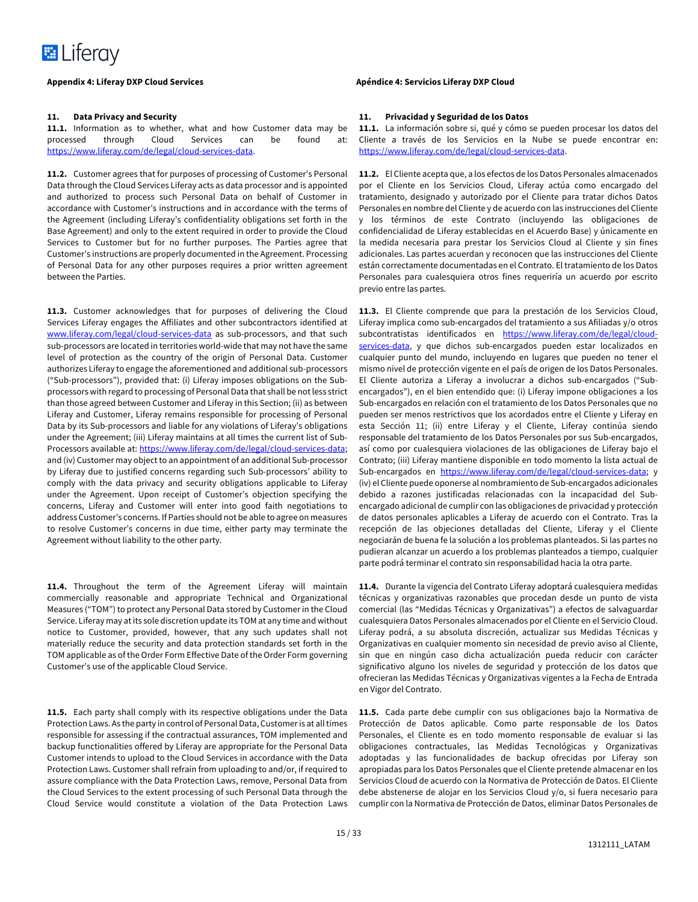## Appendix 4: Liferay DXP Cloud Services

### 11. Data Privacy and Security

**11.1.** Information as to whether, what and how Customer data may be processed through Cloud Services can be found at: https://www.liferay.com/de/legal/cloud-services-data.

**11.2.** Customer agrees that for purposes of processing of Customer's Personal Data through the Cloud Services Liferay acts as data processor and is appointed and authorized to process such Personal Data on behalf of Customer in accordance with Customer's instructions and in accordance with the terms of the Agreement (including Liferay's confidentiality obligations set forth in the Base Agreement) and only to the extent required in order to provide the Cloud Services to Customer but for no further purposes. The Parties agree that Customer's instructions are properly documented in the Agreement. Processing of Personal Data for any other purposes requires a prior written agreement between the Parties.

**11.3.** Customer acknowledges that for purposes of delivering the Cloud Services Liferay engages the Affiliates and other subcontractors identified at www.liferay.com/legal/cloud-services-data as sub-processors, and that such sub-processors are located in territories world-wide that may not have the same level of protection as the country of the origin of Personal Data. Customer authorizes Liferay to engage the aforementioned and additional sub-processors ("Sub-processors"), provided that: (i) Liferay imposes obligations on the Sub-processors with regard to processing of Personal Data that shall be not less strict than those agreed between Customer and Liferay in this Section; (ii) as between Liferay and Customer, Liferay remains responsible for processing of Personal Data by its Sub-processors and liable for any violations of Liferay's obligations under the Agreement; (iii) Liferay maintains at all times the current list of Sub-Processors available at: https://www.liferay.com/de/legal/cloud-services-data; and (iv) Customer may object to an appointment of an additional Sub-processor by Liferay due to justified concerns regarding such Sub-processors' ability to comply with the data privacy and security obligations applicable to Liferay under the Agreement. Upon receipt of Customer's objection specifying the concerns, Liferay and Customer will enter into good faith negotiations to address Customer's concerns. If Parties should not be able to agree on measures to resolve Customer's concerns in due time, either party may terminate the Agreement without liability to the other party.

**11.4.** Throughout the term of the Agreement Liferay will maintain commercially reasonable and appropriate Technical and Organizational Measures ("TOM") to protect any Personal Data stored by Customer in the Cloud Service. Liferay may at its sole discretion update its TOM at any time and without notice to Customer, provided, however, that any such updates shall not materially reduce the security and data protection standards set forth in the TOM applicable as of the Order Form Effective Date of the Order Form governing Customer's use of the applicable Cloud Service.

**11.5.** Each party shall comply with its respective obligations under the Data Protection Laws. As the party in control of Personal Data, Customer is at all times responsible for assessing if the contractual assurances, TOM implemented and backup functionalities offered by Liferay are appropriate for the Personal Data Customer intends to upload to the Cloud Services in accordance with the Data Protection Laws. Customer shall refrain from uploading to and/or, if required to assure compliance with the Data Protection Laws, remove, Personal Data from the Cloud Services to the extent processing of such Personal Data through the Cloud Service would constitute a violation of the Data Protection Laws

## Apéndice 4: Servicios Liferay DXP Cloud

### 11. Privacidad y Seguridad de los Datos

**11.1.** La información sobre si, qué y cómo se pueden procesar los datos del Cliente a través de los Servicios en la Nube se puede encontrar en: https://www.liferay.com/de/legal/cloud-services-data.

**11.2.** El Cliente acepta que, a los efectos de los Datos Personales almacenados por el Cliente en los Servicios Cloud, Liferay actúa como encargado del tratamiento, designado y autorizado por el Cliente para tratar dichos Datos Personales en nombre del Cliente y de acuerdo con las instrucciones del Cliente y los términos de este Contrato (incluyendo las obligaciones de confidencialidad de Liferay establecidas en el Acuerdo Base) y únicamente en la medida necesaria para prestar los Servicios Cloud al Cliente y sin fines adicionales. Las partes acuerdan y reconocen que las instrucciones del Cliente están correctamente documentadas en el Contrato. El tratamiento de los Datos Personales para cualesquiera otros fines requeriría un acuerdo por escrito previo entre las partes.

**11.3.** El Cliente comprende que para la prestación de los Servicios Cloud, Liferay implica como sub-encargados del tratamiento a sus Afiliadas y/o otros subcontratistas identificados en https://www.liferay.com/de/legal/cloud-services-data, y que dichos sub-encargados pueden estar localizados en cualquier punto del mundo, incluyendo en lugares que pueden no tener el mismo nivel de protección vigente en el país de origen de los Datos Personales. El Cliente autoriza a Liferay a involucrar a dichos sub-encargados ("Sub-encargados"), en el bien entendido que: (i) Liferay impone obligaciones a los Sub-encargados en relación con el tratamiento de los Datos Personales que no pueden ser menos restrictivos que los acordados entre el Cliente y Liferay en esta Sección 11; (ii) entre Liferay y el Cliente, Liferay continúa siendo responsable del tratamiento de los Datos Personales por sus Sub-encargados, así como por cualesquiera violaciones de las obligaciones de Liferay bajo el Contrato; (iii) Liferay mantiene disponible en todo momento la lista actual de Sub-encargados en https://www.liferay.com/de/legal/cloud-services-data; y (iv) el Cliente puede oponerse al nombramiento de Sub-encargados adicionales debido a razones justificadas relacionadas con la incapacidad del Sub-encargado adicional de cumplir con las obligaciones de privacidad y protección de datos personales aplicables a Liferay de acuerdo con el Contrato. Tras la recepción de las objeciones detalladas del Cliente, Liferay y el Cliente negociarán de buena fe la solución a los problemas planteados. Si las partes no pudieran alcanzar un acuerdo a los problemas planteados a tiempo, cualquier parte podrá terminar el contrato sin responsabilidad hacia la otra parte.

**11.4.** Durante la vigencia del Contrato Liferay adoptará cualesquiera medidas técnicas y organizativas razonables que procedan desde un punto de vista comercial (las "Medidas Técnicas y Organizativas") a efectos de salvaguardar cualesquiera Datos Personales almacenados por el Cliente en el Servicio Cloud. Liferay podrá, a su absoluta discreción, actualizar sus Medidas Técnicas y Organizativas en cualquier momento sin necesidad de previo aviso al Cliente, sin que en ningún caso dicha actualización pueda reducir con carácter significativo alguno los niveles de seguridad y protección de los datos que ofrecieran las Medidas Técnicas y Organizativas vigentes a la Fecha de Entrada en Vigor del Contrato.

**11.5.** Cada parte debe cumplir con sus obligaciones bajo la Normativa de Protección de Datos aplicable. Como parte responsable de los Datos Personales, el Cliente es en todo momento responsable de evaluar si las obligaciones contractuales, las Medidas Tecnológicas y Organizativas adoptadas y las funcionalidades de backup ofrecidas por Liferay son apropiadas para los Datos Personales que el Cliente pretende almacenar en los Servicios Cloud de acuerdo con la Normativa de Protección de Datos. El Cliente debe abstenerse de alojar en los Servicios Cloud y/o, si fuera necesario para cumplir con la Normativa de Protección de Datos, eliminar Datos Personales de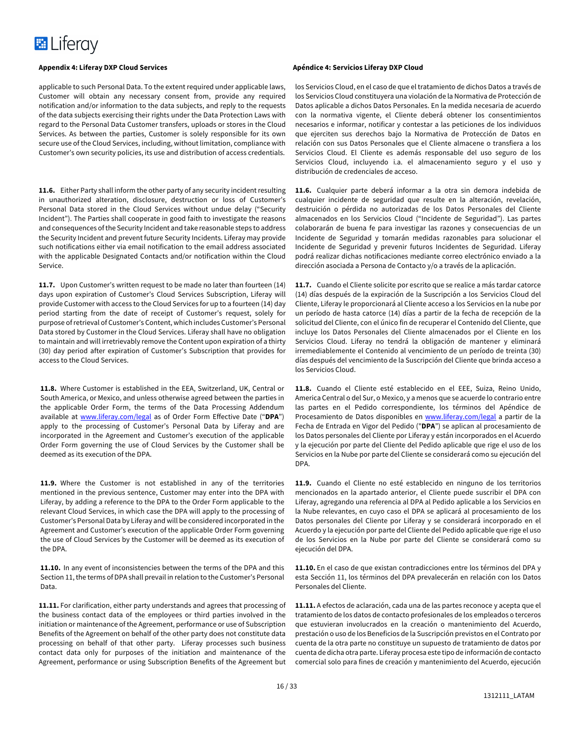**Appendix 4: Liferay DXP Cloud Services**

applicable to such Personal Data. To the extent required under applicable laws, Customer will obtain any necessary consent from, provide any required notification and/or information to the data subjects, and reply to the requests of the data subjects exercising their rights under the Data Protection Laws with regard to the Personal Data Customer transfers, uploads or stores in the Cloud Services. As between the parties, Customer is solely responsible for its own secure use of the Cloud Services, including, without limitation, compliance with Customer's own security policies, its use and distribution of access credentials.

**11.6.** Either Party shall inform the other party of any security incident resulting in unauthorized alteration, disclosure, destruction or loss of Customer's Personal Data stored in the Cloud Services without undue delay ("Security Incident"). The Parties shall cooperate in good faith to investigate the reasons and consequences of the Security Incident and take reasonable steps to address the Security Incident and prevent future Security Incidents. Liferay may provide such notifications either via email notification to the email address associated with the applicable Designated Contacts and/or notification within the Cloud Service.

**11.7.** Upon Customer's written request to be made no later than fourteen (14) days upon expiration of Customer's Cloud Services Subscription, Liferay will provide Customer with access to the Cloud Services for up to a fourteen (14) day period starting from the date of receipt of Customer's request, solely for purpose of retrieval of Customer's Content, which includes Customer's Personal Data stored by Customer in the Cloud Services. Liferay shall have no obligation to maintain and will irretrievably remove the Content upon expiration of a thirty (30) day period after expiration of Customer's Subscription that provides for access to the Cloud Services.

**11.8.** Where Customer is established in the EEA, Switzerland, UK, Central or South America, or Mexico, and unless otherwise agreed between the parties in the applicable Order Form, the terms of the Data Processing Addendum available at www.liferay.com/legal as of Order Form Effective Date ("**DPA**") apply to the processing of Customer's Personal Data by Liferay and are incorporated in the Agreement and Customer's execution of the applicable Order Form governing the use of Cloud Services by the Customer shall be deemed as its execution of the DPA.

**11.9.** Where the Customer is not established in any of the territories mentioned in the previous sentence, Customer may enter into the DPA with Liferay, by adding a reference to the DPA to the Order Form applicable to the relevant Cloud Services, in which case the DPA will apply to the processing of Customer's Personal Data by Liferay and will be considered incorporated in the Agreement and Customer's execution of the applicable Order Form governing the use of Cloud Services by the Customer will be deemed as its execution of the DPA.

**11.10.** In any event of inconsistencies between the terms of the DPA and this Section 11, the terms of DPA shall prevail in relation to the Customer's Personal Data.

**11.11.** For clarification, either party understands and agrees that processing of the business contact data of the employees or third parties involved in the initiation or maintenance of the Agreement, performance or use of Subscription Benefits of the Agreement on behalf of the other party does not constitute data processing on behalf of that other party. Liferay processes such business contact data only for purposes of the initiation and maintenance of the Agreement, performance or using Subscription Benefits of the Agreement but

**Apéndice 4: Servicios Liferay DXP Cloud**

los Servicios Cloud, en el caso de que el tratamiento de dichos Datos a través de los Servicios Cloud constituyera una violación de la Normativa de Protección de Datos aplicable a dichos Datos Personales. En la medida necesaria de acuerdo con la normativa vigente, el Cliente deberá obtener los consentimientos necesarios e informar, notificar y contestar a las peticiones de los individuos que ejerciten sus derechos bajo la Normativa de Protección de Datos en relación con sus Datos Personales que el Cliente almacene o transfiera a los Servicios Cloud. El Cliente es además responsable del uso seguro de los Servicios Cloud, incluyendo i.a. el almacenamiento seguro y el uso y distribución de credenciales de acceso.

**11.6.** Cualquier parte deberá informar a la otra sin demora indebida de cualquier incidente de seguridad que resulte en la alteración, revelación, destrución o pérdida no autorizadas de los Datos Personales del Cliente almacenados en los Servicios Cloud ("Incidente de Seguridad"). Las partes colaborarán de buena fe para investigar las razones y consecuencias de un Incidente de Seguridad y tomarán medidas razonables para solucionar el Incidente de Seguridad y prevenir futuros Incidentes de Seguridad. Liferay podrá realizar dichas notificaciones mediante correo electrónico enviado a la dirección asociada a Persona de Contacto y/o a través de la aplicación.

**11.7.** Cuando el Cliente solicite por escrito que se realice a más tardar catorce (14) días después de la expiración de la Suscripción a los Servicios Cloud del Cliente, Liferay le proporcionará al Cliente acceso a los Servicios en la nube por un período de hasta catorce (14) días a partir de la fecha de recepción de la solicitud del Cliente, con el único fin de recuperar el Contenido del Cliente, que incluye los Datos Personales del Cliente almacenados por el Cliente en los Servicios Cloud. Liferay no tendrá la obligación de mantener y eliminará irremediablemente el Contenido al vencimiento de un período de treinta (30) días después del vencimiento de la Suscripción del Cliente que brinda acceso a los Servicios Cloud.

**11.8.** Cuando el Cliente esté establecido en el EEE, Suiza, Reino Unido, America Central o del Sur, o Mexico, y a menos que se acuerde lo contrario entre las partes en el Pedido correspondiente, los términos del Apéndice de Procesamiento de Datos disponibles en www.liferay.com/legal a partir de la Fecha de Entrada en Vigor del Pedido ("**DPA**") se aplican al procesamiento de los Datos personales del Cliente por Liferay y están incorporados en el Acuerdo y la ejecución por parte del Cliente del Pedido aplicable que rige el uso de los Servicios en la Nube por parte del Cliente se considerará como su ejecución del DPA.

**11.9.** Cuando el Cliente no esté establecido en ninguno de los territorios mencionados en la apartado anterior, el Cliente puede suscribir el DPA con Liferay, agregando una referencia al DPA al Pedido aplicable a los Servicios en la Nube relevantes, en cuyo caso el DPA se aplicará al procesamiento de los Datos personales del Cliente por Liferay y se considerará incorporado en el Acuerdo y la ejecución por parte del Cliente del Pedido aplicable que rige el uso de los Servicios en la Nube por parte del Cliente se considerará como su ejecución del DPA.

**11.10.** En el caso de que existan contradicciones entre los términos del DPA y esta Sección 11, los términos del DPA prevalecerán en relación con los Datos Personales del Cliente.

**11.11.** A efectos de aclaración, cada una de las partes reconoce y acepta que el tratamiento de los datos de contacto profesionales de los empleados o terceros que estuvieran involucrados en la creación o mantenimiento del Acuerdo, prestación o uso de los Beneficios de la Suscripción previstos en el Contrato por cuenta de la otra parte no constituye un supuesto de tratamiento de datos por cuenta de dicha otra parte. Liferay procesa este tipo de información de contacto comercial solo para fines de creación y mantenimiento del Acuerdo, ejecución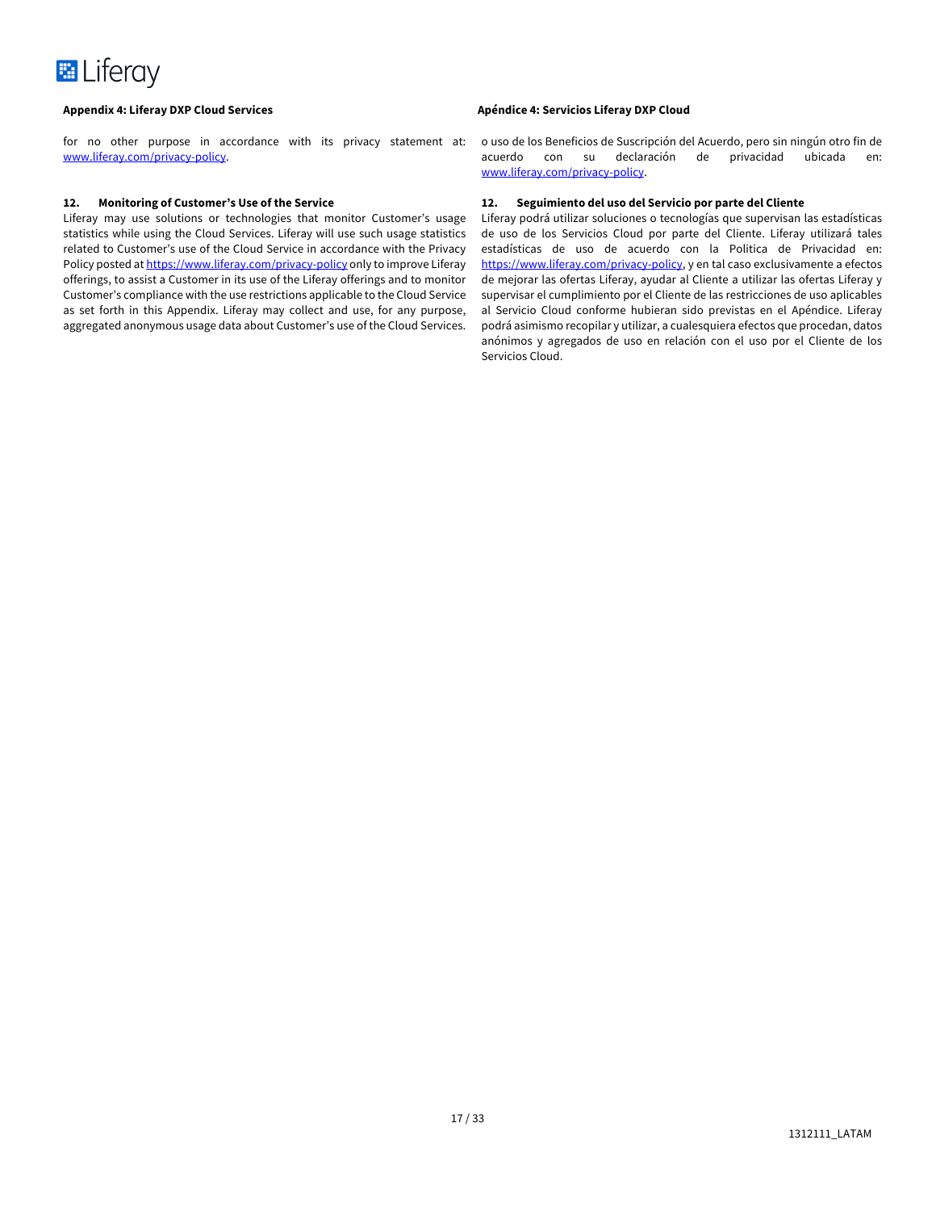**Appendix 4: Liferay DXP Cloud Services**

for no other purpose in accordance with its privacy statement at: www.liferay.com/privacy-policy.

**12. Monitoring of Customer's Use of the Service**

Liferay may use solutions or technologies that monitor Customer's usage statistics while using the Cloud Services. Liferay will use such usage statistics related to Customer's use of the Cloud Service in accordance with the Privacy Policy posted at https://www.liferay.com/privacy-policy only to improve Liferay offerings, to assist a Customer in its use of the Liferay offerings and to monitor Customer's compliance with the use restrictions applicable to the Cloud Service as set forth in this Appendix. Liferay may collect and use, for any purpose, aggregated anonymous usage data about Customer's use of the Cloud Services.

**Apéndice 4: Servicios Liferay DXP Cloud**

o uso de los Beneficios de Suscripción del Acuerdo, pero sin ningún otro fin de acuerdo con su declaración de privacidad ubicada en: www.liferay.com/privacy-policy.

**12. Seguimiento del uso del Servicio por parte del Cliente**

Liferay podrá utilizar soluciones o tecnologías que supervisan las estadísticas de uso de los Servicios Cloud por parte del Cliente. Liferay utilizará tales estadísticas de uso de acuerdo con la Politica de Privacidad en: https://www.liferay.com/privacy-policy, y en tal caso exclusivamente a efectos de mejorar las ofertas Liferay, ayudar al Cliente a utilizar las ofertas Liferay y supervisar el cumplimiento por el Cliente de las restricciones de uso aplicables al Servicio Cloud conforme hubieran sido previstas en el Apéndice. Liferay podrá asimismo recopilar y utilizar, a cualesquiera efectos que procedan, datos anónimos y agregados de uso en relación con el uso por el Cliente de los Servicios Cloud.

1312111_LATAM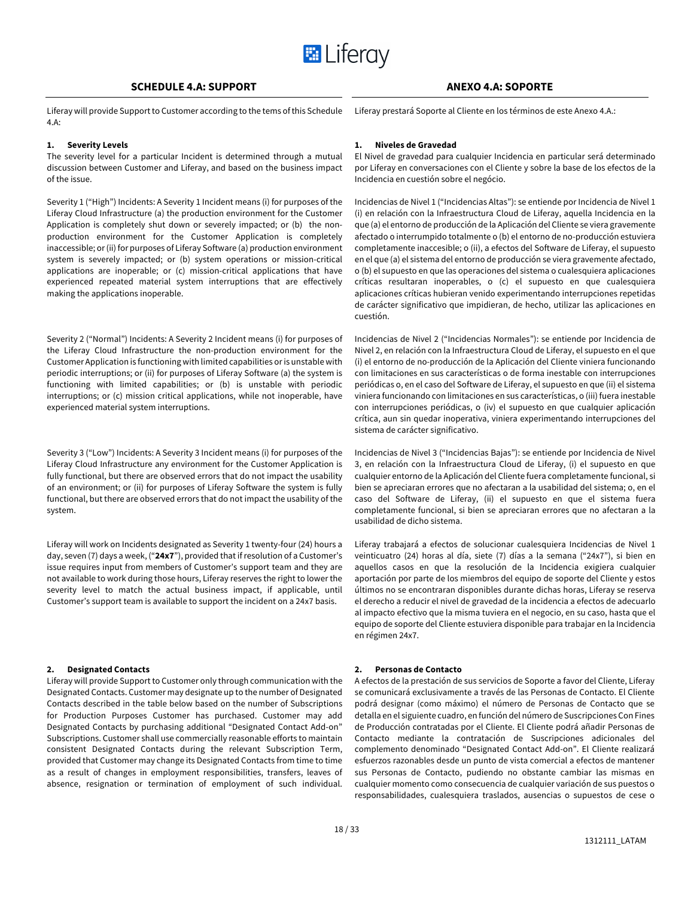## SCHEDULE 4.A: SUPPORT

Liferay will provide Support to Customer according to the tems of this Schedule 4.A:

**1. Severity Levels**

The severity level for a particular Incident is determined through a mutual discussion between Customer and Liferay, and based on the business impact of the issue.

Severity 1 ("High") Incidents: A Severity 1 Incident means (i) for purposes of the Liferay Cloud Infrastructure (a) the production environment for the Customer Application is completely shut down or severely impacted; or (b) the non-production environment for the Customer Application is completely inaccessible; or (ii) for purposes of Liferay Software (a) production environment system is severely impacted; or (b) system operations or mission-critical applications are inoperable; or (c) mission-critical applications that have experienced repeated material system interruptions that are effectively making the applications inoperable.

Severity 2 ("Normal") Incidents: A Severity 2 Incident means (i) for purposes of the Liferay Cloud Infrastructure the non-production environment for the Customer Application is functioning with limited capabilities or is unstable with periodic interruptions; or (ii) for purposes of Liferay Software (a) the system is functioning with limited capabilities; or (b) is unstable with periodic interruptions; or (c) mission critical applications, while not inoperable, have experienced material system interruptions.

Severity 3 ("Low") Incidents: A Severity 3 Incident means (i) for purposes of the Liferay Cloud Infrastructure any environment for the Customer Application is fully functional, but there are observed errors that do not impact the usability of an environment; or (ii) for purposes of Liferay Software the system is fully functional, but there are observed errors that do not impact the usability of the system.

Liferay will work on Incidents designated as Severity 1 twenty-four (24) hours a day, seven (7) days a week, ("**24x7**"), provided that if resolution of a Customer's issue requires input from members of Customer's support team and they are not available to work during those hours, Liferay reserves the right to lower the severity level to match the actual business impact, if applicable, until Customer's support team is available to support the incident on a 24x7 basis.

**2. Designated Contacts**

Liferay will provide Support to Customer only through communication with the Designated Contacts. Customer may designate up to the number of Designated Contacts described in the table below based on the number of Subscriptions for Production Purposes Customer has purchased. Customer may add Designated Contacts by purchasing additional "Designated Contact Add-on" Subscriptions. Customer shall use commercially reasonable efforts to maintain consistent Designated Contacts during the relevant Subscription Term, provided that Customer may change its Designated Contacts from time to time as a result of changes in employment responsibilities, transfers, leaves of absence, resignation or termination of employment of such individual.

## ANEXO 4.A: SOPORTE

Liferay prestará Soporte al Cliente en los términos de este Anexo 4.A.:

**1. Niveles de Gravedad**

El Nivel de gravedad para cualquier Incidencia en particular será determinado por Liferay en conversaciones con el Cliente y sobre la base de los efectos de la Incidencia en cuestión sobre el negócio.

Incidencias de Nivel 1 ("Incidencias Altas"): se entiende por Incidencia de Nivel 1 (i) en relación con la Infraestructura Cloud de Liferay, aquella Incidencia en la que (a) el entorno de producción de la Aplicación del Cliente se viera gravemente afectado o interrumpido totalmente o (b) el entorno de no-producción estuviera completamente inaccesible; o (ii), a efectos del Software de Liferay, el supuesto en el que (a) el sistema del entorno de producción se viera gravemente afectado, o (b) el supuesto en que las operaciones del sistema o cualesquiera aplicaciones críticas resultaran inoperables, o (c) el supuesto en que cualesquiera aplicaciones críticas hubieran venido experimentando interrupciones repetidas de carácter significativo que impidieran, de hecho, utilizar las aplicaciones en cuestión.

Incidencias de Nivel 2 ("Incidencias Normales"): se entiende por Incidencia de Nivel 2, en relación con la Infraestructura Cloud de Liferay, el supuesto en el que (i) el entorno de no-producción de la Aplicación del Cliente viniera funcionando con limitaciones en sus características o de forma inestable con interrupciones periódicas o, en el caso del Software de Liferay, el supuesto en que (ii) el sistema viniera funcionando con limitaciones en sus características, o (iii) fuera inestable con interrupciones periódicas, o (iv) el supuesto en que cualquier aplicación crítica, aun sin quedar inoperativa, viniera experimentando interrupciones del sistema de carácter significativo.

Incidencias de Nivel 3 ("Incidencias Bajas"): se entiende por Incidencia de Nivel 3, en relación con la Infraestructura Cloud de Liferay, (i) el supuesto en que cualquier entorno de la Aplicación del Cliente fuera completamente funcional, si bien se apreciaran errores que no afectaran a la usabilidad del sistema; o, en el caso del Software de Liferay, (ii) el supuesto en que el sistema fuera completamente funcional, si bien se apreciaran errores que no afectaran a la usabilidad de dicho sistema.

Liferay trabajará a efectos de solucionar cualesquiera Incidencias de Nivel 1 veinticuatro (24) horas al día, siete (7) días a la semana ("24x7"), si bien en aquellos casos en que la resolución de la Incidencia exigiera cualquier aportación por parte de los miembros del equipo de soporte del Cliente y estos últimos no se encontraran disponibles durante dichas horas, Liferay se reserva el derecho a reducir el nivel de gravedad de la incidencia a efectos de adecuarlo al impacto efectivo que la misma tuviera en el negocio, en su caso, hasta que el equipo de soporte del Cliente estuviera disponible para trabajar en la Incidencia en régimen 24x7.

**2. Personas de Contacto**

A efectos de la prestación de sus servicios de Soporte a favor del Cliente, Liferay se comunicará exclusivamente a través de las Personas de Contacto. El Cliente podrá designar (como máximo) el número de Personas de Contacto que se detalla en el siguiente cuadro, en función del número de Suscripciones Con Fines de Producción contratadas por el Cliente. El Cliente podrá añadir Personas de Contacto mediante la contratación de Suscripciones adicionales del complemento denominado "Designated Contact Add-on". El Cliente realizará esfuerzos razonables desde un punto de vista comercial a efectos de mantener sus Personas de Contacto, pudiendo no obstante cambiar las mismas en cualquier momento como consecuencia de cualquier variación de sus puestos o responsabilidades, cualesquiera traslados, ausencias o supuestos de cese o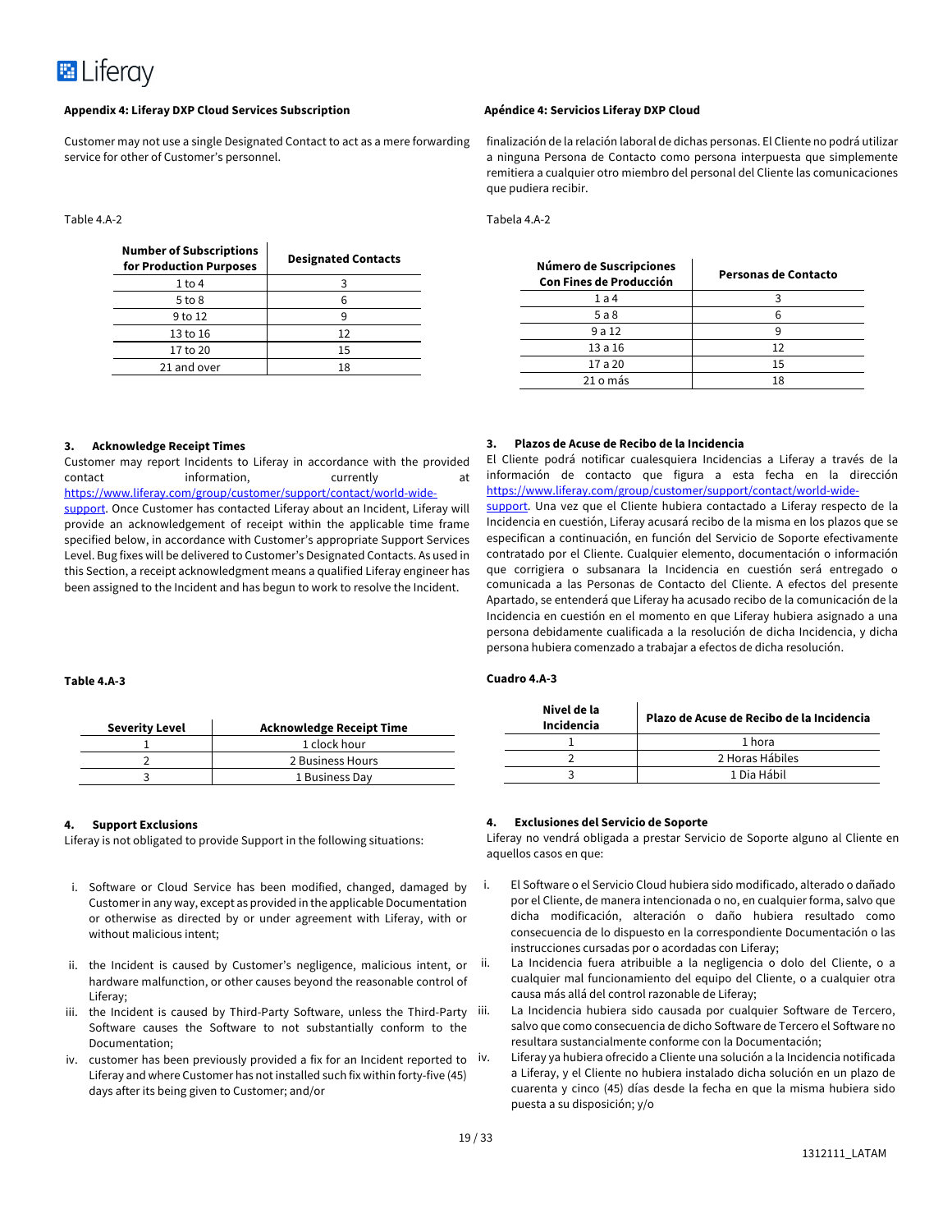**Appendix 4: Liferay DXP Cloud Services Subscription**

Customer may not use a single Designated Contact to act as a mere forwarding service for other of Customer's personnel.

Table 4.A-2

| Number of Subscriptions for Production Purposes | Designated Contacts |
|---|---|
| 1 to 4 | 3 |
| 5 to 8 | 6 |
| 9 to 12 | 9 |
| 13 to 16 | 12 |
| 17 to 20 | 15 |
| 21 and over | 18 |

**3. Acknowledge Receipt Times**

Customer may report Incidents to Liferay in accordance with the provided contact information, currently at https://www.liferay.com/group/customer/support/contact/world-wide-support. Once Customer has contacted Liferay about an Incident, Liferay will provide an acknowledgement of receipt within the applicable time frame specified below, in accordance with Customer's appropriate Support Services Level. Bug fixes will be delivered to Customer's Designated Contacts. As used in this Section, a receipt acknowledgment means a qualified Liferay engineer has been assigned to the Incident and has begun to work to resolve the Incident.

**Table 4.A-3**

| Severity Level | Acknowledge Receipt Time |
|---|---|
| 1 | 1 clock hour |
| 2 | 2 Business Hours |
| 3 | 1 Business Day |

**4. Support Exclusions**

Liferay is not obligated to provide Support in the following situations:

i. Software or Cloud Service has been modified, changed, damaged by Customer in any way, except as provided in the applicable Documentation or otherwise as directed by or under agreement with Liferay, with or without malicious intent;

ii. the Incident is caused by Customer's negligence, malicious intent, or hardware malfunction, or other causes beyond the reasonable control of Liferay;

iii. the Incident is caused by Third-Party Software, unless the Third-Party Software causes the Software to not substantially conform to the Documentation;

iv. customer has been previously provided a fix for an Incident reported to Liferay and where Customer has not installed such fix within forty-five (45) days after its being given to Customer; and/or

**Apéndice 4: Servicios Liferay DXP Cloud**

finalización de la relación laboral de dichas personas. El Cliente no podrá utilizar a ninguna Persona de Contacto como persona interpuesta que simplemente remitiera a cualquier otro miembro del personal del Cliente las comunicaciones que pudiera recibir.

Tabela 4.A-2

| Número de Suscripciones Con Fines de Producción | Personas de Contacto |
|---|---|
| 1 a 4 | 3 |
| 5 a 8 | 6 |
| 9 a 12 | 9 |
| 13 a 16 | 12 |
| 17 a 20 | 15 |
| 21 o más | 18 |

**3. Plazos de Acuse de Recibo de la Incidencia**

El Cliente podrá notificar cualesquiera Incidencias a Liferay a través de la información de contacto que figura a esta fecha en la dirección https://www.liferay.com/group/customer/support/contact/world-wide-support. Una vez que el Cliente hubiera contactado a Liferay respecto de la Incidencia en cuestión, Liferay acusará recibo de la misma en los plazos que se especifican a continuación, en función del Servicio de Soporte efectivamente contratado por el Cliente. Cualquier elemento, documentación o información que corrigiera o subsanara la Incidencia en cuestión será entregado o comunicada a las Personas de Contacto del Cliente. A efectos del presente Apartado, se entenderá que Liferay ha acusado recibo de la comunicación de la Incidencia en cuestión en el momento en que Liferay hubiera asignado a una persona debidamente cualificada a la resolución de dicha Incidencia, y dicha persona hubiera comenzado a trabajar a efectos de dicha resolución.

**Cuadro 4.A-3**

| Nivel de la Incidencia | Plazo de Acuse de Recibo de la Incidencia |
|---|---|
| 1 | 1 hora |
| 2 | 2 Horas Hábiles |
| 3 | 1 Dia Hábil |

**4. Exclusiones del Servicio de Soporte**

Liferay no vendrá obligada a prestar Servicio de Soporte alguno al Cliente en aquellos casos en que:

i. El Software o el Servicio Cloud hubiera sido modificado, alterado o dañado por el Cliente, de manera intencionada o no, en cualquier forma, salvo que dicha modificación, alteración o daño hubiera resultado como consecuencia de lo dispuesto en la correspondiente Documentación o las instrucciones cursadas por o acordadas con Liferay;

ii. La Incidencia fuera atribuible a la negligencia o dolo del Cliente, o a cualquier mal funcionamiento del equipo del Cliente, o a cualquier otra causa más allá del control razonable de Liferay;

iii. La Incidencia hubiera sido causada por cualquier Software de Tercero, salvo que como consecuencia de dicho Software de Tercero el Software no resultara sustancialmente conforme con la Documentación;

iv. Liferay ya hubiera ofrecido a Cliente una solución a la Incidencia notificada a Liferay, y el Cliente no hubiera instalado dicha solución en un plazo de cuarenta y cinco (45) días desde la fecha en que la misma hubiera sido puesta a su disposición; y/o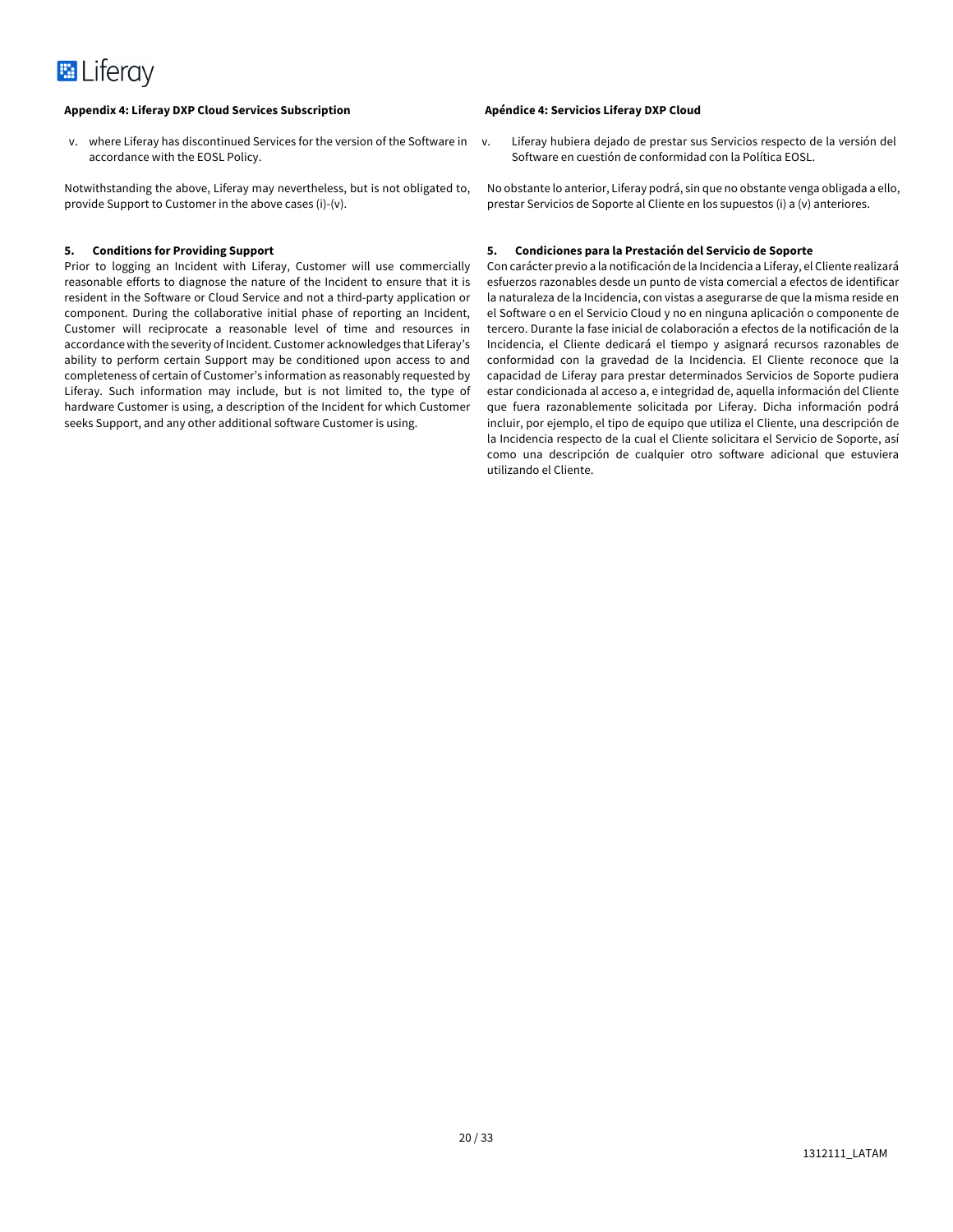**Appendix 4: Liferay DXP Cloud Services Subscription**

v. where Liferay has discontinued Services for the version of the Software in accordance with the EOSL Policy.

Notwithstanding the above, Liferay may nevertheless, but is not obligated to, provide Support to Customer in the above cases (i)-(v).

**5. Conditions for Providing Support**

Prior to logging an Incident with Liferay, Customer will use commercially reasonable efforts to diagnose the nature of the Incident to ensure that it is resident in the Software or Cloud Service and not a third-party application or component. During the collaborative initial phase of reporting an Incident, Customer will reciprocate a reasonable level of time and resources in accordance with the severity of Incident. Customer acknowledges that Liferay's ability to perform certain Support may be conditioned upon access to and completeness of certain of Customer's information as reasonably requested by Liferay. Such information may include, but is not limited to, the type of hardware Customer is using, a description of the Incident for which Customer seeks Support, and any other additional software Customer is using.

**Apéndice 4: Servicios Liferay DXP Cloud**

v. Liferay hubiera dejado de prestar sus Servicios respecto de la versión del Software en cuestión de conformidad con la Política EOSL.

No obstante lo anterior, Liferay podrá, sin que no obstante venga obligada a ello, prestar Servicios de Soporte al Cliente en los supuestos (i) a (v) anteriores.

**5. Condiciones para la Prestación del Servicio de Soporte**

Con carácter previo a la notificación de la Incidencia a Liferay, el Cliente realizará esfuerzos razonables desde un punto de vista comercial a efectos de identificar la naturaleza de la Incidencia, con vistas a asegurarse de que la misma reside en el Software o en el Servicio Cloud y no en ninguna aplicación o componente de tercero. Durante la fase inicial de colaboración a efectos de la notificación de la Incidencia, el Cliente dedicará el tiempo y asignará recursos razonables de conformidad con la gravedad de la Incidencia. El Cliente reconoce que la capacidad de Liferay para prestar determinados Servicios de Soporte pudiera estar condicionada al acceso a, e integridad de, aquella información del Cliente que fuera razonablemente solicitada por Liferay. Dicha información podrá incluir, por ejemplo, el tipo de equipo que utiliza el Cliente, una descripción de la Incidencia respecto de la cual el Cliente solicitara el Servicio de Soporte, así como una descripción de cualquier otro software adicional que estuviera utilizando el Cliente.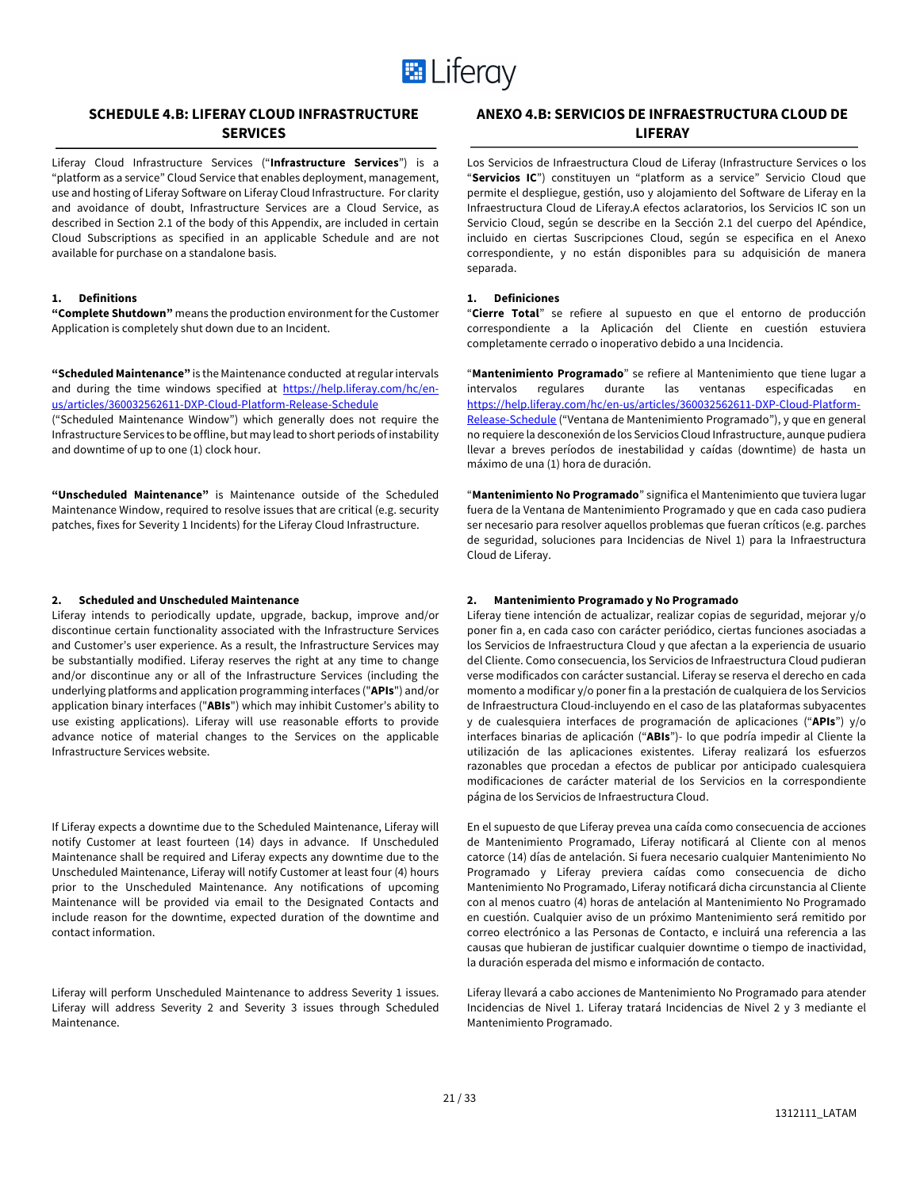## SCHEDULE 4.B: LIFERAY CLOUD INFRASTRUCTURE SERVICES

Liferay Cloud Infrastructure Services ("**Infrastructure Services**") is a "platform as a service" Cloud Service that enables deployment, management, use and hosting of Liferay Software on Liferay Cloud Infrastructure. For clarity and avoidance of doubt, Infrastructure Services are a Cloud Service, as described in Section 2.1 of the body of this Appendix, are included in certain Cloud Subscriptions as specified in an applicable Schedule and are not available for purchase on a standalone basis.

**1. Definitions**

**"Complete Shutdown"** means the production environment for the Customer Application is completely shut down due to an Incident.

**"Scheduled Maintenance"** is the Maintenance conducted at regular intervals and during the time windows specified at https://help.liferay.com/hc/en-us/articles/360032562611-DXP-Cloud-Platform-Release-Schedule ("Scheduled Maintenance Window") which generally does not require the Infrastructure Services to be offline, but may lead to short periods of instability and downtime of up to one (1) clock hour.

**"Unscheduled Maintenance"** is Maintenance outside of the Scheduled Maintenance Window, required to resolve issues that are critical (e.g. security patches, fixes for Severity 1 Incidents) for the Liferay Cloud Infrastructure.

**2. Scheduled and Unscheduled Maintenance**

Liferay intends to periodically update, upgrade, backup, improve and/or discontinue certain functionality associated with the Infrastructure Services and Customer's user experience. As a result, the Infrastructure Services may be substantially modified. Liferay reserves the right at any time to change and/or discontinue any or all of the Infrastructure Services (including the underlying platforms and application programming interfaces ("**APIs**") and/or application binary interfaces ("**ABIs**") which may inhibit Customer's ability to use existing applications). Liferay will use reasonable efforts to provide advance notice of material changes to the Services on the applicable Infrastructure Services website.

If Liferay expects a downtime due to the Scheduled Maintenance, Liferay will notify Customer at least fourteen (14) days in advance. If Unscheduled Maintenance shall be required and Liferay expects any downtime due to the Unscheduled Maintenance, Liferay will notify Customer at least four (4) hours prior to the Unscheduled Maintenance. Any notifications of upcoming Maintenance will be provided via email to the Designated Contacts and include reason for the downtime, expected duration of the downtime and contact information.

Liferay will perform Unscheduled Maintenance to address Severity 1 issues. Liferay will address Severity 2 and Severity 3 issues through Scheduled Maintenance.

## ANEXO 4.B: SERVICIOS DE INFRAESTRUCTURA CLOUD DE LIFERAY

Los Servicios de Infraestructura Cloud de Liferay (Infrastructure Services o los "**Servicios IC**") constituyen un "platform as a service" Servicio Cloud que permite el despliegue, gestión, uso y alojamiento del Software de Liferay en la Infraestructura Cloud de Liferay.A efectos aclaratorios, los Servicios IC son un Servicio Cloud, según se describe en la Sección 2.1 del cuerpo del Apéndice, incluido en ciertas Suscripciones Cloud, según se especifica en el Anexo correspondiente, y no están disponibles para su adquisición de manera separada.

**1. Definiciones**

"**Cierre Total**" se refiere al supuesto en que el entorno de producción correspondiente a la Aplicación del Cliente en cuestión estuviera completamente cerrado o inoperativo debido a una Incidencia.

"**Mantenimiento Programado**" se refiere al Mantenimiento que tiene lugar a intervalos regulares durante las ventanas especificadas en https://help.liferay.com/hc/en-us/articles/360032562611-DXP-Cloud-Platform-Release-Schedule ("Ventana de Mantenimiento Programado"), y que en general no requiere la desconexión de los Servicios Cloud Infrastructure, aunque pudiera llevar a breves períodos de inestabilidad y caídas (downtime) de hasta un máximo de una (1) hora de duración.

"**Mantenimiento No Programado**" significa el Mantenimiento que tuviera lugar fuera de la Ventana de Mantenimiento Programado y que en cada caso pudiera ser necesario para resolver aquellos problemas que fueran críticos (e.g. parches de seguridad, soluciones para Incidencias de Nivel 1) para la Infraestructura Cloud de Liferay.

**2. Mantenimiento Programado y No Programado**

Liferay tiene intención de actualizar, realizar copias de seguridad, mejorar y/o poner fin a, en cada caso con carácter periódico, ciertas funciones asociadas a los Servicios de Infraestructura Cloud y que afectan a la experiencia de usuario del Cliente. Como consecuencia, los Servicios de Infraestructura Cloud pudieran verse modificados con carácter sustancial. Liferay se reserva el derecho en cada momento a modificar y/o poner fin a la prestación de cualquiera de los Servicios de Infraestructura Cloud-incluyendo en el caso de las plataformas subyacentes y de cualesquiera interfaces de programación de aplicaciones ("**APIs**") y/o interfaces binarias de aplicación ("**ABIs**")- lo que podría impedir al Cliente la utilización de las aplicaciones existentes. Liferay realizará los esfuerzos razonables que procedan a efectos de publicar por anticipado cualesquiera modificaciones de carácter material de los Servicios en la correspondiente página de los Servicios de Infraestructura Cloud.

En el supuesto de que Liferay prevea una caída como consecuencia de acciones de Mantenimiento Programado, Liferay notificará al Cliente con al menos catorce (14) días de antelación. Si fuera necesario cualquier Mantenimiento No Programado y Liferay previera caídas como consecuencia de dicho Mantenimiento No Programado, Liferay notificará dicha circunstancia al Cliente con al menos cuatro (4) horas de antelación al Mantenimiento No Programado en cuestión. Cualquier aviso de un próximo Mantenimiento será remitido por correo electrónico a las Personas de Contacto, e incluirá una referencia a las causas que hubieran de justificar cualquier downtime o tiempo de inactividad, la duración esperada del mismo e información de contacto.

Liferay llevará a cabo acciones de Mantenimiento No Programado para atender Incidencias de Nivel 1. Liferay tratará Incidencias de Nivel 2 y 3 mediante el Mantenimiento Programado.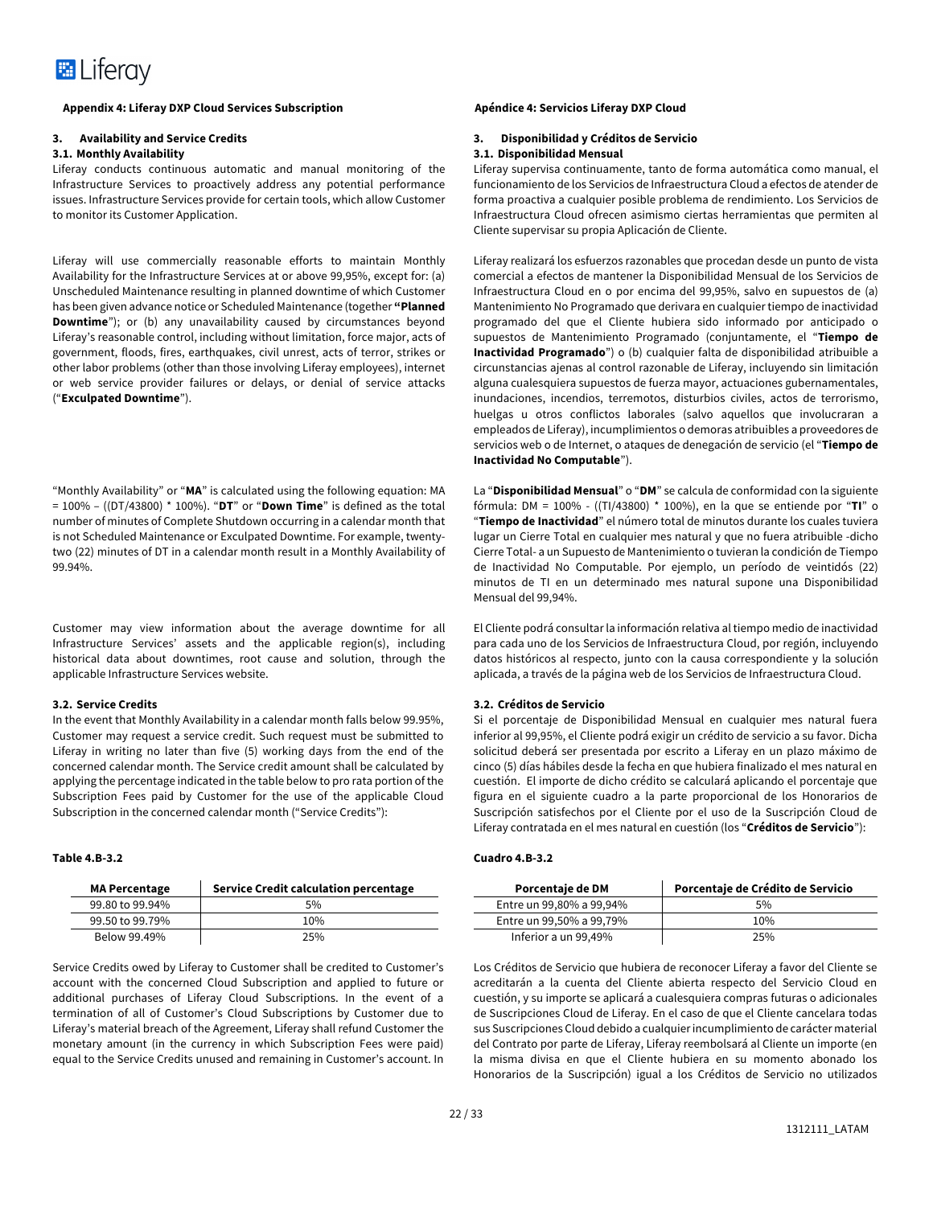**Appendix 4: Liferay DXP Cloud Services Subscription**

### 3. Availability and Service Credits

#### 3.1. Monthly Availability

Liferay conducts continuous automatic and manual monitoring of the Infrastructure Services to proactively address any potential performance issues. Infrastructure Services provide for certain tools, which allow Customer to monitor its Customer Application.

Liferay will use commercially reasonable efforts to maintain Monthly Availability for the Infrastructure Services at or above 99,95%, except for: (a) Unscheduled Maintenance resulting in planned downtime of which Customer has been given advance notice or Scheduled Maintenance (together **"Planned Downtime"**); or (b) any unavailability caused by circumstances beyond Liferay's reasonable control, including without limitation, force major, acts of government, floods, fires, earthquakes, civil unrest, acts of terror, strikes or other labor problems (other than those involving Liferay employees), internet or web service provider failures or delays, or denial of service attacks ("**Exculpated Downtime**").

"Monthly Availability" or "**MA**" is calculated using the following equation: MA = 100% – ((DT/43800) * 100%). "**DT**" or "**Down Time**" is defined as the total number of minutes of Complete Shutdown occurring in a calendar month that is not Scheduled Maintenance or Exculpated Downtime. For example, twenty-two (22) minutes of DT in a calendar month result in a Monthly Availability of 99.94%.

Customer may view information about the average downtime for all Infrastructure Services' assets and the applicable region(s), including historical data about downtimes, root cause and solution, through the applicable Infrastructure Services website.

#### 3.2. Service Credits

In the event that Monthly Availability in a calendar month falls below 99.95%, Customer may request a service credit. Such request must be submitted to Liferay in writing no later than five (5) working days from the end of the concerned calendar month. The Service credit amount shall be calculated by applying the percentage indicated in the table below to pro rata portion of the Subscription Fees paid by Customer for the use of the applicable Cloud Subscription in the concerned calendar month ("Service Credits"):

**Table 4.B-3.2**

| MA Percentage | Service Credit calculation percentage |
|---|---|
| 99.80 to 99.94% | 5% |
| 99.50 to 99.79% | 10% |
| Below 99.49% | 25% |

Service Credits owed by Liferay to Customer shall be credited to Customer's account with the concerned Cloud Subscription and applied to future or additional purchases of Liferay Cloud Subscriptions. In the event of a termination of all of Customer's Cloud Subscriptions by Customer due to Liferay's material breach of the Agreement, Liferay shall refund Customer the monetary amount (in the currency in which Subscription Fees were paid) equal to the Service Credits unused and remaining in Customer's account. In

**Apéndice 4: Servicios Liferay DXP Cloud**

### 3. Disponibilidad y Créditos de Servicio

#### 3.1. Disponibilidad Mensual

Liferay supervisa continuamente, tanto de forma automática como manual, el funcionamiento de los Servicios de Infraestructura Cloud a efectos de atender de forma proactiva a cualquier posible problema de rendimiento. Los Servicios de Infraestructura Cloud ofrecen asimismo ciertas herramientas que permiten al Cliente supervisar su propia Aplicación de Cliente.

Liferay realizará los esfuerzos razonables que procedan desde un punto de vista comercial a efectos de mantener la Disponibilidad Mensual de los Servicios de Infraestructura Cloud en o por encima del 99,95%, salvo en supuestos de (a) Mantenimiento No Programado que derivara en cualquier tiempo de inactividad programado del que el Cliente hubiera sido informado por anticipado o supuestos de Mantenimiento Programado (conjuntamente, el "**Tiempo de Inactividad Programado**") o (b) cualquier falta de disponibilidad atribuible a circunstancias ajenas al control razonable de Liferay, incluyendo sin limitación alguna cualesquiera supuestos de fuerza mayor, actuaciones gubernamentales, inundaciones, incendios, terremotos, disturbios civiles, actos de terrorismo, huelgas u otros conflictos laborales (salvo aquellos que involucraran a empleados de Liferay), incumplimientos o demoras atribuibles a proveedores de servicios web o de Internet, o ataques de denegación de servicio (el "**Tiempo de Inactividad No Computable**").

La "**Disponibilidad Mensual**" o "**DM**" se calcula de conformidad con la siguiente fórmula: DM = 100% - ((TI/43800) * 100%), en la que se entiende por "**TI**" o "**Tiempo de Inactividad**" el número total de minutos durante los cuales tuviera lugar un Cierre Total en cualquier mes natural y que no fuera atribuible -dicho Cierre Total- a un Supuesto de Mantenimiento o tuvieran la condición de Tiempo de Inactividad No Computable. Por ejemplo, un período de veintidós (22) minutos de TI en un determinado mes natural supone una Disponibilidad Mensual del 99,94%.

El Cliente podrá consultar la información relativa al tiempo medio de inactividad para cada uno de los Servicios de Infraestructura Cloud, por región, incluyendo datos históricos al respecto, junto con la causa correspondiente y la solución aplicada, a través de la página web de los Servicios de Infraestructura Cloud.

#### 3.2. Créditos de Servicio

Si el porcentaje de Disponibilidad Mensual en cualquier mes natural fuera inferior al 99,95%, el Cliente podrá exigir un crédito de servicio a su favor. Dicha solicitud deberá ser presentada por escrito a Liferay en un plazo máximo de cinco (5) días hábiles desde la fecha en que hubiera finalizado el mes natural en cuestión. El importe de dicho crédito se calculará aplicando el porcentaje que figura en el siguiente cuadro a la parte proporcional de los Honorarios de Suscripción satisfechos por el Cliente por el uso de la Suscripción Cloud de Liferay contratada en el mes natural en cuestión (los "**Créditos de Servicio**"):

**Cuadro 4.B-3.2**

| Porcentaje de DM | Porcentaje de Crédito de Servicio |
|---|---|
| Entre un 99,80% a 99,94% | 5% |
| Entre un 99,50% a 99,79% | 10% |
| Inferior a un 99,49% | 25% |

Los Créditos de Servicio que hubiera de reconocer Liferay a favor del Cliente se acreditarán a la cuenta del Cliente abierta respecto del Servicio Cloud en cuestión, y su importe se aplicará a cualesquiera compras futuras o adicionales de Suscripciones Cloud de Liferay. En el caso de que el Cliente cancelara todas sus Suscripciones Cloud debido a cualquier incumplimiento de carácter material del Contrato por parte de Liferay, Liferay reembolsará al Cliente un importe (en la misma divisa en que el Cliente hubiera en su momento abonado los Honorarios de la Suscripción) igual a los Créditos de Servicio no utilizados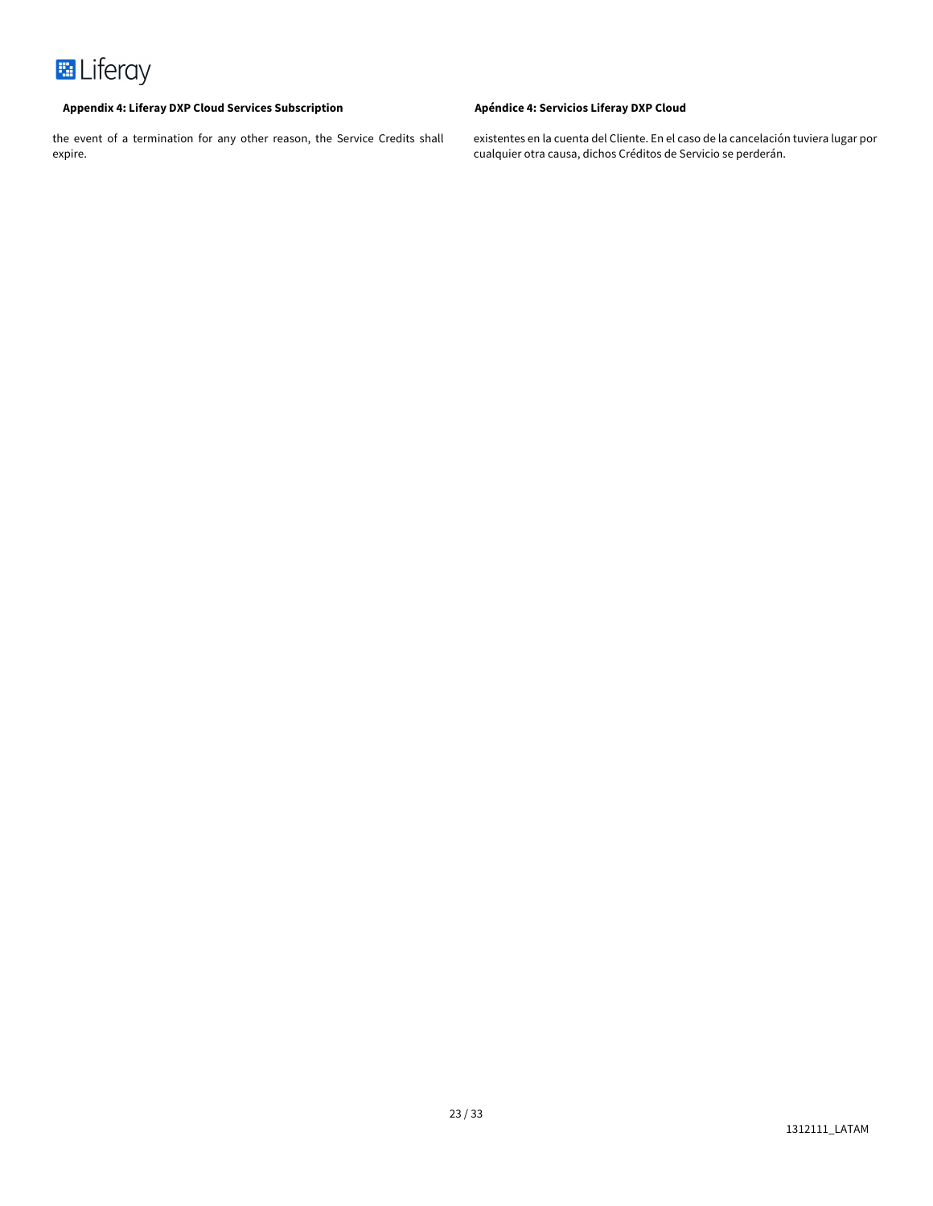the event of a termination for any other reason, the Service Credits shall expire.

existentes en la cuenta del Cliente. En el caso de la cancelación tuviera lugar por cualquier otra causa, dichos Créditos de Servicio se perderán.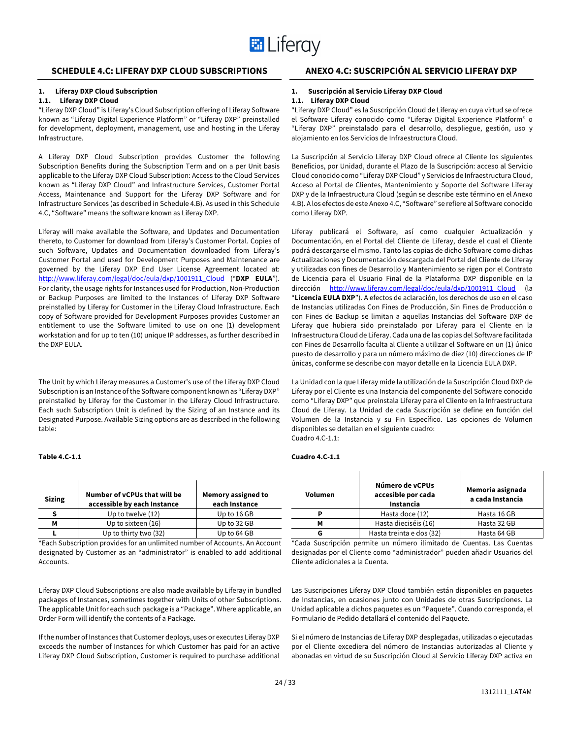## SCHEDULE 4.C: LIFERAY DXP CLOUD SUBSCRIPTIONS

### 1. Liferay DXP Cloud Subscription

#### 1.1. Liferay DXP Cloud

"Liferay DXP Cloud" is Liferay's Cloud Subscription offering of Liferay Software known as "Liferay Digital Experience Platform" or "Liferay DXP" preinstalled for development, deployment, management, use and hosting in the Liferay Infrastructure.

A Liferay DXP Cloud Subscription provides Customer the following Subscription Benefits during the Subscription Term and on a per Unit basis applicable to the Liferay DXP Cloud Subscription: Access to the Cloud Services known as "Liferay DXP Cloud" and Infrastructure Services, Customer Portal Access, Maintenance and Support for the Liferay DXP Software and for Infrastructure Services (as described in Schedule 4.B). As used in this Schedule 4.C, "Software" means the software known as Liferay DXP.

Liferay will make available the Software, and Updates and Documentation thereto, to Customer for download from Liferay's Customer Portal. Copies of such Software, Updates and Documentation downloaded from Liferay's Customer Portal and used for Development Purposes and Maintenance are governed by the Liferay DXP End User License Agreement located at: http://www.liferay.com/legal/doc/eula/dxp/1001911_Cloud ("**DXP EULA**"). For clarity, the usage rights for Instances used for Production, Non-Production or Backup Purposes are limited to the Instances of Liferay DXP Software preinstalled by Liferay for Customer in the Liferay Cloud Infrastructure. Each copy of Software provided for Development Purposes provides Customer an entitlement to use the Software limited to use on one (1) development workstation and for up to ten (10) unique IP addresses, as further described in the DXP EULA.

The Unit by which Liferay measures a Customer's use of the Liferay DXP Cloud Subscription is an Instance of the Software component known as "Liferay DXP" preinstalled by Liferay for the Customer in the Liferay Cloud Infrastructure. Each such Subscription Unit is defined by the Sizing of an Instance and its Designated Purpose. Available Sizing options are as described in the following table:

**Table 4.C-1.1**

| Sizing | Number of vCPUs that will be accessible by each Instance | Memory assigned to each Instance |
|---|---|---|
| S | Up to twelve (12) | Up to 16 GB |
| M | Up to sixteen (16) | Up to 32 GB |
| L | Up to thirty two (32) | Up to 64 GB |

*Each Subscription provides for an unlimited number of Accounts. An Account designated by Customer as an "administrator" is enabled to add additional Accounts.

Liferay DXP Cloud Subscriptions are also made available by Liferay in bundled packages of Instances, sometimes together with Units of other Subscriptions. The applicable Unit for each such package is a "Package". Where applicable, an Order Form will identify the contents of a Package.

If the number of Instances that Customer deploys, uses or executes Liferay DXP exceeds the number of Instances for which Customer has paid for an active Liferay DXP Cloud Subscription, Customer is required to purchase additional

## ANEXO 4.C: SUSCRIPCIÓN AL SERVICIO LIFERAY DXP

### 1. Suscripción al Servicio Liferay DXP Cloud

#### 1.1. Liferay DXP Cloud

"Liferay DXP Cloud" es la Suscripción Cloud de Liferay en cuya virtud se ofrece el Software Liferay conocido como "Liferay Digital Experience Platform" o "Liferay DXP" preinstalado para el desarrollo, despliegue, gestión, uso y alojamiento en los Servicios de Infraestructura Cloud.

La Suscripción al Servicio Liferay DXP Cloud ofrece al Cliente los siguientes Beneficios, por Unidad, durante el Plazo de la Suscripción: acceso al Servicio Cloud conocido como "Liferay DXP Cloud" y Servicios de Infraestructura Cloud, Acceso al Portal de Clientes, Mantenimiento y Soporte del Software Liferay DXP y de la Infraestructura Cloud (según se describe este término en el Anexo 4.B). A los efectos de este Anexo 4.C, "Software" se refiere al Software conocido como Liferay DXP.

Liferay publicará el Software, así como cualquier Actualización y Documentación, en el Portal del Cliente de Liferay, desde el cual el Cliente podrá descargarse el mismo. Tanto las copias de dicho Software como dichas Actualizaciones y Documentación descargada del Portal del Cliente de Liferay y utilizadas con fines de Desarrollo y Mantenimiento se rigen por el Contrato de Licencia para el Usuario Final de la Plataforma DXP disponible en la dirección http://www.liferay.com/legal/doc/eula/dxp/1001911_Cloud (la "**Licencia EULA DXP**"). A efectos de aclaración, los derechos de uso en el caso de Instancias utilizadas Con Fines de Producción, Sin Fines de Producción o con Fines de Backup se limitan a aquellas Instancias del Software DXP de Liferay que hubiera sido preinstalado por Liferay para el Cliente en la Infraestructura Cloud de Liferay. Cada una de las copias del Software facilitada con Fines de Desarrollo faculta al Cliente a utilizar el Software en un (1) único puesto de desarrollo y para un número máximo de diez (10) direcciones de IP únicas, conforme se describe con mayor detalle en la Licencia EULA DXP.

La Unidad con la que Liferay mide la utilización de la Suscripción Cloud DXP de Liferay por el Cliente es una Instancia del componente del Software conocido como "Liferay DXP" que preinstala Liferay para el Cliente en la Infraestructura Cloud de Liferay. La Unidad de cada Suscripción se define en función del Volumen de la Instancia y su Fin Específico. Las opciones de Volumen disponibles se detallan en el siguiente cuadro:
Cuadro 4.C-1.1:

**Cuadro 4.C-1.1**

| Volumen | Número de vCPUs accesible por cada Instancia | Memoria asignada a cada Instancia |
|---|---|---|
| P | Hasta doce (12) | Hasta 16 GB |
| M | Hasta dieciséis (16) | Hasta 32 GB |
| G | Hasta treinta e dos (32) | Hasta 64 GB |

*Cada Suscripción permite un número ilimitado de Cuentas. Las Cuentas designadas por el Cliente como "administrador" pueden añadir Usuarios del Cliente adicionales a la Cuenta.

Las Suscripciones Liferay DXP Cloud también están disponibles en paquetes de Instancias, en ocasiones junto con Unidades de otras Suscripciones. La Unidad aplicable a dichos paquetes es un "Paquete". Cuando corresponda, el Formulario de Pedido detallará el contenido del Paquete.

Si el número de Instancias de Liferay DXP desplegadas, utilizadas o ejecutadas por el Cliente excediera del número de Instancias autorizadas al Cliente y abonadas en virtud de su Suscripción Cloud al Servicio Liferay DXP activa en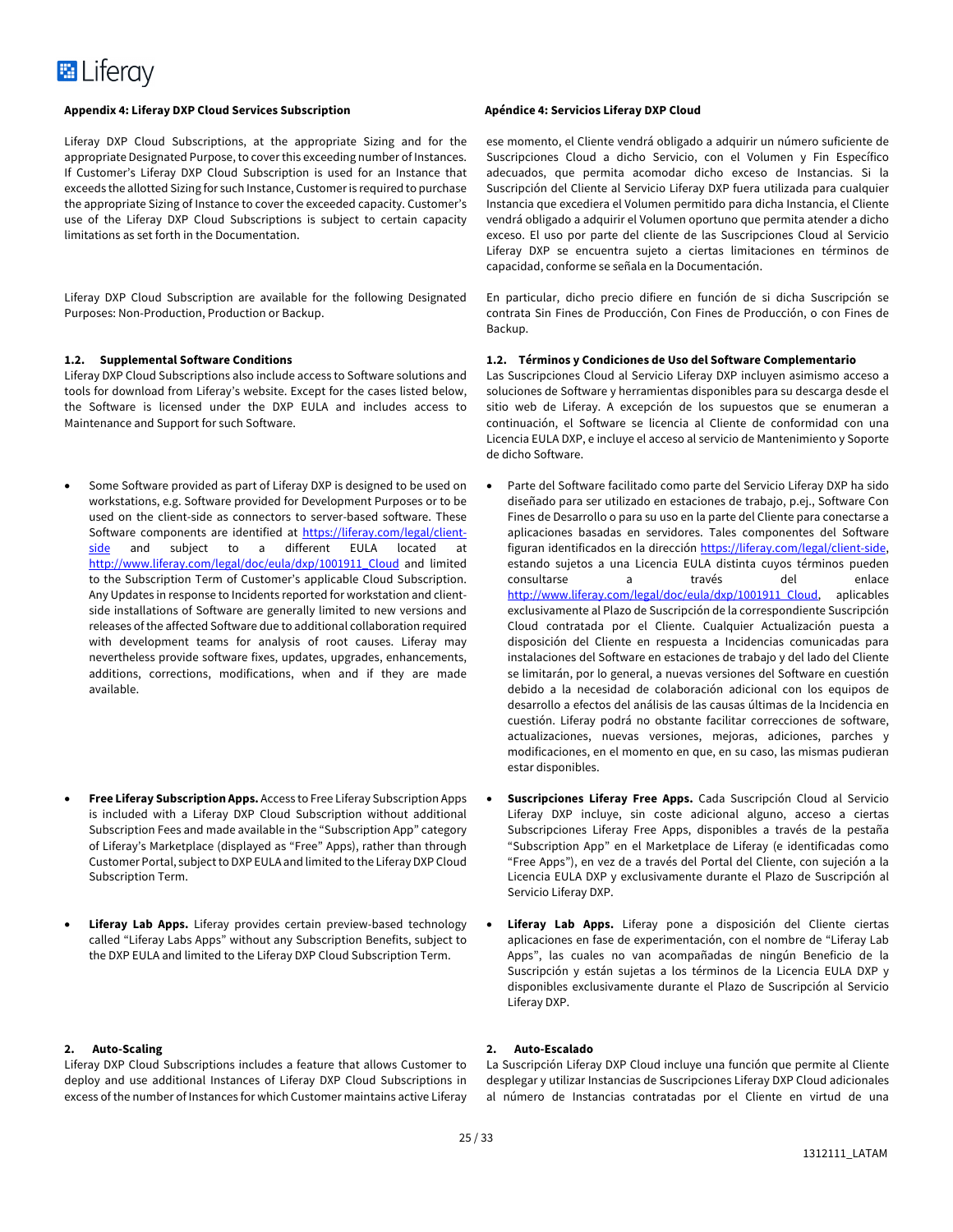### Appendix 4: Liferay DXP Cloud Services Subscription

Liferay DXP Cloud Subscriptions, at the appropriate Sizing and for the appropriate Designated Purpose, to cover this exceeding number of Instances. If Customer's Liferay DXP Cloud Subscription is used for an Instance that exceeds the allotted Sizing for such Instance, Customer is required to purchase the appropriate Sizing of Instance to cover the exceeded capacity. Customer's use of the Liferay DXP Cloud Subscriptions is subject to certain capacity limitations as set forth in the Documentation.

Liferay DXP Cloud Subscription are available for the following Designated Purposes: Non-Production, Production or Backup.

#### 1.2. Supplemental Software Conditions

Liferay DXP Cloud Subscriptions also include access to Software solutions and tools for download from Liferay's website. Except for the cases listed below, the Software is licensed under the DXP EULA and includes access to Maintenance and Support for such Software.

- Some Software provided as part of Liferay DXP is designed to be used on workstations, e.g. Software provided for Development Purposes or to be used on the client-side as connectors to server-based software. These Software components are identified at https://liferay.com/legal/client-side and subject to a different EULA located at http://www.liferay.com/legal/doc/eula/dxp/1001911_Cloud and limited to the Subscription Term of Customer's applicable Cloud Subscription. Any Updates in response to Incidents reported for workstation and client-side installations of Software are generally limited to new versions and releases of the affected Software due to additional collaboration required with development teams for analysis of root causes. Liferay may nevertheless provide software fixes, updates, upgrades, enhancements, additions, corrections, modifications, when and if they are made available.
- **Free Liferay Subscription Apps.** Access to Free Liferay Subscription Apps is included with a Liferay DXP Cloud Subscription without additional Subscription Fees and made available in the "Subscription App" category of Liferay's Marketplace (displayed as "Free" Apps), rather than through Customer Portal, subject to DXP EULA and limited to the Liferay DXP Cloud Subscription Term.
- **Liferay Lab Apps.** Liferay provides certain preview-based technology called "Liferay Labs Apps" without any Subscription Benefits, subject to the DXP EULA and limited to the Liferay DXP Cloud Subscription Term.

#### 2. Auto-Scaling

Liferay DXP Cloud Subscriptions includes a feature that allows Customer to deploy and use additional Instances of Liferay DXP Cloud Subscriptions in excess of the number of Instances for which Customer maintains active Liferay

### Apéndice 4: Servicios Liferay DXP Cloud

ese momento, el Cliente vendrá obligado a adquirir un número suficiente de Suscripciones Cloud a dicho Servicio, con el Volumen y Fin Específico adecuados, que permita acomodar dicho exceso de Instancias. Si la Suscripción del Cliente al Servicio Liferay DXP fuera utilizada para cualquier Instancia que excediera el Volumen permitido para dicha Instancia, el Cliente vendrá obligado a adquirir el Volumen oportuno que permita atender a dicho exceso. El uso por parte del cliente de las Suscripciones Cloud al Servicio Liferay DXP se encuentra sujeto a ciertas limitaciones en términos de capacidad, conforme se señala en la Documentación.

En particular, dicho precio difiere en función de si dicha Suscripción se contrata Sin Fines de Producción, Con Fines de Producción, o con Fines de Backup.

#### 1.2. Términos y Condiciones de Uso del Software Complementario

Las Suscripciones Cloud al Servicio Liferay DXP incluyen asimismo acceso a soluciones de Software y herramientas disponibles para su descarga desde el sitio web de Liferay. A excepción de los supuestos que se enumeran a continuación, el Software se licencia al Cliente de conformidad con una Licencia EULA DXP, e incluye el acceso al servicio de Mantenimiento y Soporte de dicho Software.

- Parte del Software facilitado como parte del Servicio Liferay DXP ha sido diseñado para ser utilizado en estaciones de trabajo, p.ej., Software Con Fines de Desarrollo o para su uso en la parte del Cliente para conectarse a aplicaciones basadas en servidores. Tales componentes del Software figuran identificados en la dirección https://liferay.com/legal/client-side, estando sujetos a una Licencia EULA distinta cuyos términos pueden consultarse a través del enlace http://www.liferay.com/legal/doc/eula/dxp/1001911_Cloud, aplicables exclusivamente al Plazo de Suscripción de la correspondiente Suscripción Cloud contratada por el Cliente. Cualquier Actualización puesta a disposición del Cliente en respuesta a Incidencias comunicadas para instalaciones del Software en estaciones de trabajo y del lado del Cliente se limitarán, por lo general, a nuevas versiones del Software en cuestión debido a la necesidad de colaboración adicional con los equipos de desarrollo a efectos del análisis de las causas últimas de la Incidencia en cuestión. Liferay podrá no obstante facilitar correcciones de software, actualizaciones, nuevas versiones, mejoras, adiciones, parches y modificaciones, en el momento en que, en su caso, las mismas pudieran estar disponibles.
- **Suscripciones Liferay Free Apps.** Cada Suscripción Cloud al Servicio Liferay DXP incluye, sin coste adicional alguno, acceso a ciertas Subscripciones Liferay Free Apps, disponibles a través de la pestaña "Subscription App" en el Marketplace de Liferay (e identificadas como "Free Apps"), en vez de a través del Portal del Cliente, con sujeción a la Licencia EULA DXP y exclusivamente durante el Plazo de Suscripción al Servicio Liferay DXP.
- **Liferay Lab Apps.** Liferay pone a disposición del Cliente ciertas aplicaciones en fase de experimentación, con el nombre de "Liferay Lab Apps", las cuales no van acompañadas de ningún Beneficio de la Suscripción y están sujetas a los términos de la Licencia EULA DXP y disponibles exclusivamente durante el Plazo de Suscripción al Servicio Liferay DXP.

#### 2. Auto-Escalado

La Suscripción Liferay DXP Cloud incluye una función que permite al Cliente desplegar y utilizar Instancias de Suscripciones Liferay DXP Cloud adicionales al número de Instancias contratadas por el Cliente en virtud de una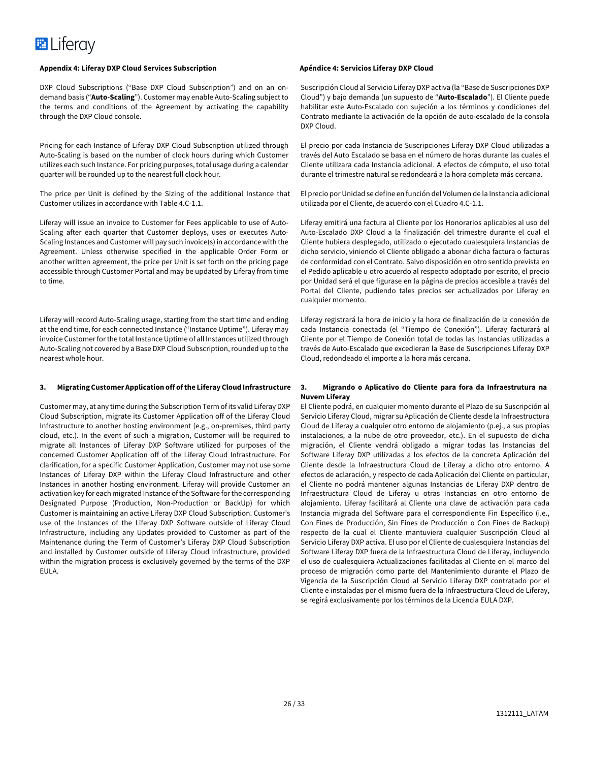**Appendix 4: Liferay DXP Cloud Services Subscription**

DXP Cloud Subscriptions ("Base DXP Cloud Subscription") and on an on-demand basis ("**Auto-Scaling**"). Customer may enable Auto-Scaling subject to the terms and conditions of the Agreement by activating the capability through the DXP Cloud console.

Pricing for each Instance of Liferay DXP Cloud Subscription utilized through Auto-Scaling is based on the number of clock hours during which Customer utilizes each such Instance. For pricing purposes, total usage during a calendar quarter will be rounded up to the nearest full clock hour.

The price per Unit is defined by the Sizing of the additional Instance that Customer utilizes in accordance with Table 4.C-1.1.

Liferay will issue an invoice to Customer for Fees applicable to use of Auto-Scaling after each quarter that Customer deploys, uses or executes Auto-Scaling Instances and Customer will pay such invoice(s) in accordance with the Agreement. Unless otherwise specified in the applicable Order Form or another written agreement, the price per Unit is set forth on the pricing page accessible through Customer Portal and may be updated by Liferay from time to time.

Liferay will record Auto-Scaling usage, starting from the start time and ending at the end time, for each connected Instance ("Instance Uptime"). Liferay may invoice Customer for the total Instance Uptime of all Instances utilized through Auto-Scaling not covered by a Base DXP Cloud Subscription, rounded up to the nearest whole hour.

**3. Migrating Customer Application off of the Liferay Cloud Infrastructure**

Customer may, at any time during the Subscription Term of its valid Liferay DXP Cloud Subscription, migrate its Customer Application off of the Liferay Cloud Infrastructure to another hosting environment (e.g., on-premises, third party cloud, etc.). In the event of such a migration, Customer will be required to migrate all Instances of Liferay DXP Software utilized for purposes of the concerned Customer Application off of the Liferay Cloud Infrastructure. For clarification, for a specific Customer Application, Customer may not use some Instances of Liferay DXP within the Liferay Cloud Infrastructure and other Instances in another hosting environment. Liferay will provide Customer an activation key for each migrated Instance of the Software for the corresponding Designated Purpose (Production, Non-Production or BackUp) for which Customer is maintaining an active Liferay DXP Cloud Subscription. Customer's use of the Instances of the Liferay DXP Software outside of Liferay Cloud Infrastructure, including any Updates provided to Customer as part of the Maintenance during the Term of Customer's Liferay DXP Cloud Subscription and installed by Customer outside of Liferay Cloud Infrastructure, provided within the migration process is exclusively governed by the terms of the DXP EULA.

**Apéndice 4: Servicios Liferay DXP Cloud**

Suscripción Cloud al Servicio Liferay DXP activa (la "Base de Suscripciones DXP Cloud") y bajo demanda (un supuesto de "**Auto-Escalado**"). El Cliente puede habilitar este Auto-Escalado con sujeción a los términos y condiciones del Contrato mediante la activación de la opción de auto-escalado de la consola DXP Cloud.

El precio por cada Instancia de Suscripciones Liferay DXP Cloud utilizadas a través del Auto Escalado se basa en el número de horas durante las cuales el Cliente utilizara cada Instancia adicional. A efectos de cómputo, el uso total durante el trimestre natural se redondeará a la hora completa más cercana.

El precio por Unidad se define en función del Volumen de la Instancia adicional utilizada por el Cliente, de acuerdo con el Cuadro 4.C-1.1.

Liferay emitirá una factura al Cliente por los Honorarios aplicables al uso del Auto-Escalado DXP Cloud a la finalización del trimestre durante el cual el Cliente hubiera desplegado, utilizado o ejecutado cualesquiera Instancias de dicho servicio, viniendo el Cliente obligado a abonar dicha factura o facturas de conformidad con el Contrato. Salvo disposición en otro sentido prevista en el Pedido aplicable u otro acuerdo al respecto adoptado por escrito, el precio por Unidad será el que figurase en la página de precios accesible a través del Portal del Cliente, pudiendo tales precios ser actualizados por Liferay en cualquier momento.

Liferay registrará la hora de inicio y la hora de finalización de la conexión de cada Instancia conectada (el "Tiempo de Conexión"). Liferay facturará al Cliente por el Tiempo de Conexión total de todas las Instancias utilizadas a través de Auto-Escalado que excedieran la Base de Suscripciones Liferay DXP Cloud, redondeado el importe a la hora más cercana.

**3. Migrando o Aplicativo do Cliente para fora da Infraestrutura na Nuvem Liferay**

El Cliente podrá, en cualquier momento durante el Plazo de su Suscripción al Servicio Liferay Cloud, migrar su Aplicación de Cliente desde la Infraestructura Cloud de Liferay a cualquier otro entorno de alojamiento (p.ej., a sus propias instalaciones, a la nube de otro proveedor, etc.). En el supuesto de dicha migración, el Cliente vendrá obligado a migrar todas las Instancias del Software Liferay DXP utilizadas a los efectos de la concreta Aplicación del Cliente desde la Infraestructura Cloud de Liferay a dicho otro entorno. A efectos de aclaración, y respecto de cada Aplicación del Cliente en particular, el Cliente no podrá mantener algunas Instancias de Liferay DXP dentro de Infraestructura Cloud de Liferay u otras Instancias en otro entorno de alojamiento. Liferay facilitará al Cliente una clave de activación para cada Instancia migrada del Software para el correspondiente Fin Específico (i.e., Con Fines de Producción, Sin Fines de Producción o Con Fines de Backup) respecto de la cual el Cliente mantuviera cualquier Suscripción Cloud al Servicio Liferay DXP activa. El uso por el Cliente de cualesquiera Instancias del Software Liferay DXP fuera de la Infraestructura Cloud de Liferay, incluyendo el uso de cualesquiera Actualizaciones facilitadas al Cliente en el marco del proceso de migración como parte del Mantenimiento durante el Plazo de Vigencia de la Suscripción Cloud al Servicio Liferay DXP contratado por el Cliente e instaladas por el mismo fuera de la Infraestructura Cloud de Liferay, se regirá exclusivamente por los términos de la Licencia EULA DXP.

1312111_LATAM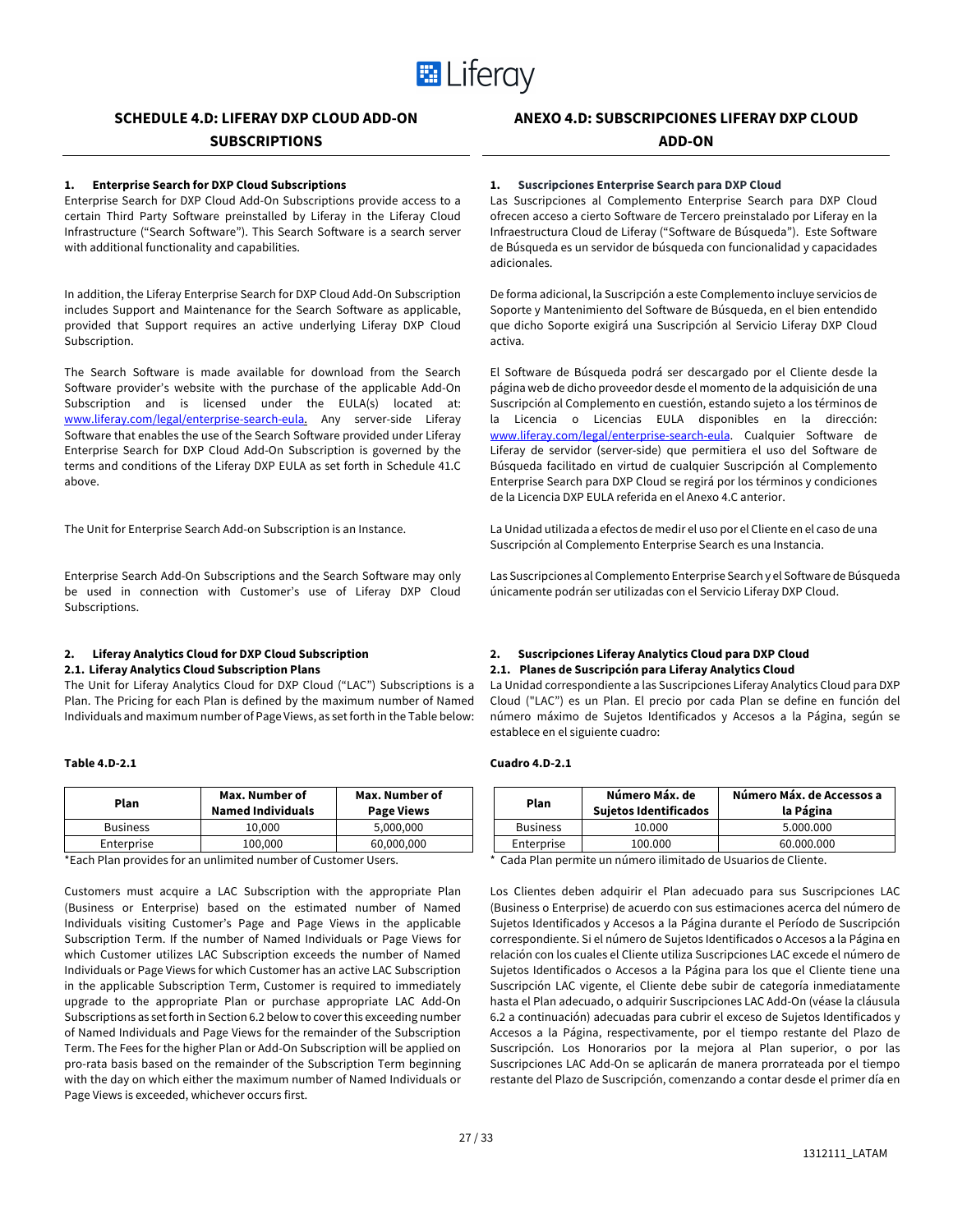## SCHEDULE 4.D: LIFERAY DXP CLOUD ADD-ON SUBSCRIPTIONS

**1. Enterprise Search for DXP Cloud Subscriptions**

Enterprise Search for DXP Cloud Add-On Subscriptions provide access to a certain Third Party Software preinstalled by Liferay in the Liferay Cloud Infrastructure ("Search Software"). This Search Software is a search server with additional functionality and capabilities.

In addition, the Liferay Enterprise Search for DXP Cloud Add-On Subscription includes Support and Maintenance for the Search Software as applicable, provided that Support requires an active underlying Liferay DXP Cloud Subscription.

The Search Software is made available for download from the Search Software provider's website with the purchase of the applicable Add-On Subscription and is licensed under the EULA(s) located at: www.liferay.com/legal/enterprise-search-eula. Any server-side Liferay Software that enables the use of the Search Software provided under Liferay Enterprise Search for DXP Cloud Add-On Subscription is governed by the terms and conditions of the Liferay DXP EULA as set forth in Schedule 41.C above.

The Unit for Enterprise Search Add-on Subscription is an Instance.

Enterprise Search Add-On Subscriptions and the Search Software may only be used in connection with Customer's use of Liferay DXP Cloud Subscriptions.

**2. Liferay Analytics Cloud for DXP Cloud Subscription**

**2.1. Liferay Analytics Cloud Subscription Plans**

The Unit for Liferay Analytics Cloud for DXP Cloud ("LAC") Subscriptions is a Plan. The Pricing for each Plan is defined by the maximum number of Named Individuals and maximum number of Page Views, as set forth in the Table below:

**Table 4.D-2.1**

| Plan | Max. Number of Named Individuals | Max. Number of Page Views |
|---|---|---|
| Business | 10,000 | 5,000,000 |
| Enterprise | 100,000 | 60,000,000 |

*Each Plan provides for an unlimited number of Customer Users.

Customers must acquire a LAC Subscription with the appropriate Plan (Business or Enterprise) based on the estimated number of Named Individuals visiting Customer's Page and Page Views in the applicable Subscription Term. If the number of Named Individuals or Page Views for which Customer utilizes LAC Subscription exceeds the number of Named Individuals or Page Views for which Customer has an active LAC Subscription in the applicable Subscription Term, Customer is required to immediately upgrade to the appropriate Plan or purchase appropriate LAC Add-On Subscriptions as set forth in Section 6.2 below to cover this exceeding number of Named Individuals and Page Views for the remainder of the Subscription Term. The Fees for the higher Plan or Add-On Subscription will be applied on pro-rata basis based on the remainder of the Subscription Term beginning with the day on which either the maximum number of Named Individuals or Page Views is exceeded, whichever occurs first.

## ANEXO 4.D: SUBSCRIPCIONES LIFERAY DXP CLOUD ADD-ON

**1. Suscripciones Enterprise Search para DXP Cloud**

Las Suscripciones al Complemento Enterprise Search para DXP Cloud ofrecen acceso a cierto Software de Tercero preinstalado por Liferay en la Infraestructura Cloud de Liferay ("Software de Búsqueda"). Este Software de Búsqueda es un servidor de búsqueda con funcionalidad y capacidades adicionales.

De forma adicional, la Suscripción a este Complemento incluye servicios de Soporte y Mantenimiento del Software de Búsqueda, en el bien entendido que dicho Soporte exigirá una Suscripción al Servicio Liferay DXP Cloud activa.

El Software de Búsqueda podrá ser descargado por el Cliente desde la página web de dicho proveedor desde el momento de la adquisición de una Suscripción al Complemento en cuestión, estando sujeto a los términos de la Licencia o Licencias EULA disponibles en la dirección: www.liferay.com/legal/enterprise-search-eula. Cualquier Software de Liferay de servidor (server-side) que permitiera el uso del Software de Búsqueda facilitado en virtud de cualquier Suscripción al Complemento Enterprise Search para DXP Cloud se regirá por los términos y condiciones de la Licencia DXP EULA referida en el Anexo 4.C anterior.

La Unidad utilizada a efectos de medir el uso por el Cliente en el caso de una Suscripción al Complemento Enterprise Search es una Instancia.

Las Suscripciones al Complemento Enterprise Search y el Software de Búsqueda únicamente podrán ser utilizadas con el Servicio Liferay DXP Cloud.

**2. Suscripciones Liferay Analytics Cloud para DXP Cloud**

**2.1. Planes de Suscripción para Liferay Analytics Cloud**

La Unidad correspondiente a las Suscripciones Liferay Analytics Cloud para DXP Cloud ("LAC") es un Plan. El precio por cada Plan se define en función del número máximo de Sujetos Identificados y Accesos a la Página, según se establece en el siguiente cuadro:

**Cuadro 4.D-2.1**

| Plan | Número Máx. de Sujetos Identificados | Número Máx. de Accessos a la Página |
|---|---|---|
| Business | 10.000 | 5.000.000 |
| Enterprise | 100.000 | 60.000.000 |

\* Cada Plan permite un número ilimitado de Usuarios de Cliente.

Los Clientes deben adquirir el Plan adecuado para sus Suscripciones LAC (Business o Enterprise) de acuerdo con sus estimaciones acerca del número de Sujetos Identificados y Accesos a la Página durante el Período de Suscripción correspondiente. Si el número de Sujetos Identificados o Accesos a la Página en relación con los cuales el Cliente utiliza Suscripciones LAC excede el número de Sujetos Identificados o Accesos a la Página para los que el Cliente tiene una Suscripción LAC vigente, el Cliente debe subir de categoría inmediatamente hasta el Plan adecuado, o adquirir Suscripciones LAC Add-On (véase la cláusula 6.2 a continuación) adecuadas para cubrir el exceso de Sujetos Identificados y Accesos a la Página, respectivamente, por el tiempo restante del Plazo de Suscripción. Los Honorarios por la mejora al Plan superior, o por las Suscripciones LAC Add-On se aplicarán de manera prorrateada por el tiempo restante del Plazo de Suscripción, comenzando a contar desde el primer día en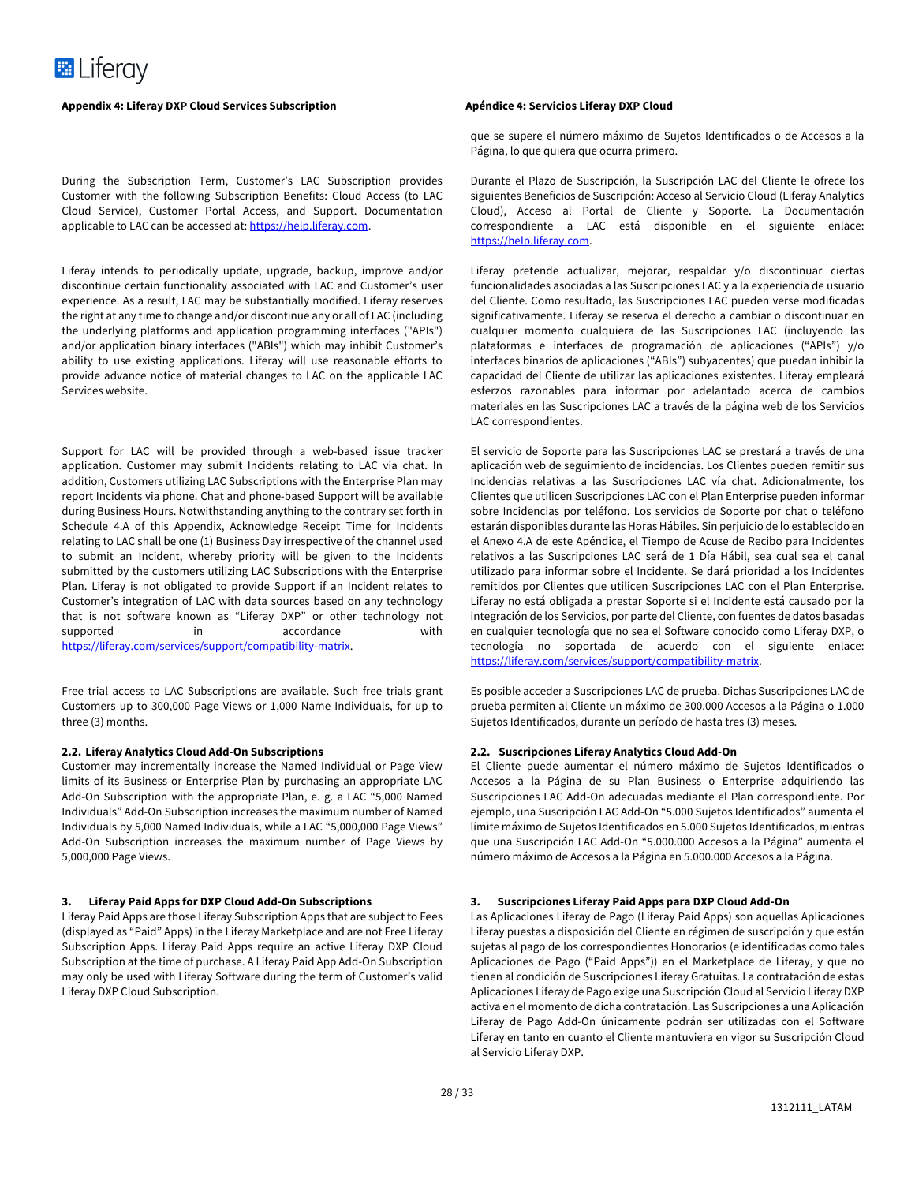**Appendix 4: Liferay DXP Cloud Services Subscription**

During the Subscription Term, Customer's LAC Subscription provides Customer with the following Subscription Benefits: Cloud Access (to LAC Cloud Service), Customer Portal Access, and Support. Documentation applicable to LAC can be accessed at: https://help.liferay.com.

Liferay intends to periodically update, upgrade, backup, improve and/or discontinue certain functionality associated with LAC and Customer's user experience. As a result, LAC may be substantially modified. Liferay reserves the right at any time to change and/or discontinue any or all of LAC (including the underlying platforms and application programming interfaces ("APIs") and/or application binary interfaces ("ABIs") which may inhibit Customer's ability to use existing applications. Liferay will use reasonable efforts to provide advance notice of material changes to LAC on the applicable LAC Services website.

Support for LAC will be provided through a web-based issue tracker application. Customer may submit Incidents relating to LAC via chat. In addition, Customers utilizing LAC Subscriptions with the Enterprise Plan may report Incidents via phone. Chat and phone-based Support will be available during Business Hours. Notwithstanding anything to the contrary set forth in Schedule 4.A of this Appendix, Acknowledge Receipt Time for Incidents relating to LAC shall be one (1) Business Day irrespective of the channel used to submit an Incident, whereby priority will be given to the Incidents submitted by the customers utilizing LAC Subscriptions with the Enterprise Plan. Liferay is not obligated to provide Support if an Incident relates to Customer's integration of LAC with data sources based on any technology that is not software known as "Liferay DXP" or other technology not supported in accordance with https://liferay.com/services/support/compatibility-matrix.

Free trial access to LAC Subscriptions are available. Such free trials grant Customers up to 300,000 Page Views or 1,000 Name Individuals, for up to three (3) months.

**2.2. Liferay Analytics Cloud Add-On Subscriptions**

Customer may incrementally increase the Named Individual or Page View limits of its Business or Enterprise Plan by purchasing an appropriate LAC Add-On Subscription with the appropriate Plan, e. g. a LAC "5,000 Named Individuals" Add-On Subscription increases the maximum number of Named Individuals by 5,000 Named Individuals, while a LAC "5,000,000 Page Views" Add-On Subscription increases the maximum number of Page Views by 5,000,000 Page Views.

**3. Liferay Paid Apps for DXP Cloud Add-On Subscriptions**

Liferay Paid Apps are those Liferay Subscription Apps that are subject to Fees (displayed as "Paid" Apps) in the Liferay Marketplace and are not Free Liferay Subscription Apps. Liferay Paid Apps require an active Liferay DXP Cloud Subscription at the time of purchase. A Liferay Paid App Add-On Subscription may only be used with Liferay Software during the term of Customer's valid Liferay DXP Cloud Subscription.

**Apéndice 4: Servicios Liferay DXP Cloud**

que se supere el número máximo de Sujetos Identificados o de Accesos a la Página, lo que quiera que ocurra primero.

Durante el Plazo de Suscripción, la Suscripción LAC del Cliente le ofrece los siguientes Beneficios de Suscripción: Acceso al Servicio Cloud (Liferay Analytics Cloud), Acceso al Portal de Cliente y Soporte. La Documentación correspondiente a LAC está disponible en el siguiente enlace: https://help.liferay.com.

Liferay pretende actualizar, mejorar, respaldar y/o discontinuar ciertas funcionalidades asociadas a las Suscripciones LAC y a la experiencia de usuario del Cliente. Como resultado, las Suscripciones LAC pueden verse modificadas significativamente. Liferay se reserva el derecho a cambiar o discontinuar en cualquier momento cualquiera de las Suscripciones LAC (incluyendo las plataformas e interfaces de programación de aplicaciones ("APIs") y/o interfaces binarios de aplicaciones ("ABIs") subyacentes) que puedan inhibir la capacidad del Cliente de utilizar las aplicaciones existentes. Liferay empleará esfuerzos razonables para informar por adelantado acerca de cambios materiales en las Suscripciones LAC a través de la página web de los Servicios LAC correspondientes.

El servicio de Soporte para las Suscripciones LAC se prestará a través de una aplicación web de seguimiento de incidencias. Los Clientes pueden remitir sus Incidencias relativas a las Suscripciones LAC vía chat. Adicionalmente, los Clientes que utilicen Suscripciones LAC con el Plan Enterprise pueden informar sobre Incidencias por teléfono. Los servicios de Soporte por chat o teléfono estarán disponibles durante las Horas Hábiles. Sin perjuicio de lo establecido en el Anexo 4.A de este Apéndice, el Tiempo de Acuse de Recibo para Incidentes relativos a las Suscripciones LAC será de 1 Día Hábil, sea cual sea el canal utilizado para informar sobre el Incidente. Se dará prioridad a los Incidentes remitidos por Clientes que utilicen Suscripciones LAC con el Plan Enterprise. Liferay no está obligada a prestar Soporte si el Incidente está causado por la integración de los Servicios, por parte del Cliente, con fuentes de datos basadas en cualquier tecnología que no sea el Software conocido como Liferay DXP, o tecnología no soportada de acuerdo con el siguiente enlace: https://liferay.com/services/support/compatibility-matrix.

Es posible acceder a Suscripciones LAC de prueba. Dichas Suscripciones LAC de prueba permiten al Cliente un máximo de 300.000 Accesos a la Página o 1.000 Sujetos Identificados, durante un período de hasta tres (3) meses.

**2.2. Suscripciones Liferay Analytics Cloud Add-On**

El Cliente puede aumentar el número máximo de Sujetos Identificados o Accesos a la Página de su Plan Business o Enterprise adquiriendo las Suscripciones LAC Add-On adecuadas mediante el Plan correspondiente. Por ejemplo, una Suscripción LAC Add-On "5.000 Sujetos Identificados" aumenta el límite máximo de Sujetos Identificados en 5.000 Sujetos Identificados, mientras que una Suscripción LAC Add-On "5.000.000 Accesos a la Página" aumenta el número máximo de Accesos a la Página en 5.000.000 Accesos a la Página.

**3. Suscripciones Liferay Paid Apps para DXP Cloud Add-On**

Las Aplicaciones Liferay de Pago (Liferay Paid Apps) son aquellas Aplicaciones Liferay puestas a disposición del Cliente en régimen de suscripción y que están sujetas al pago de los correspondientes Honorarios (e identificadas como tales Aplicaciones de Pago ("Paid Apps")) en el Marketplace de Liferay, y que no tienen al condición de Suscripciones Liferay Gratuitas. La contratación de estas Aplicaciones Liferay de Pago exige una Suscripción Cloud al Servicio Liferay DXP activa en el momento de dicha contratación. Las Suscripciones a una Aplicación Liferay de Pago Add-On únicamente podrán ser utilizadas con el Software Liferay en tanto en cuanto el Cliente mantuviera en vigor su Suscripción Cloud al Servicio Liferay DXP.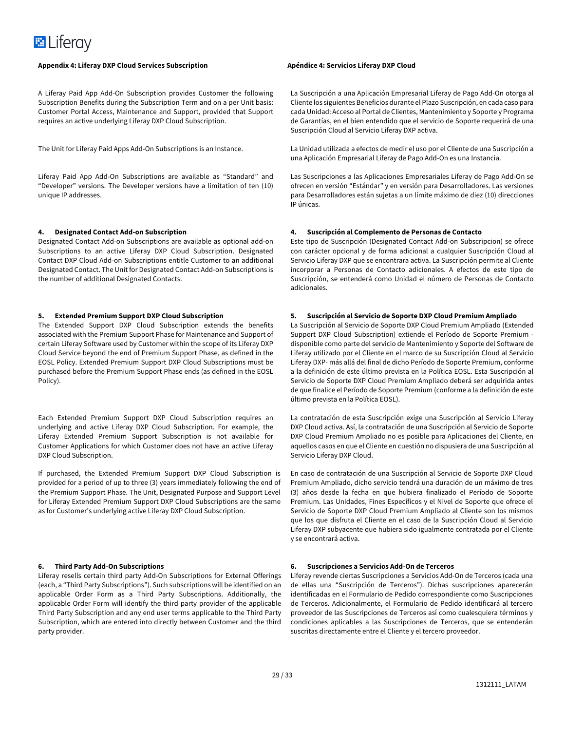**Appendix 4: Liferay DXP Cloud Services Subscription**

A Liferay Paid App Add-On Subscription provides Customer the following Subscription Benefits during the Subscription Term and on a per Unit basis: Customer Portal Access, Maintenance and Support, provided that Support requires an active underlying Liferay DXP Cloud Subscription.

The Unit for Liferay Paid Apps Add-On Subscriptions is an Instance.

Liferay Paid App Add-On Subscriptions are available as "Standard" and "Developer" versions. The Developer versions have a limitation of ten (10) unique IP addresses.

**4. Designated Contact Add-on Subscription**

Designated Contact Add-on Subscriptions are available as optional add-on Subscriptions to an active Liferay DXP Cloud Subscription. Designated Contact DXP Cloud Add-on Subscriptions entitle Customer to an additional Designated Contact. The Unit for Designated Contact Add-on Subscriptions is the number of additional Designated Contacts.

**5. Extended Premium Support DXP Cloud Subscription**

The Extended Support DXP Cloud Subscription extends the benefits associated with the Premium Support Phase for Maintenance and Support of certain Liferay Software used by Customer within the scope of its Liferay DXP Cloud Service beyond the end of Premium Support Phase, as defined in the EOSL Policy. Extended Premium Support DXP Cloud Subscriptions must be purchased before the Premium Support Phase ends (as defined in the EOSL Policy).

Each Extended Premium Support DXP Cloud Subscription requires an underlying and active Liferay DXP Cloud Subscription. For example, the Liferay Extended Premium Support Subscription is not available for Customer Applications for which Customer does not have an active Liferay DXP Cloud Subscription.

If purchased, the Extended Premium Support DXP Cloud Subscription is provided for a period of up to three (3) years immediately following the end of the Premium Support Phase. The Unit, Designated Purpose and Support Level for Liferay Extended Premium Support DXP Cloud Subscriptions are the same as for Customer's underlying active Liferay DXP Cloud Subscription.

**6. Third Party Add-On Subscriptions**

Liferay resells certain third party Add-On Subscriptions for External Offerings (each, a "Third Party Subscriptions"). Such subscriptions will be identified on an applicable Order Form as a Third Party Subscriptions. Additionally, the applicable Order Form will identify the third party provider of the applicable Third Party Subscription and any end user terms applicable to the Third Party Subscription, which are entered into directly between Customer and the third party provider.

**Apéndice 4: Servicios Liferay DXP Cloud**

La Suscripción a una Aplicación Empresarial Liferay de Pago Add-On otorga al Cliente los siguientes Beneficios durante el Plazo Suscripción, en cada caso para cada Unidad: Acceso al Portal de Clientes, Mantenimiento y Soporte y Programa de Garantías, en el bien entendido que el servicio de Soporte requerirá de una Suscripción Cloud al Servicio Liferay DXP activa.

La Unidad utilizada a efectos de medir el uso por el Cliente de una Suscripción a una Aplicación Empresarial Liferay de Pago Add-On es una Instancia.

Las Suscripciones a las Aplicaciones Empresariales Liferay de Pago Add-On se ofrecen en versión "Estándar" y en versión para Desarrolladores. Las versiones para Desarrolladores están sujetas a un límite máximo de diez (10) direcciones IP únicas.

**4. Suscripción al Complemento de Personas de Contacto**

Este tipo de Suscripción (Designated Contact Add-on Subscripcion) se ofrece con carácter opcional y de forma adicional a cualquier Suscripción Cloud al Servicio Liferay DXP que se encontrara activa. La Suscripción permite al Cliente incorporar a Personas de Contacto adicionales. A efectos de este tipo de Suscripción, se entenderá como Unidad el número de Personas de Contacto adicionales.

**5. Suscripción al Servicio de Soporte DXP Cloud Premium Ampliado**

La Suscripción al Servicio de Soporte DXP Cloud Premium Ampliado (Extended Support DXP Cloud Subscription) extiende el Período de Soporte Premium - disponible como parte del servicio de Mantenimiento y Soporte del Software de Liferay utilizado por el Cliente en el marco de su Suscripción Cloud al Servicio Liferay DXP- más allá del final de dicho Período de Soporte Premium, conforme a la definición de este último prevista en la Política EOSL. Esta Suscripción al Servicio de Soporte DXP Cloud Premium Ampliado deberá ser adquirida antes de que finalice el Período de Soporte Premium (conforme a la definición de este último prevista en la Política EOSL).

La contratación de esta Suscripción exige una Suscripción al Servicio Liferay DXP Cloud activa. Así, la contratación de una Suscripción al Servicio de Soporte DXP Cloud Premium Ampliado no es posible para Aplicaciones del Cliente, en aquellos casos en que el Cliente en cuestión no dispusiera de una Suscripción al Servicio Liferay DXP Cloud.

En caso de contratación de una Suscripción al Servicio de Soporte DXP Cloud Premium Ampliado, dicho servicio tendrá una duración de un máximo de tres (3) años desde la fecha en que hubiera finalizado el Período de Soporte Premium. Las Unidades, Fines Específicos y el Nivel de Soporte que ofrece el Servicio de Soporte DXP Cloud Premium Ampliado al Cliente son los mismos que los que disfruta el Cliente en el caso de la Suscripción Cloud al Servicio Liferay DXP subyacente que hubiera sido igualmente contratada por el Cliente y se encontrará activa.

**6. Suscripciones a Servicios Add-On de Terceros**

Liferay revende ciertas Suscripciones a Servicios Add-On de Terceros (cada una de ellas una "Suscripción de Terceros"). Dichas suscripciones aparecerán identificadas en el Formulario de Pedido correspondiente como Suscripciones de Terceros. Adicionalmente, el Formulario de Pedido identificará al tercero proveedor de las Suscripciones de Terceros así como cualesquiera términos y condiciones aplicables a las Suscripciones de Terceros, que se entenderán suscritas directamente entre el Cliente y el tercero proveedor.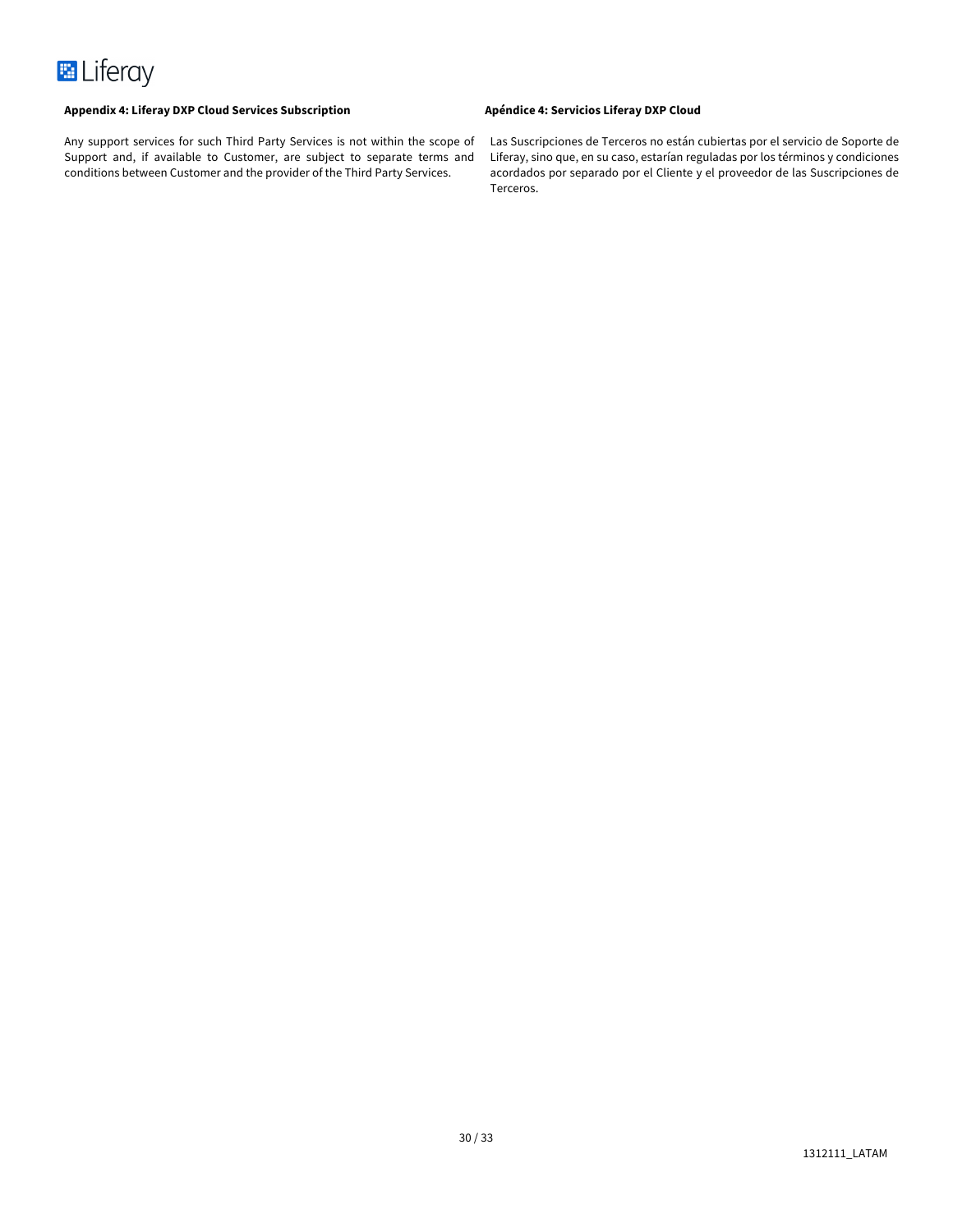**Appendix 4: Liferay DXP Cloud Services Subscription**

Any support services for such Third Party Services is not within the scope of Support and, if available to Customer, are subject to separate terms and conditions between Customer and the provider of the Third Party Services.

**Apéndice 4: Servicios Liferay DXP Cloud**

Las Suscripciones de Terceros no están cubiertas por el servicio de Soporte de Liferay, sino que, en su caso, estarían reguladas por los términos y condiciones acordados por separado por el Cliente y el proveedor de las Suscripciones de Terceros.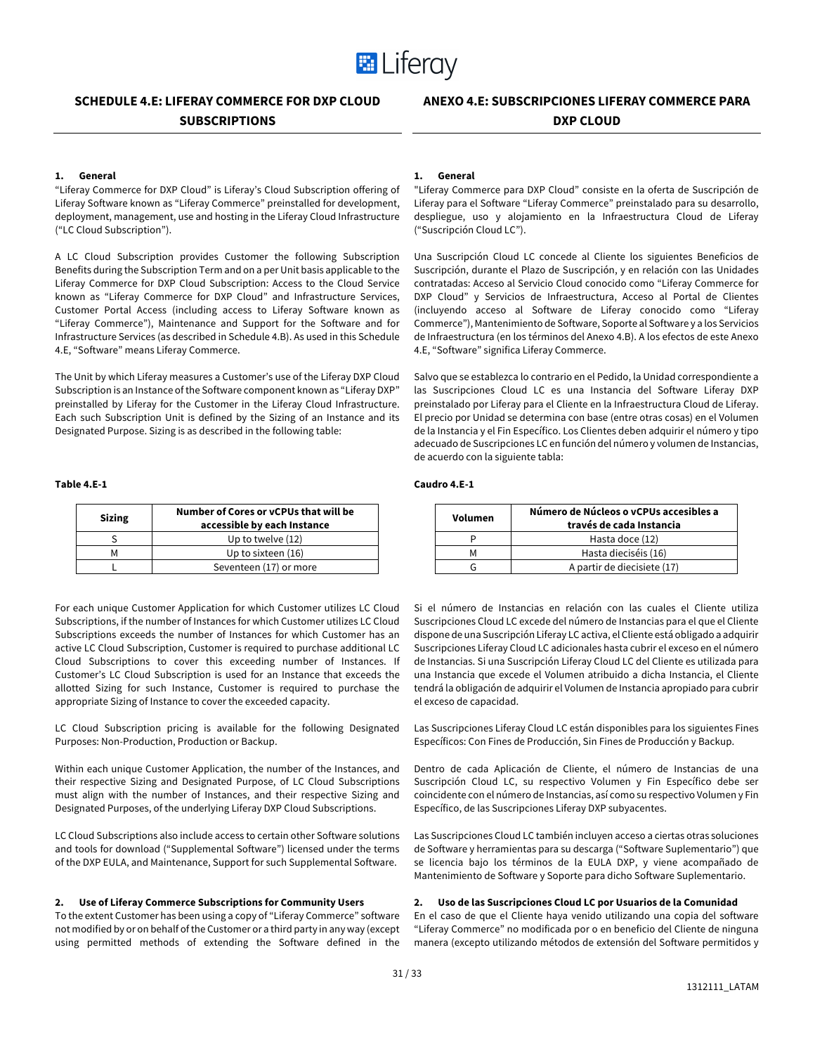## SCHEDULE 4.E: LIFERAY COMMERCE FOR DXP CLOUD SUBSCRIPTIONS

### 1. General

"Liferay Commerce for DXP Cloud" is Liferay's Cloud Subscription offering of Liferay Software known as "Liferay Commerce" preinstalled for development, deployment, management, use and hosting in the Liferay Cloud Infrastructure ("LC Cloud Subscription").

A LC Cloud Subscription provides Customer the following Subscription Benefits during the Subscription Term and on a per Unit basis applicable to the Liferay Commerce for DXP Cloud Subscription: Access to the Cloud Service known as "Liferay Commerce for DXP Cloud" and Infrastructure Services, Customer Portal Access (including access to Liferay Software known as "Liferay Commerce"), Maintenance and Support for the Software and for Infrastructure Services (as described in Schedule 4.B). As used in this Schedule 4.E, "Software" means Liferay Commerce.

The Unit by which Liferay measures a Customer's use of the Liferay DXP Cloud Subscription is an Instance of the Software component known as "Liferay DXP" preinstalled by Liferay for the Customer in the Liferay Cloud Infrastructure. Each such Subscription Unit is defined by the Sizing of an Instance and its Designated Purpose. Sizing is as described in the following table:

**Table 4.E-1**

| Sizing | Number of Cores or vCPUs that will be accessible by each Instance |
|---|---|
| S | Up to twelve (12) |
| M | Up to sixteen (16) |
| L | Seventeen (17) or more |

For each unique Customer Application for which Customer utilizes LC Cloud Subscriptions, if the number of Instances for which Customer utilizes LC Cloud Subscriptions exceeds the number of Instances for which Customer has an active LC Cloud Subscription, Customer is required to purchase additional LC Cloud Subscriptions to cover this exceeding number of Instances. If Customer's LC Cloud Subscription is used for an Instance that exceeds the allotted Sizing for such Instance, Customer is required to purchase the appropriate Sizing of Instance to cover the exceeded capacity.

LC Cloud Subscription pricing is available for the following Designated Purposes: Non-Production, Production or Backup.

Within each unique Customer Application, the number of the Instances, and their respective Sizing and Designated Purpose, of LC Cloud Subscriptions must align with the number of Instances, and their respective Sizing and Designated Purposes, of the underlying Liferay DXP Cloud Subscriptions.

LC Cloud Subscriptions also include access to certain other Software solutions and tools for download ("Supplemental Software") licensed under the terms of the DXP EULA, and Maintenance, Support for such Supplemental Software.

### 2. Use of Liferay Commerce Subscriptions for Community Users

To the extent Customer has been using a copy of "Liferay Commerce" software not modified by or on behalf of the Customer or a third party in any way (except using permitted methods of extending the Software defined in the

## ANEXO 4.E: SUBSCRIPCIONES LIFERAY COMMERCE PARA DXP CLOUD

### 1. General

"Liferay Commerce para DXP Cloud" consiste en la oferta de Suscripción de Liferay para el Software "Liferay Commerce" preinstalado para su desarrollo, despliegue, uso y alojamiento en la Infraestructura Cloud de Liferay ("Suscripción Cloud LC").

Una Suscripción Cloud LC concede al Cliente los siguientes Beneficios de Suscripción, durante el Plazo de Suscripción, y en relación con las Unidades contratadas: Acceso al Servicio Cloud conocido como "Liferay Commerce for DXP Cloud" y Servicios de Infraestructura, Acceso al Portal de Clientes (incluyendo acceso al Software de Liferay conocido como "Liferay Commerce"), Mantenimiento de Software, Soporte al Software y a los Servicios de Infraestructura (en los términos del Anexo 4.B). A los efectos de este Anexo 4.E, "Software" significa Liferay Commerce.

Salvo que se establezca lo contrario en el Pedido, la Unidad correspondiente a las Suscripciones Cloud LC es una Instancia del Software Liferay DXP preinstalado por Liferay para el Cliente en la Infraestructura Cloud de Liferay. El precio por Unidad se determina con base (entre otras cosas) en el Volumen de la Instancia y el Fin Específico. Los Clientes deben adquirir el número y tipo adecuado de Suscripciones LC en función del número y volumen de Instancias, de acuerdo con la siguiente tabla:

**Caudro 4.E-1**

| Volumen | Número de Núcleos o vCPUs accesibles a través de cada Instancia |
|---|---|
| P | Hasta doce (12) |
| M | Hasta dieciséis (16) |
| G | A partir de diecisiete (17) |

Si el número de Instancias en relación con las cuales el Cliente utiliza Suscripciones Cloud LC excede del número de Instancias para el que el Cliente dispone de una Suscripción Liferay LC activa, el Cliente está obligado a adquirir Suscripciones Liferay Cloud LC adicionales hasta cubrir el exceso en el número de Instancias. Si una Suscripción Liferay Cloud LC del Cliente es utilizada para una Instancia que excede el Volumen atribuido a dicha Instancia, el Cliente tendrá la obligación de adquirir el Volumen de Instancia apropiado para cubrir el exceso de capacidad.

Las Suscripciones Liferay Cloud LC están disponibles para los siguientes Fines Específicos: Con Fines de Producción, Sin Fines de Producción y Backup.

Dentro de cada Aplicación de Cliente, el número de Instancias de una Suscripción Cloud LC, su respectivo Volumen y Fin Específico debe ser coincidente con el número de Instancias, así como su respectivo Volumen y Fin Específico, de las Suscripciones Liferay DXP subyacentes.

Las Suscripciones Cloud LC también incluyen acceso a ciertas otras soluciones de Software y herramientas para su descarga ("Software Suplementario") que se licencia bajo los términos de la EULA DXP, y viene acompañado de Mantenimiento de Software y Soporte para dicho Software Suplementario.

### 2. Uso de las Suscripciones Cloud LC por Usuarios de la Comunidad

En el caso de que el Cliente haya venido utilizando una copia del software "Liferay Commerce" no modificada por o en beneficio del Cliente de ninguna manera (excepto utilizando métodos de extensión del Software permitidos y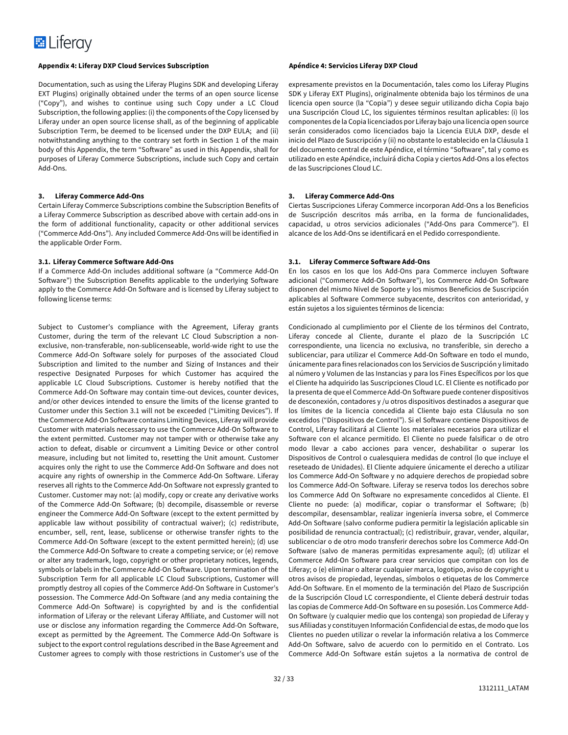**Appendix 4: Liferay DXP Cloud Services Subscription**

Documentation, such as using the Liferay Plugins SDK and developing Liferay EXT Plugins) originally obtained under the terms of an open source license ("Copy"), and wishes to continue using such Copy under a LC Cloud Subscription, the following applies: (i) the components of the Copy licensed by Liferay under an open source license shall, as of the beginning of applicable Subscription Term, be deemed to be licensed under the DXP EULA; and (ii) notwithstanding anything to the contrary set forth in Section 1 of the main body of this Appendix, the term "Software" as used in this Appendix, shall for purposes of Liferay Commerce Subscriptions, include such Copy and certain Add-Ons.

### 3. Liferay Commerce Add-Ons

Certain Liferay Commerce Subscriptions combine the Subscription Benefits of a Liferay Commerce Subscription as described above with certain add-ons in the form of additional functionality, capacity or other additional services ("Commerce Add-Ons"). Any included Commerce Add-Ons will be identified in the applicable Order Form.

#### 3.1. Liferay Commerce Software Add-Ons

If a Commerce Add-On includes additional software (a "Commerce Add-On Software") the Subscription Benefits applicable to the underlying Software apply to the Commerce Add-On Software and is licensed by Liferay subject to following license terms:

Subject to Customer's compliance with the Agreement, Liferay grants Customer, during the term of the relevant LC Cloud Subscription a non-exclusive, non-transferable, non-sublicenseable, world-wide right to use the Commerce Add-On Software solely for purposes of the associated Cloud Subscription and limited to the number and Sizing of Instances and their respective Designated Purposes for which Customer has acquired the applicable LC Cloud Subscriptions. Customer is hereby notified that the Commerce Add-On Software may contain time-out devices, counter devices, and/or other devices intended to ensure the limits of the license granted to Customer under this Section 3.1 will not be exceeded ("Limiting Devices"). If the Commerce Add-On Software contains Limiting Devices, Liferay will provide Customer with materials necessary to use the Commerce Add-On Software to the extent permitted. Customer may not tamper with or otherwise take any action to defeat, disable or circumvent a Limiting Device or other control measure, including but not limited to, resetting the Unit amount. Customer acquires only the right to use the Commerce Add-On Software and does not acquire any rights of ownership in the Commerce Add-On Software. Liferay reserves all rights to the Commerce Add-On Software not expressly granted to Customer. Customer may not: (a) modify, copy or create any derivative works of the Commerce Add-On Software; (b) decompile, disassemble or reverse engineer the Commerce Add-On Software (except to the extent permitted by applicable law without possibility of contractual waiver); (c) redistribute, encumber, sell, rent, lease, sublicense or otherwise transfer rights to the Commerce Add-On Software (except to the extent permitted herein); (d) use the Commerce Add-On Software to create a competing service; or (e) remove or alter any trademark, logo, copyright or other proprietary notices, legends, symbols or labels in the Commerce Add-On Software. Upon termination of the Subscription Term for all applicable LC Cloud Subscriptions, Customer will promptly destroy all copies of the Commerce Add-On Software in Customer's possession. The Commerce Add-On Software (and any media containing the Commerce Add-On Software) is copyrighted by and is the confidential information of Liferay or the relevant Liferay Affiliate, and Customer will not use or disclose any information regarding the Commerce Add-On Software, except as permitted by the Agreement. The Commerce Add-On Software is subject to the export control regulations described in the Base Agreement and Customer agrees to comply with those restrictions in Customer's use of the

**Apéndice 4: Servicios Liferay DXP Cloud**

expresamente previstos en la Documentación, tales como los Liferay Plugins SDK y Liferay EXT Plugins), originalmente obtenida bajo los términos de una licencia open source (la "Copia") y desee seguir utilizando dicha Copia bajo una Suscripción Cloud LC, los siguientes términos resultan aplicables: (i) los componentes de la Copia licenciados por Liferay bajo una licencia open source serán considerados como licenciados bajo la Licencia EULA DXP, desde el inicio del Plazo de Suscripción y (ii) no obstante lo establecido en la Cláusula 1 del documento central de este Apéndice, el término "Software", tal y como es utilizado en este Apéndice, incluirá dicha Copia y ciertos Add-Ons a los efectos de las Suscripciones Cloud LC.

### 3. Liferay Commerce Add-Ons

Ciertas Suscripciones Liferay Commerce incorporan Add-Ons a los Beneficios de Suscripción descritos más arriba, en la forma de funcionalidades, capacidad, u otros servicios adicionales ("Add-Ons para Commerce"). El alcance de los Add-Ons se identificará en el Pedido correspondiente.

#### 3.1. Liferay Commerce Software Add-Ons

En los casos en los que los Add-Ons para Commerce incluyen Software adicional ("Commerce Add-On Software"), los Commerce Add-On Software disponen del mismo Nivel de Soporte y los mismos Beneficios de Suscripción aplicables al Software Commerce subyacente, descritos con anterioridad, y están sujetos a los siguientes términos de licencia:

Condicionado al cumplimiento por el Cliente de los términos del Contrato, Liferay concede al Cliente, durante el plazo de la Suscripción LC correspondiente, una licencia no exclusiva, no transferible, sin derecho a sublicenciar, para utilizar el Commerce Add-On Software en todo el mundo, únicamente para fines relacionados con los Servicios de Suscripción y limitado al número y Volumen de las Instancias y para los Fines Específicos por los que el Cliente ha adquirido las Suscripciones Cloud LC. El Cliente es notificado por la presente de que el Commerce Add-On Software puede contener dispositivos de desconexión, contadores y /u otros dispositivos destinados a asegurar que los límites de la licencia concedida al Cliente bajo esta Cláusula no son excedidos ("Dispositivos de Control"). Si el Software contiene Dispositivos de Control, Liferay facilitará al Cliente los materiales necesarios para utilizar el Software con el alcance permitido. El Cliente no puede falsificar o de otro modo llevar a cabo acciones para vencer, deshabilitar o superar los Dispositivos de Control o cualesquiera medidas de control (lo que incluye el reseteado de Unidades). El Cliente adquiere únicamente el derecho a utilizar los Commerce Add-On Software y no adquiere derechos de propiedad sobre los Commerce Add-On Software. Liferay se reserva todos los derechos sobre los Commerce Add On Software no expresamente concedidos al Cliente. El Cliente no puede: (a) modificar, copiar o transformar el Software; (b) descompilar, desensamblar, realizar ingeniería inversa sobre, el Commerce Add-On Software (salvo conforme pudiera permitir la legislación aplicable sin posibilidad de renuncia contractual); (c) redistribuir, gravar, vender, alquilar, sublicenciar o de otro modo transferir derechos sobre los Commerce Add-On Software (salvo de maneras permitidas expresamente aquí); (d) utilizar el Commerce Add-On Software para crear servicios que compitan con los de Liferay; o (e) eliminar o alterar cualquier marca, logotipo, aviso de copyright u otros avisos de propiedad, leyendas, símbolos o etiquetas de los Commerce Add-On Software. En el momento de la terminación del Plazo de Suscripción de la Suscripción Cloud LC correspondiente, el Cliente deberá destruir todas las copias de Commerce Add-On Software en su posesión. Los Commerce Add-On Software (y cualquier medio que los contenga) son propiedad de Liferay y sus Afiliadas y constituyen Información Confidencial de estas, de modo que los Clientes no pueden utilizar o revelar la información relativa a los Commerce Add-On Software, salvo de acuerdo con lo permitido en el Contrato. Los Commerce Add-On Software están sujetos a la normativa de control de

1312111_LATAM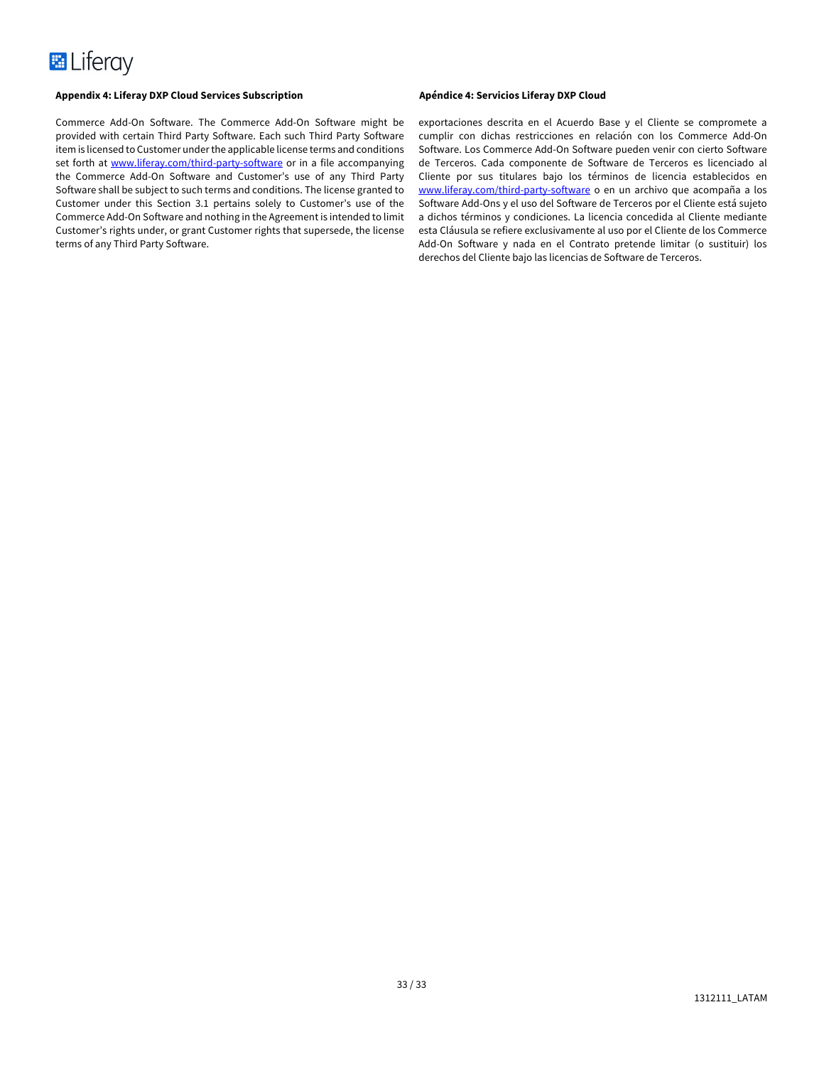**Appendix 4: Liferay DXP Cloud Services Subscription**

Commerce Add-On Software. The Commerce Add-On Software might be provided with certain Third Party Software. Each such Third Party Software item is licensed to Customer under the applicable license terms and conditions set forth at [www.liferay.com/third-party-software](http://www.liferay.com/third-party-software) or in a file accompanying the Commerce Add-On Software and Customer's use of any Third Party Software shall be subject to such terms and conditions. The license granted to Customer under this Section 3.1 pertains solely to Customer's use of the Commerce Add-On Software and nothing in the Agreement is intended to limit Customer's rights under, or grant Customer rights that supersede, the license terms of any Third Party Software.

**Apéndice 4: Servicios Liferay DXP Cloud**

exportaciones descrita en el Acuerdo Base y el Cliente se compromete a cumplir con dichas restricciones en relación con los Commerce Add-On Software. Los Commerce Add-On Software pueden venir con cierto Software de Terceros. Cada componente de Software de Terceros es licenciado al Cliente por sus titulares bajo los términos de licencia establecidos en [www.liferay.com/third-party-software](http://www.liferay.com/third-party-software) o en un archivo que acompaña a los Software Add-Ons y el uso del Software de Terceros por el Cliente está sujeto a dichos términos y condiciones. La licencia concedida al Cliente mediante esta Cláusula se refiere exclusivamente al uso por el Cliente de los Commerce Add-On Software y nada en el Contrato pretende limitar (o sustituir) los derechos del Cliente bajo las licencias de Software de Terceros.